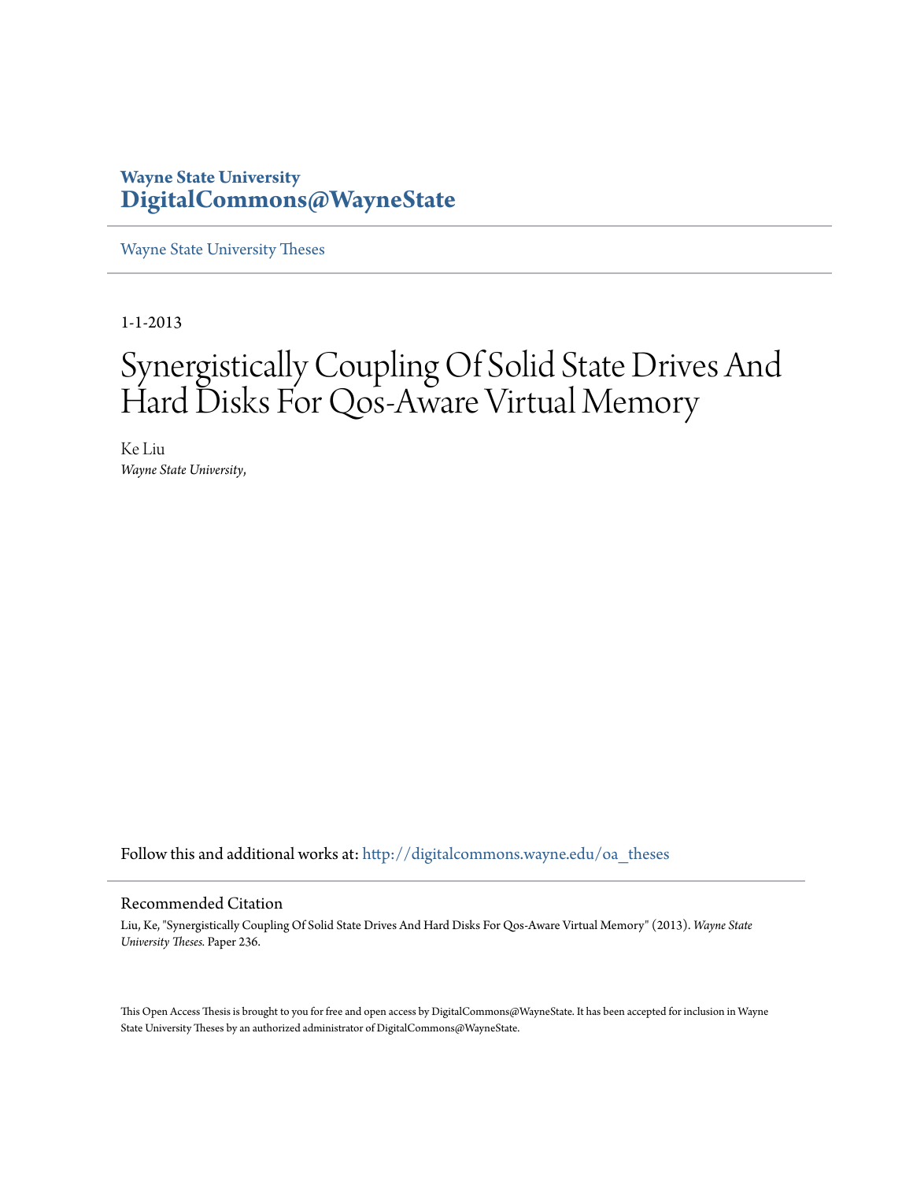**Wayne State University**
**DigitalCommons@WayneState**

Wayne State University Theses

---

1-1-2013

# Synergistically Coupling Of Solid State Drives And Hard Disks For Qos-Aware Virtual Memory

Ke Liu
*Wayne State University,*

Follow this and additional works at: http://digitalcommons.wayne.edu/oa_theses

---

## Recommended Citation

Liu, Ke, "Synergistically Coupling Of Solid State Drives And Hard Disks For Qos-Aware Virtual Memory" (2013). *Wayne State University Theses.* Paper 236.

This Open Access Thesis is brought to you for free and open access by DigitalCommons@WayneState. It has been accepted for inclusion in Wayne State University Theses by an authorized administrator of DigitalCommons@WayneState.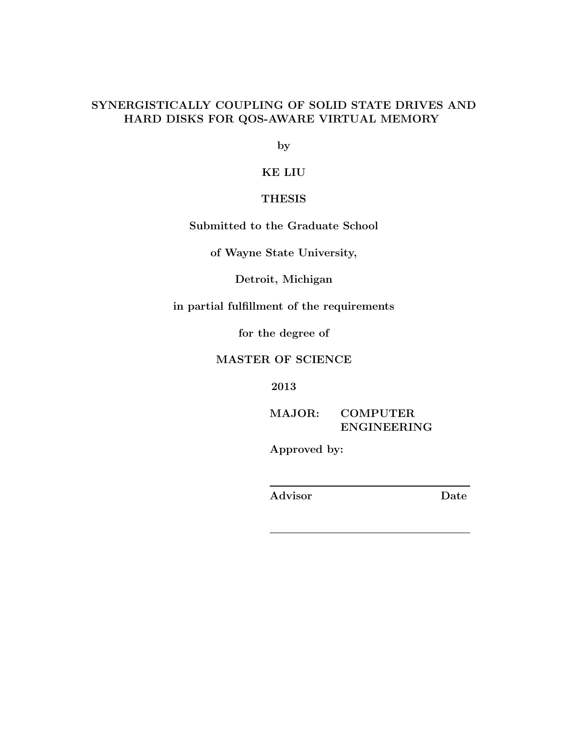**SYNERGISTICALLY COUPLING OF SOLID STATE DRIVES AND HARD DISKS FOR QOS-AWARE VIRTUAL MEMORY**

**by**

**KE LIU**

**THESIS**

**Submitted to the Graduate School**

**of Wayne State University,**

**Detroit, Michigan**

**in partial fulfillment of the requirements**

**for the degree of**

**MASTER OF SCIENCE**

**2013**

**MAJOR: COMPUTER ENGINEERING**

**Approved by:**

___________________________

**Advisor Date**

___________________________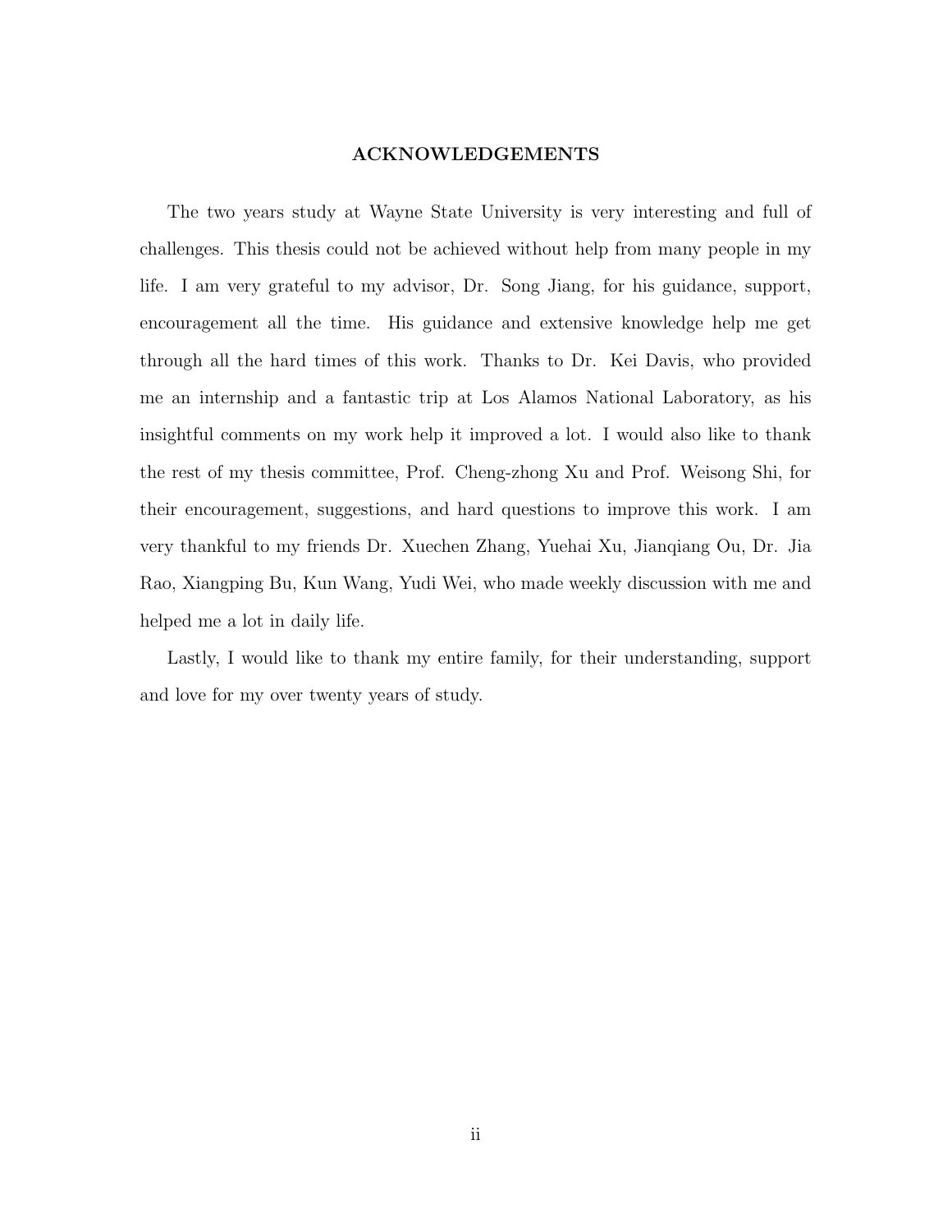## ACKNOWLEDGEMENTS

The two years study at Wayne State University is very interesting and full of challenges. This thesis could not be achieved without help from many people in my life. I am very grateful to my advisor, Dr. Song Jiang, for his guidance, support, encouragement all the time. His guidance and extensive knowledge help me get through all the hard times of this work. Thanks to Dr. Kei Davis, who provided me an internship and a fantastic trip at Los Alamos National Laboratory, as his insightful comments on my work help it improved a lot. I would also like to thank the rest of my thesis committee, Prof. Cheng-zhong Xu and Prof. Weisong Shi, for their encouragement, suggestions, and hard questions to improve this work. I am very thankful to my friends Dr. Xuechen Zhang, Yuehai Xu, Jianqiang Ou, Dr. Jia Rao, Xiangping Bu, Kun Wang, Yudi Wei, who made weekly discussion with me and helped me a lot in daily life.

Lastly, I would like to thank my entire family, for their understanding, support and love for my over twenty years of study.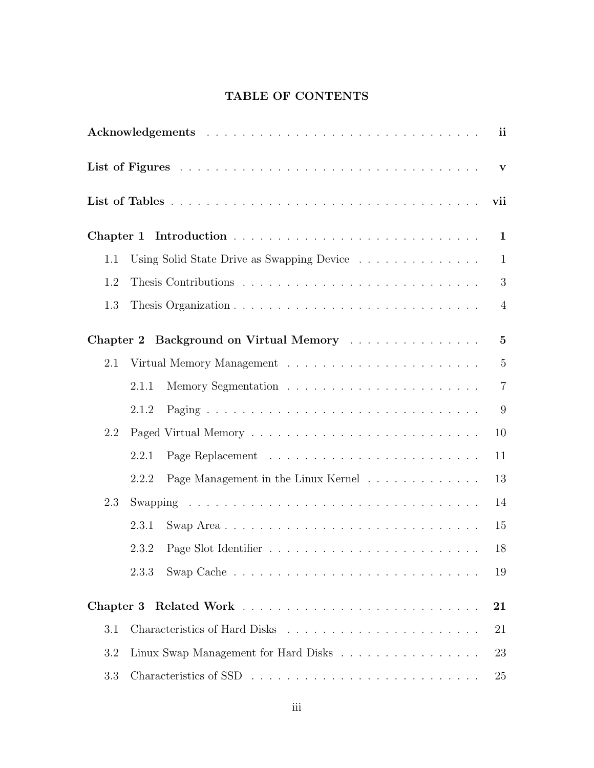# TABLE OF CONTENTS

**Acknowledgements** . . . . . . . . . . . . . . . . . . . . . . . . . . . . . . . . **ii**

**List of Figures** . . . . . . . . . . . . . . . . . . . . . . . . . . . . . . . . . **v**

**List of Tables** . . . . . . . . . . . . . . . . . . . . . . . . . . . . . . . . . **vii**

**Chapter 1 Introduction** . . . . . . . . . . . . . . . . . . . . . . . . . . . . **1**

- 1.1 Using Solid State Drive as Swapping Device . . . . . . . . . . . . . . 1
- 1.2 Thesis Contributions . . . . . . . . . . . . . . . . . . . . . . . . . . . 3
- 1.3 Thesis Organization . . . . . . . . . . . . . . . . . . . . . . . . . . . 4

**Chapter 2 Background on Virtual Memory** . . . . . . . . . . . . . . . . **5**

- 2.1 Virtual Memory Management . . . . . . . . . . . . . . . . . . . . . . 5
  - 2.1.1 Memory Segmentation . . . . . . . . . . . . . . . . . . . . . . 7
  - 2.1.2 Paging . . . . . . . . . . . . . . . . . . . . . . . . . . . . . . . 9
- 2.2 Paged Virtual Memory . . . . . . . . . . . . . . . . . . . . . . . . . . 10
  - 2.2.1 Page Replacement . . . . . . . . . . . . . . . . . . . . . . . . 11
  - 2.2.2 Page Management in the Linux Kernel . . . . . . . . . . . . . 13
- 2.3 Swapping . . . . . . . . . . . . . . . . . . . . . . . . . . . . . . . . . 14
  - 2.3.1 Swap Area . . . . . . . . . . . . . . . . . . . . . . . . . . . . 15
  - 2.3.2 Page Slot Identifier . . . . . . . . . . . . . . . . . . . . . . . . 18
  - 2.3.3 Swap Cache . . . . . . . . . . . . . . . . . . . . . . . . . . . . 19

**Chapter 3 Related Work** . . . . . . . . . . . . . . . . . . . . . . . . . . . **21**

- 3.1 Characteristics of Hard Disks . . . . . . . . . . . . . . . . . . . . . . 21
- 3.2 Linux Swap Management for Hard Disks . . . . . . . . . . . . . . . . 23
- 3.3 Characteristics of SSD . . . . . . . . . . . . . . . . . . . . . . . . . . 25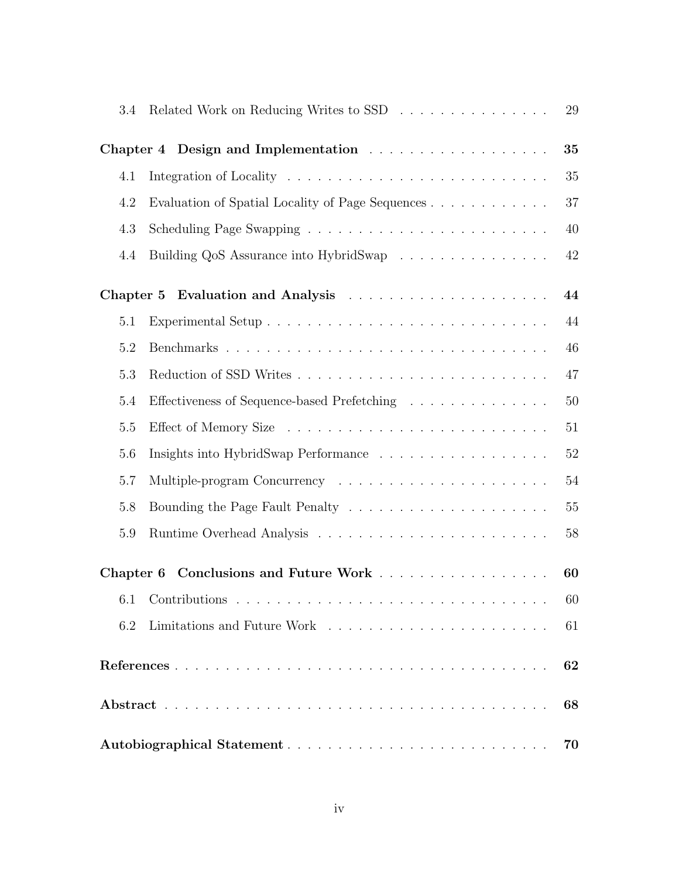| | | |
|---|---|---|
| 3.4 | Related Work on Reducing Writes to SSD | 29 |
| **Chapter 4** | **Design and Implementation** | **35** |
| 4.1 | Integration of Locality | 35 |
| 4.2 | Evaluation of Spatial Locality of Page Sequences | 37 |
| 4.3 | Scheduling Page Swapping | 40 |
| 4.4 | Building QoS Assurance into HybridSwap | 42 |
| **Chapter 5** | **Evaluation and Analysis** | **44** |
| 5.1 | Experimental Setup | 44 |
| 5.2 | Benchmarks | 46 |
| 5.3 | Reduction of SSD Writes | 47 |
| 5.4 | Effectiveness of Sequence-based Prefetching | 50 |
| 5.5 | Effect of Memory Size | 51 |
| 5.6 | Insights into HybridSwap Performance | 52 |
| 5.7 | Multiple-program Concurrency | 54 |
| 5.8 | Bounding the Page Fault Penalty | 55 |
| 5.9 | Runtime Overhead Analysis | 58 |
| **Chapter 6** | **Conclusions and Future Work** | **60** |
| 6.1 | Contributions | 60 |
| 6.2 | Limitations and Future Work | 61 |
| **References** | | **62** |
| **Abstract** | | **68** |
| **Autobiographical Statement** | | **70** |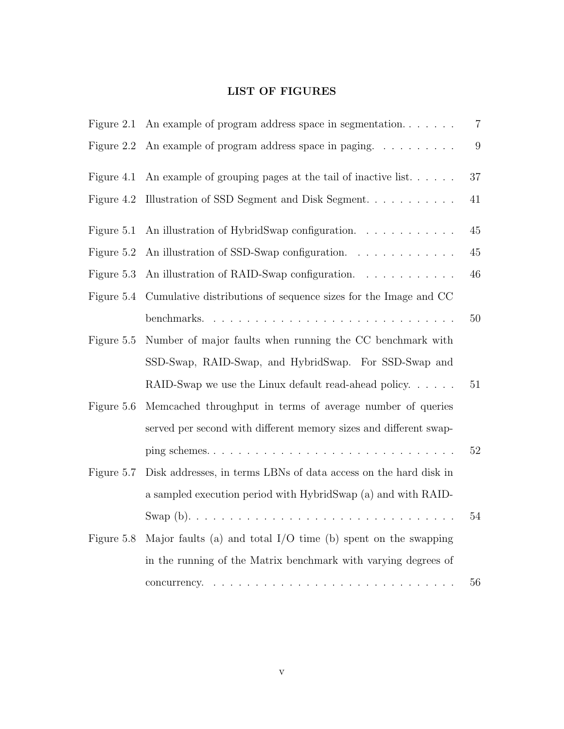## LIST OF FIGURES

| | | |
|---|---|---|
| Figure 2.1 | An example of program address space in segmentation. | 7 |
| Figure 2.2 | An example of program address space in paging. | 9 |
| Figure 4.1 | An example of grouping pages at the tail of inactive list. | 37 |
| Figure 4.2 | Illustration of SSD Segment and Disk Segment. | 41 |
| Figure 5.1 | An illustration of HybridSwap configuration. | 45 |
| Figure 5.2 | An illustration of SSD-Swap configuration. | 45 |
| Figure 5.3 | An illustration of RAID-Swap configuration. | 46 |
| Figure 5.4 | Cumulative distributions of sequence sizes for the Image and CC benchmarks. | 50 |
| Figure 5.5 | Number of major faults when running the CC benchmark with SSD-Swap, RAID-Swap, and HybridSwap. For SSD-Swap and RAID-Swap we use the Linux default read-ahead policy. | 51 |
| Figure 5.6 | Memcached throughput in terms of average number of queries served per second with different memory sizes and different swapping schemes. | 52 |
| Figure 5.7 | Disk addresses, in terms LBNs of data access on the hard disk in a sampled execution period with HybridSwap (a) and with RAID-Swap (b). | 54 |
| Figure 5.8 | Major faults (a) and total I/O time (b) spent on the swapping in the running of the Matrix benchmark with varying degrees of concurrency. | 56 |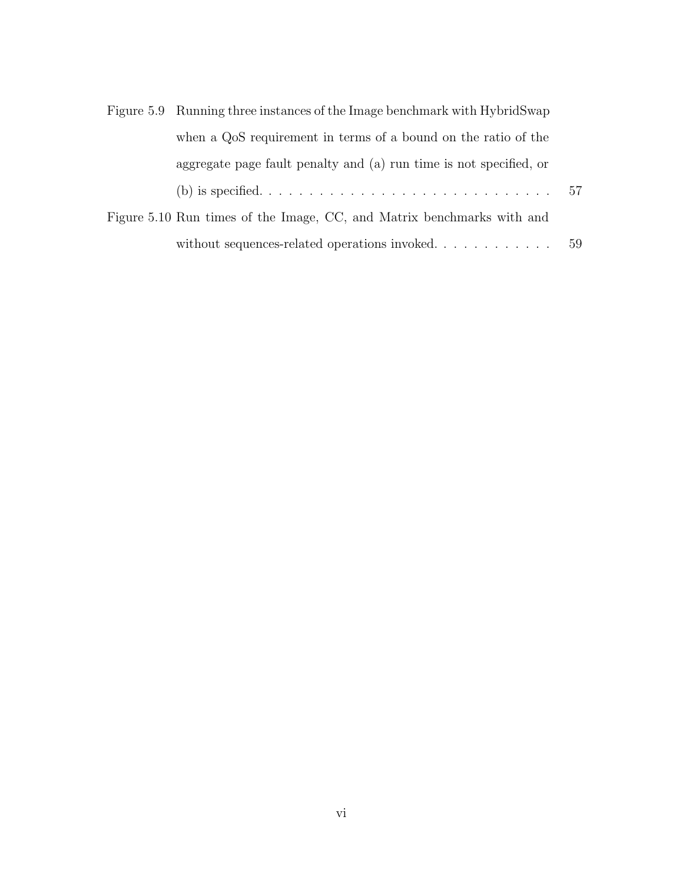Figure 5.9 Running three instances of the Image benchmark with HybridSwap when a QoS requirement in terms of a bound on the ratio of the aggregate page fault penalty and (a) run time is not specified, or (b) is specified. . . . . . . . . . . . . . . . . . . . . . . . . . . . . . 57

Figure 5.10 Run times of the Image, CC, and Matrix benchmarks with and without sequences-related operations invoked. . . . . . . . . . . . . 59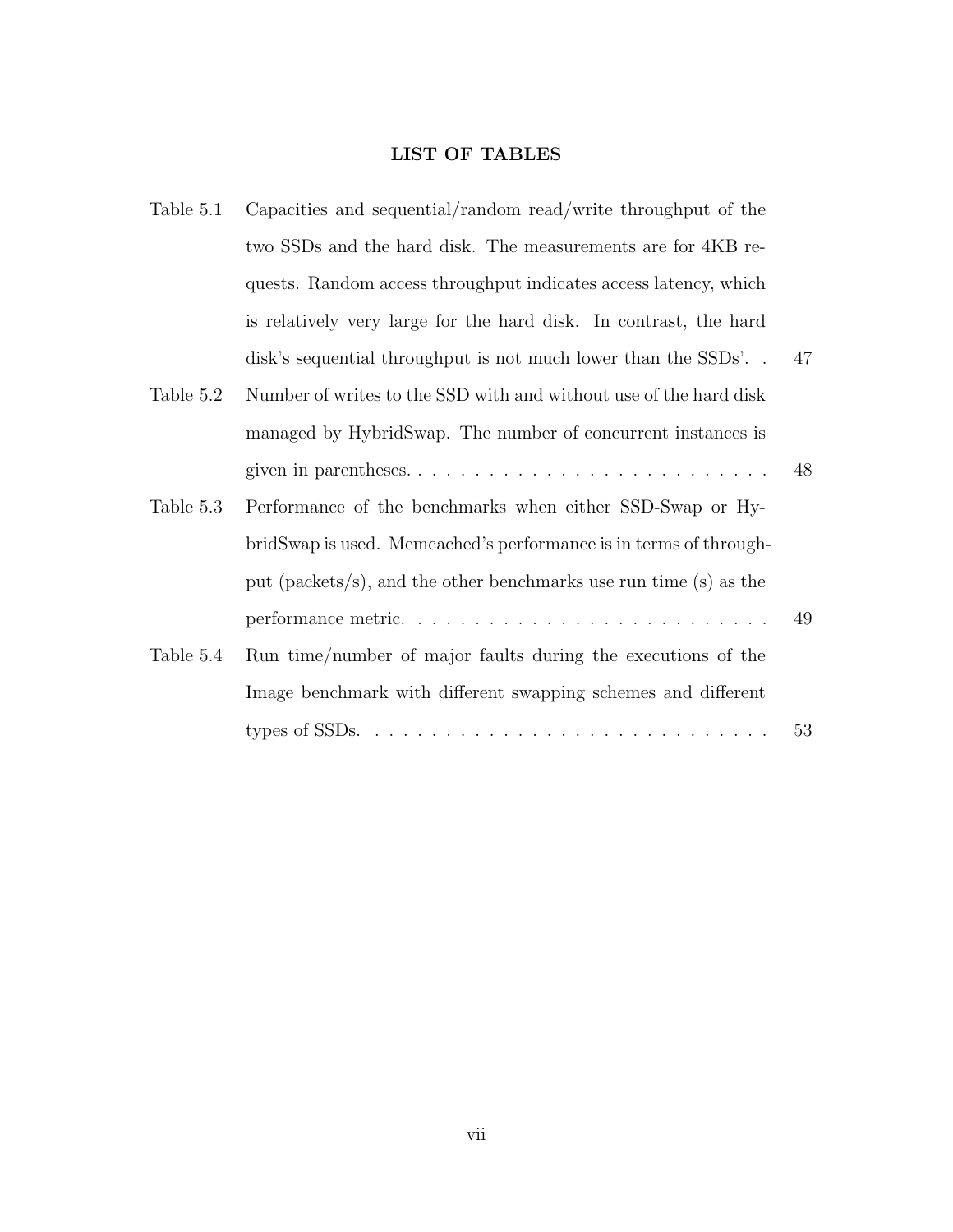# LIST OF TABLES

- Table 5.1 Capacities and sequential/random read/write throughput of the two SSDs and the hard disk. The measurements are for 4KB requests. Random access throughput indicates access latency, which is relatively very large for the hard disk. In contrast, the hard disk's sequential throughput is not much lower than the SSDs'. . . 47
- Table 5.2 Number of writes to the SSD with and without use of the hard disk managed by HybridSwap. The number of concurrent instances is given in parentheses. . . . . . . . . . . . . . . . . . . . . . . . . . 48
- Table 5.3 Performance of the benchmarks when either SSD-Swap or HybridSwap is used. Memcached's performance is in terms of throughput (packets/s), and the other benchmarks use run time (s) as the performance metric. . . . . . . . . . . . . . . . . . . . . . . . . . 49
- Table 5.4 Run time/number of major faults during the executions of the Image benchmark with different swapping schemes and different types of SSDs. . . . . . . . . . . . . . . . . . . . . . . . . . . . . 53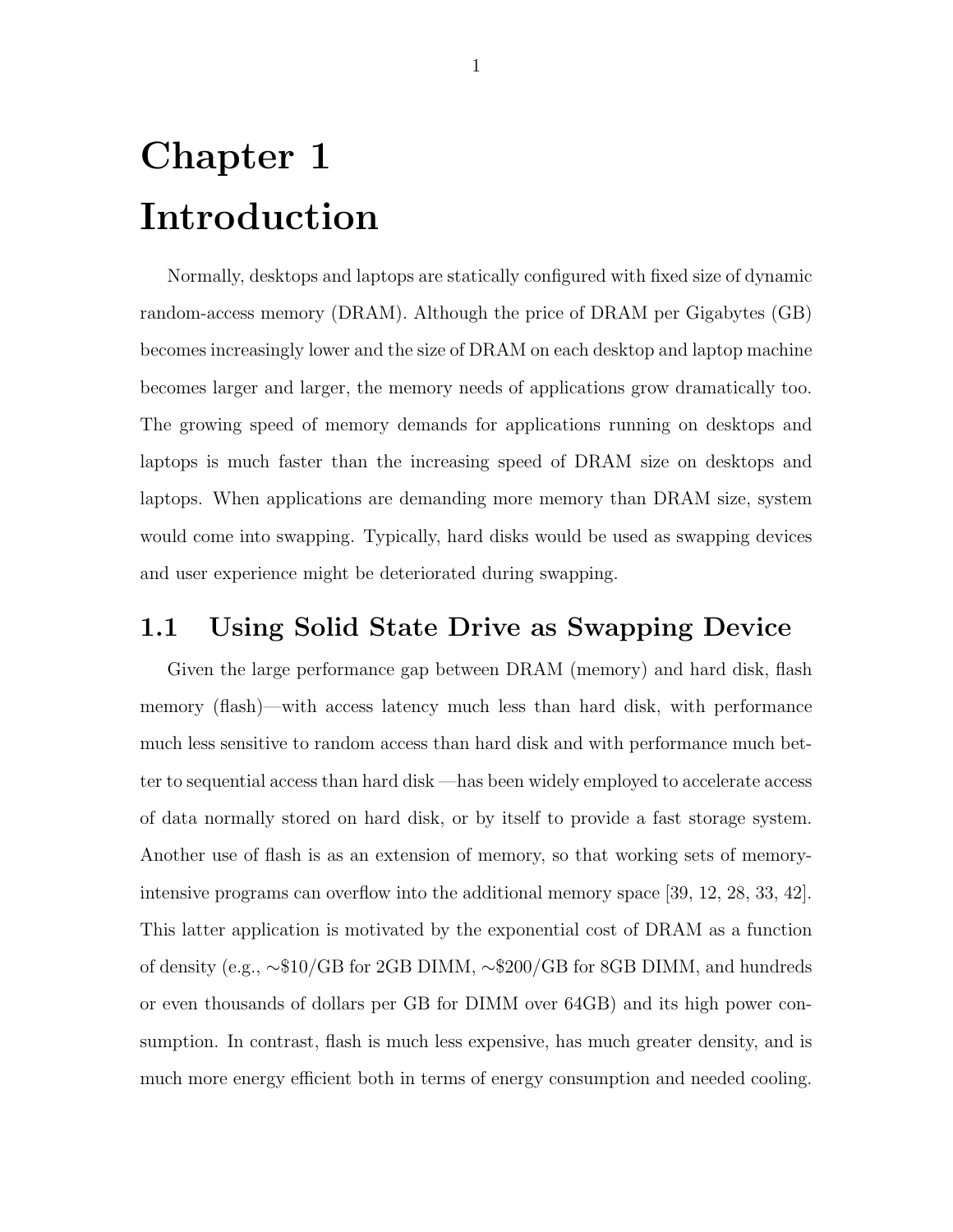# Chapter 1
# Introduction

Normally, desktops and laptops are statically configured with fixed size of dynamic random-access memory (DRAM). Although the price of DRAM per Gigabytes (GB) becomes increasingly lower and the size of DRAM on each desktop and laptop machine becomes larger and larger, the memory needs of applications grow dramatically too. The growing speed of memory demands for applications running on desktops and laptops is much faster than the increasing speed of DRAM size on desktops and laptops. When applications are demanding more memory than DRAM size, system would come into swapping. Typically, hard disks would be used as swapping devices and user experience might be deteriorated during swapping.

## 1.1 Using Solid State Drive as Swapping Device

Given the large performance gap between DRAM (memory) and hard disk, flash memory (flash)—with access latency much less than hard disk, with performance much less sensitive to random access than hard disk and with performance much better to sequential access than hard disk —has been widely employed to accelerate access of data normally stored on hard disk, or by itself to provide a fast storage system. Another use of flash is as an extension of memory, so that working sets of memory-intensive programs can overflow into the additional memory space [39, 12, 28, 33, 42]. This latter application is motivated by the exponential cost of DRAM as a function of density (e.g., ∼\$10/GB for 2GB DIMM, ∼\$200/GB for 8GB DIMM, and hundreds or even thousands of dollars per GB for DIMM over 64GB) and its high power consumption. In contrast, flash is much less expensive, has much greater density, and is much more energy efficient both in terms of energy consumption and needed cooling.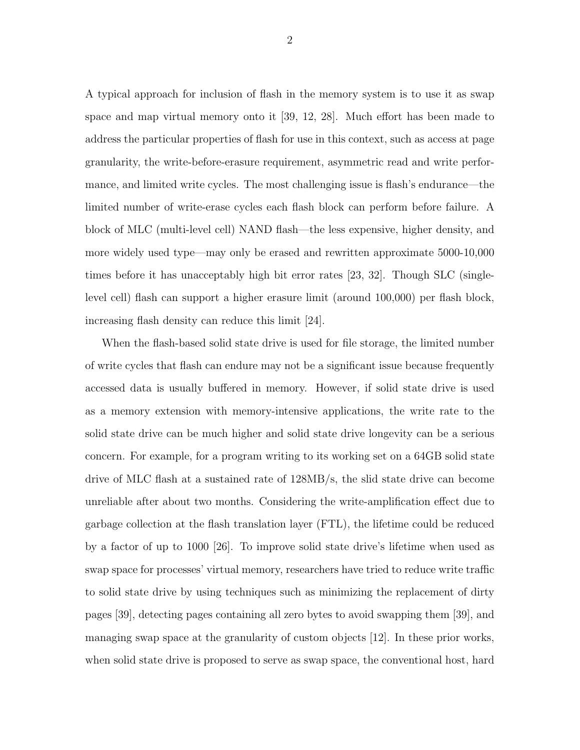A typical approach for inclusion of flash in the memory system is to use it as swap space and map virtual memory onto it [39, 12, 28]. Much effort has been made to address the particular properties of flash for use in this context, such as access at page granularity, the write-before-erasure requirement, asymmetric read and write performance, and limited write cycles. The most challenging issue is flash's endurance—the limited number of write-erase cycles each flash block can perform before failure. A block of MLC (multi-level cell) NAND flash—the less expensive, higher density, and more widely used type—may only be erased and rewritten approximate 5000-10,000 times before it has unacceptably high bit error rates [23, 32]. Though SLC (single-level cell) flash can support a higher erasure limit (around 100,000) per flash block, increasing flash density can reduce this limit [24].

When the flash-based solid state drive is used for file storage, the limited number of write cycles that flash can endure may not be a significant issue because frequently accessed data is usually buffered in memory. However, if solid state drive is used as a memory extension with memory-intensive applications, the write rate to the solid state drive can be much higher and solid state drive longevity can be a serious concern. For example, for a program writing to its working set on a 64GB solid state drive of MLC flash at a sustained rate of 128MB/s, the slid state drive can become unreliable after about two months. Considering the write-amplification effect due to garbage collection at the flash translation layer (FTL), the lifetime could be reduced by a factor of up to 1000 [26]. To improve solid state drive's lifetime when used as swap space for processes' virtual memory, researchers have tried to reduce write traffic to solid state drive by using techniques such as minimizing the replacement of dirty pages [39], detecting pages containing all zero bytes to avoid swapping them [39], and managing swap space at the granularity of custom objects [12]. In these prior works, when solid state drive is proposed to serve as swap space, the conventional host, hard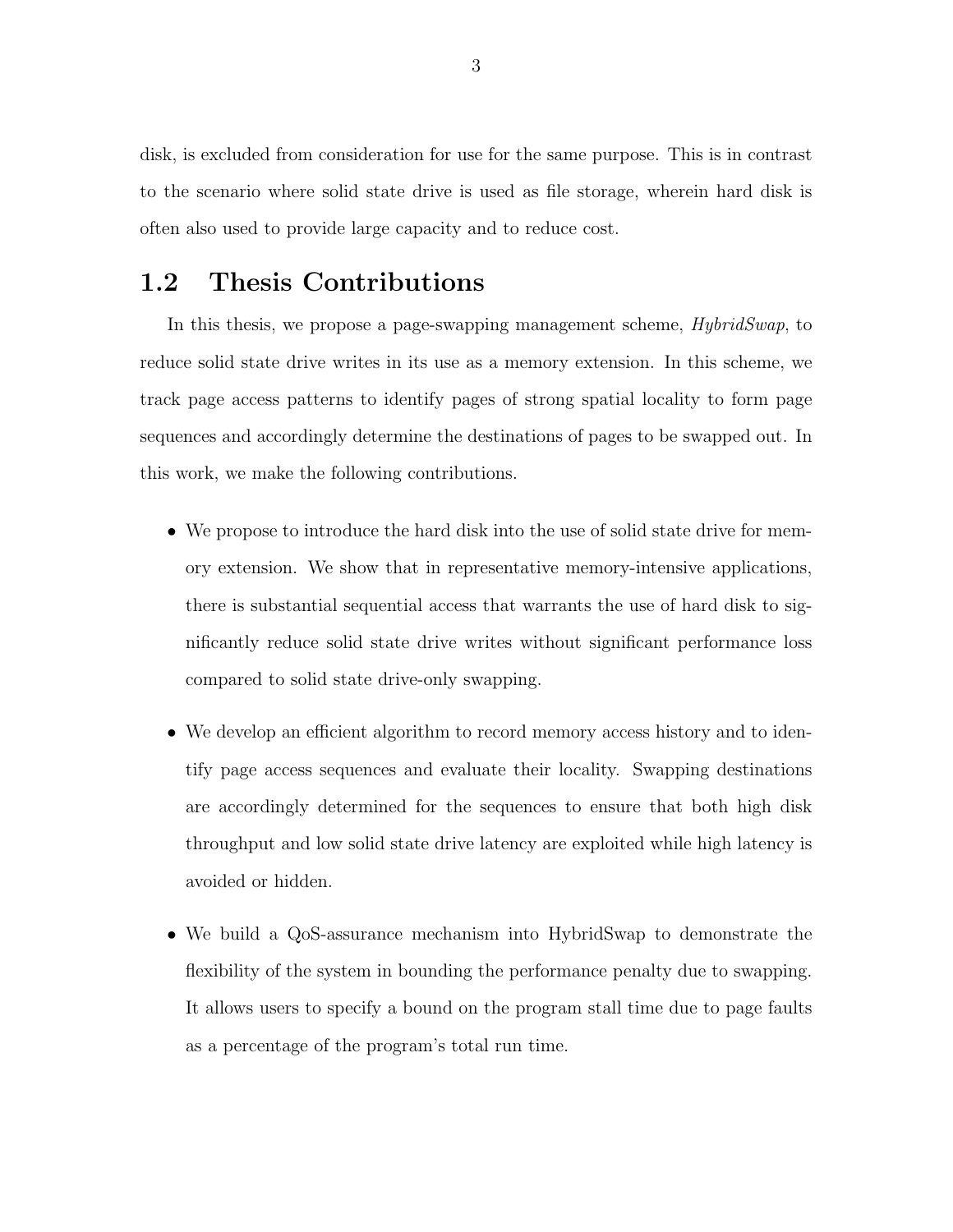disk, is excluded from consideration for use for the same purpose. This is in contrast to the scenario where solid state drive is used as file storage, wherein hard disk is often also used to provide large capacity and to reduce cost.

## 1.2 Thesis Contributions

In this thesis, we propose a page-swapping management scheme, *HybridSwap*, to reduce solid state drive writes in its use as a memory extension. In this scheme, we track page access patterns to identify pages of strong spatial locality to form page sequences and accordingly determine the destinations of pages to be swapped out. In this work, we make the following contributions.

- We propose to introduce the hard disk into the use of solid state drive for memory extension. We show that in representative memory-intensive applications, there is substantial sequential access that warrants the use of hard disk to significantly reduce solid state drive writes without significant performance loss compared to solid state drive-only swapping.

- We develop an efficient algorithm to record memory access history and to identify page access sequences and evaluate their locality. Swapping destinations are accordingly determined for the sequences to ensure that both high disk throughput and low solid state drive latency are exploited while high latency is avoided or hidden.

- We build a QoS-assurance mechanism into HybridSwap to demonstrate the flexibility of the system in bounding the performance penalty due to swapping. It allows users to specify a bound on the program stall time due to page faults as a percentage of the program's total run time.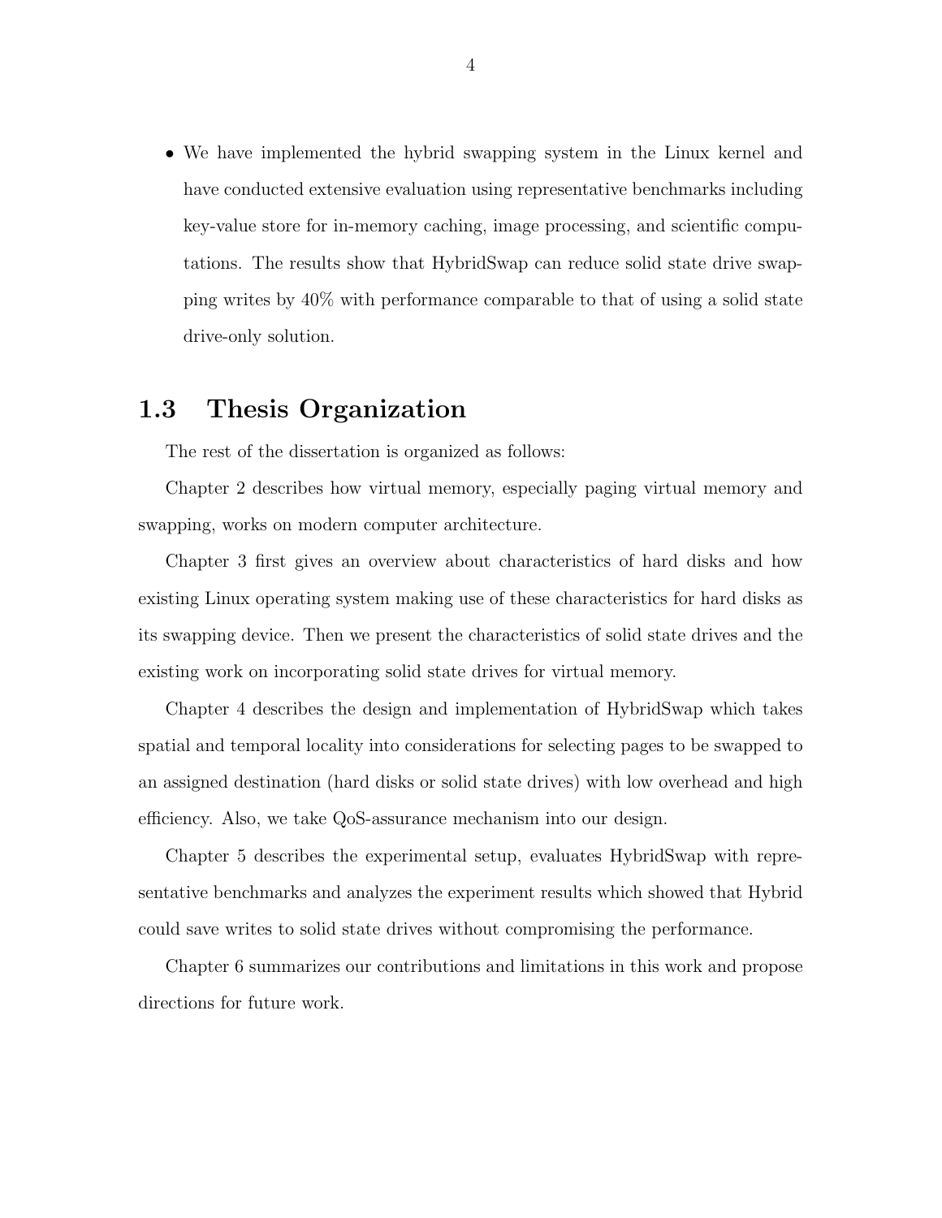- We have implemented the hybrid swapping system in the Linux kernel and have conducted extensive evaluation using representative benchmarks including key-value store for in-memory caching, image processing, and scientific computations. The results show that HybridSwap can reduce solid state drive swapping writes by 40% with performance comparable to that of using a solid state drive-only solution.

## 1.3 Thesis Organization

The rest of the dissertation is organized as follows:

Chapter 2 describes how virtual memory, especially paging virtual memory and swapping, works on modern computer architecture.

Chapter 3 first gives an overview about characteristics of hard disks and how existing Linux operating system making use of these characteristics for hard disks as its swapping device. Then we present the characteristics of solid state drives and the existing work on incorporating solid state drives for virtual memory.

Chapter 4 describes the design and implementation of HybridSwap which takes spatial and temporal locality into considerations for selecting pages to be swapped to an assigned destination (hard disks or solid state drives) with low overhead and high efficiency. Also, we take QoS-assurance mechanism into our design.

Chapter 5 describes the experimental setup, evaluates HybridSwap with representative benchmarks and analyzes the experiment results which showed that Hybrid could save writes to solid state drives without compromising the performance.

Chapter 6 summarizes our contributions and limitations in this work and propose directions for future work.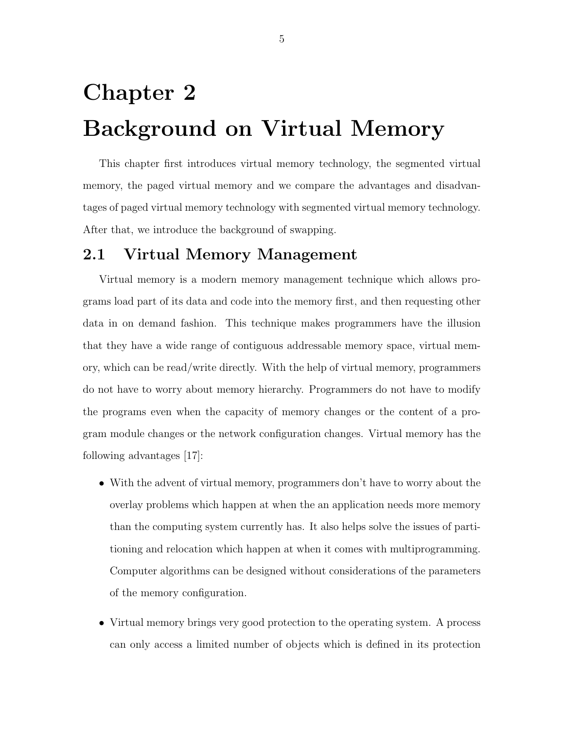# Chapter 2

# Background on Virtual Memory

This chapter first introduces virtual memory technology, the segmented virtual memory, the paged virtual memory and we compare the advantages and disadvantages of paged virtual memory technology with segmented virtual memory technology. After that, we introduce the background of swapping.

## 2.1 Virtual Memory Management

Virtual memory is a modern memory management technique which allows programs load part of its data and code into the memory first, and then requesting other data in on demand fashion. This technique makes programmers have the illusion that they have a wide range of contiguous addressable memory space, virtual memory, which can be read/write directly. With the help of virtual memory, programmers do not have to worry about memory hierarchy. Programmers do not have to modify the programs even when the capacity of memory changes or the content of a program module changes or the network configuration changes. Virtual memory has the following advantages [17]:

- With the advent of virtual memory, programmers don't have to worry about the overlay problems which happen at when the an application needs more memory than the computing system currently has. It also helps solve the issues of partitioning and relocation which happen at when it comes with multiprogramming. Computer algorithms can be designed without considerations of the parameters of the memory configuration.
- Virtual memory brings very good protection to the operating system. A process can only access a limited number of objects which is defined in its protection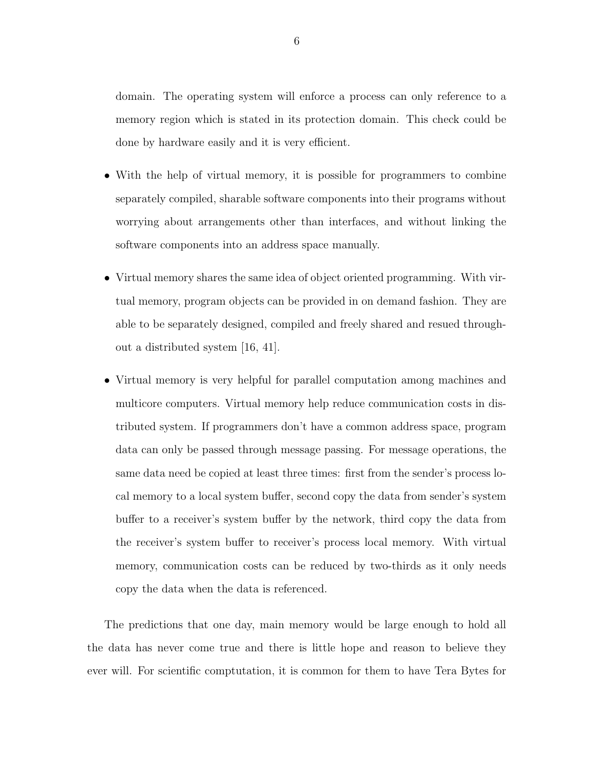domain. The operating system will enforce a process can only reference to a memory region which is stated in its protection domain. This check could be done by hardware easily and it is very efficient.

- With the help of virtual memory, it is possible for programmers to combine separately compiled, sharable software components into their programs without worrying about arrangements other than interfaces, and without linking the software components into an address space manually.

- Virtual memory shares the same idea of object oriented programming. With virtual memory, program objects can be provided in on demand fashion. They are able to be separately designed, compiled and freely shared and resued throughout a distributed system [16, 41].

- Virtual memory is very helpful for parallel computation among machines and multicore computers. Virtual memory help reduce communication costs in distributed system. If programmers don't have a common address space, program data can only be passed through message passing. For message operations, the same data need be copied at least three times: first from the sender's process local memory to a local system buffer, second copy the data from sender's system buffer to a receiver's system buffer by the network, third copy the data from the receiver's system buffer to receiver's process local memory. With virtual memory, communication costs can be reduced by two-thirds as it only needs copy the data when the data is referenced.

The predictions that one day, main memory would be large enough to hold all the data has never come true and there is little hope and reason to believe they ever will. For scientific comptutation, it is common for them to have Tera Bytes for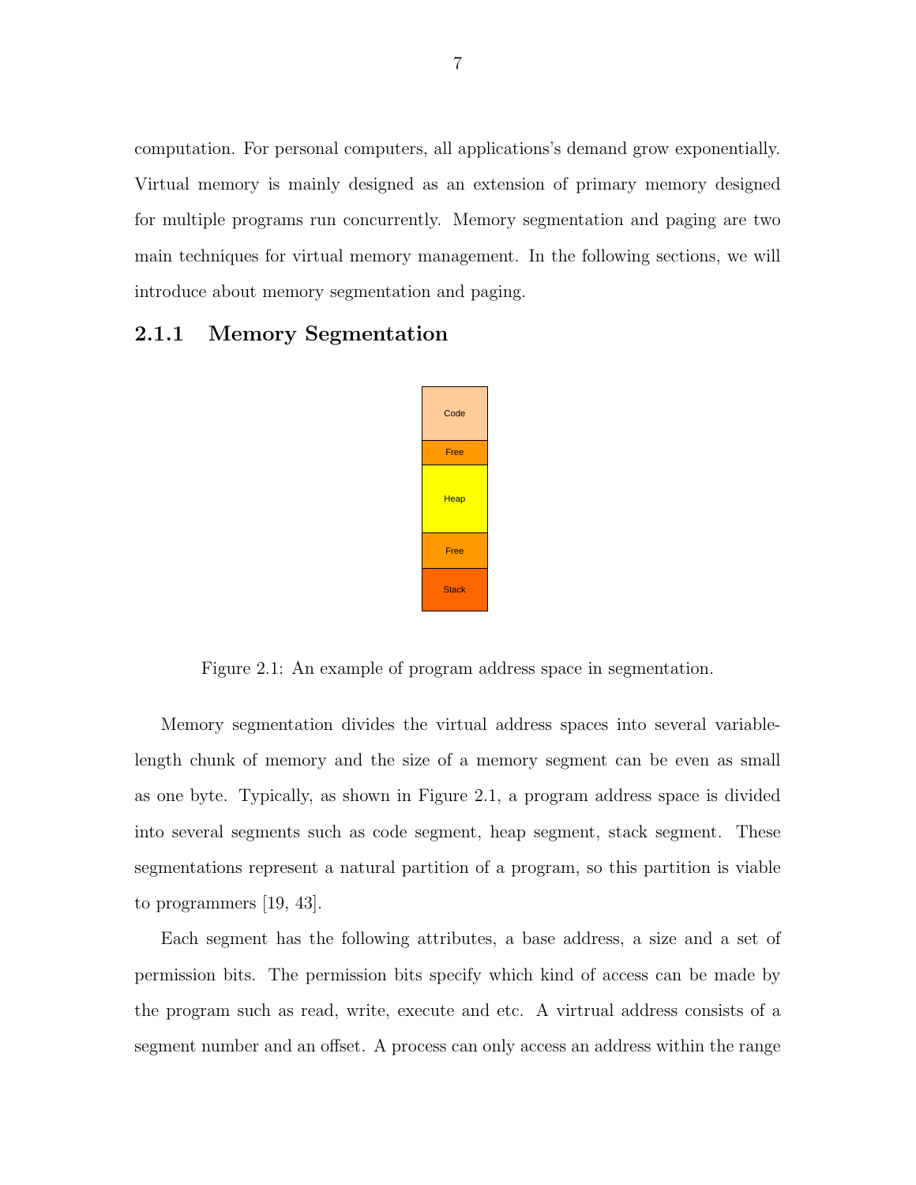computation. For personal computers, all applications's demand grow exponentially. Virtual memory is mainly designed as an extension of primary memory designed for multiple programs run concurrently. Memory segmentation and paging are two main techniques for virtual memory management. In the following sections, we will introduce about memory segmentation and paging.

### 2.1.1 Memory Segmentation

| Code |
| --- |
| Free |
| Heap |
| Free |
| Stack |

Figure 2.1: An example of program address space in segmentation.

Memory segmentation divides the virtual address spaces into several variable-length chunk of memory and the size of a memory segment can be even as small as one byte. Typically, as shown in Figure 2.1, a program address space is divided into several segments such as code segment, heap segment, stack segment. These segmentations represent a natural partition of a program, so this partition is viable to programmers [19, 43].

Each segment has the following attributes, a base address, a size and a set of permission bits. The permission bits specify which kind of access can be made by the program such as read, write, execute and etc. A virtrual address consists of a segment number and an offset. A process can only access an address within the range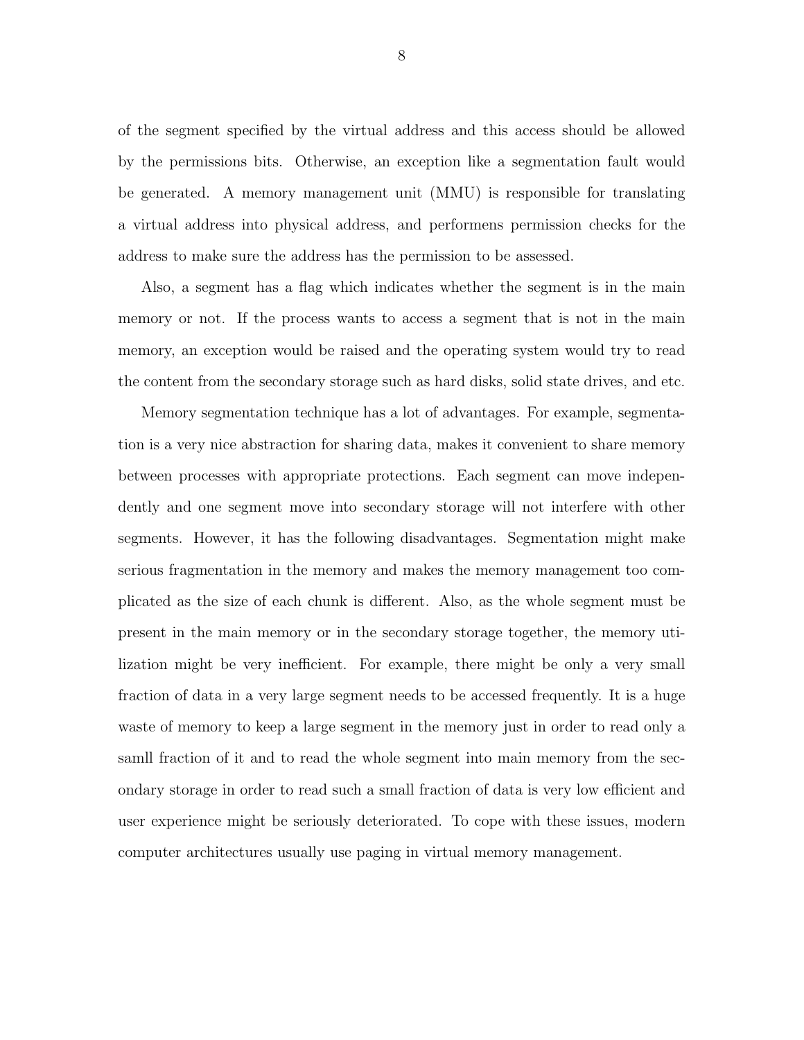of the segment specified by the virtual address and this access should be allowed by the permissions bits. Otherwise, an exception like a segmentation fault would be generated. A memory management unit (MMU) is responsible for translating a virtual address into physical address, and performens permission checks for the address to make sure the address has the permission to be assessed.

Also, a segment has a flag which indicates whether the segment is in the main memory or not. If the process wants to access a segment that is not in the main memory, an exception would be raised and the operating system would try to read the content from the secondary storage such as hard disks, solid state drives, and etc.

Memory segmentation technique has a lot of advantages. For example, segmentation is a very nice abstraction for sharing data, makes it convenient to share memory between processes with appropriate protections. Each segment can move independently and one segment move into secondary storage will not interfere with other segments. However, it has the following disadvantages. Segmentation might make serious fragmentation in the memory and makes the memory management too complicated as the size of each chunk is different. Also, as the whole segment must be present in the main memory or in the secondary storage together, the memory utilization might be very inefficient. For example, there might be only a very small fraction of data in a very large segment needs to be accessed frequently. It is a huge waste of memory to keep a large segment in the memory just in order to read only a samll fraction of it and to read the whole segment into main memory from the secondary storage in order to read such a small fraction of data is very low efficient and user experience might be seriously deteriorated. To cope with these issues, modern computer architectures usually use paging in virtual memory management.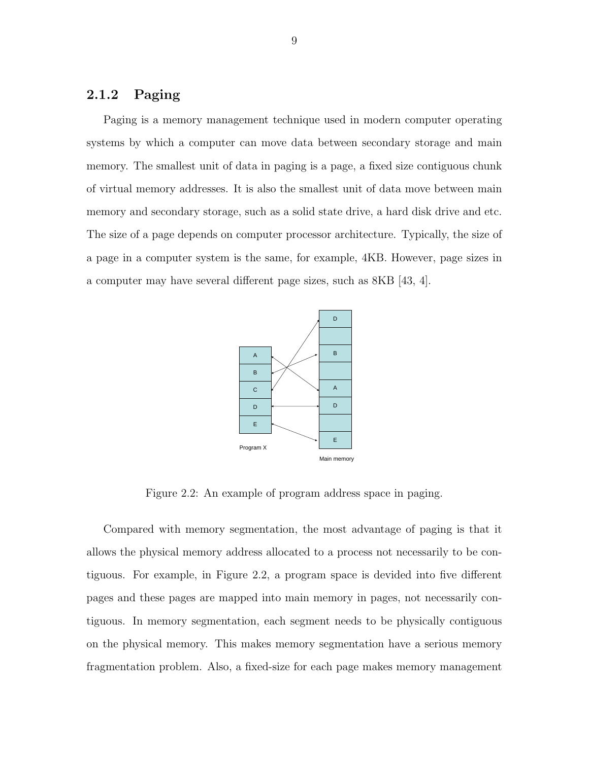### 2.1.2 Paging

Paging is a memory management technique used in modern computer operating systems by which a computer can move data between secondary storage and main memory. The smallest unit of data in paging is a page, a fixed size contiguous chunk of virtual memory addresses. It is also the smallest unit of data move between main memory and secondary storage, such as a solid state drive, a hard disk drive and etc. The size of a page depends on computer processor architecture. Typically, the size of a page in a computer system is the same, for example, 4KB. However, page sizes in a computer may have several different page sizes, such as 8KB [43, 4].

Figure 2.2: An example of program address space in paging.

Compared with memory segmentation, the most advantage of paging is that it allows the physical memory address allocated to a process not necessarily to be contiguous. For example, in Figure 2.2, a program space is devided into five different pages and these pages are mapped into main memory in pages, not necessarily contiguous. In memory segmentation, each segment needs to be physically contiguous on the physical memory. This makes memory segmentation have a serious memory fragmentation problem. Also, a fixed-size for each page makes memory management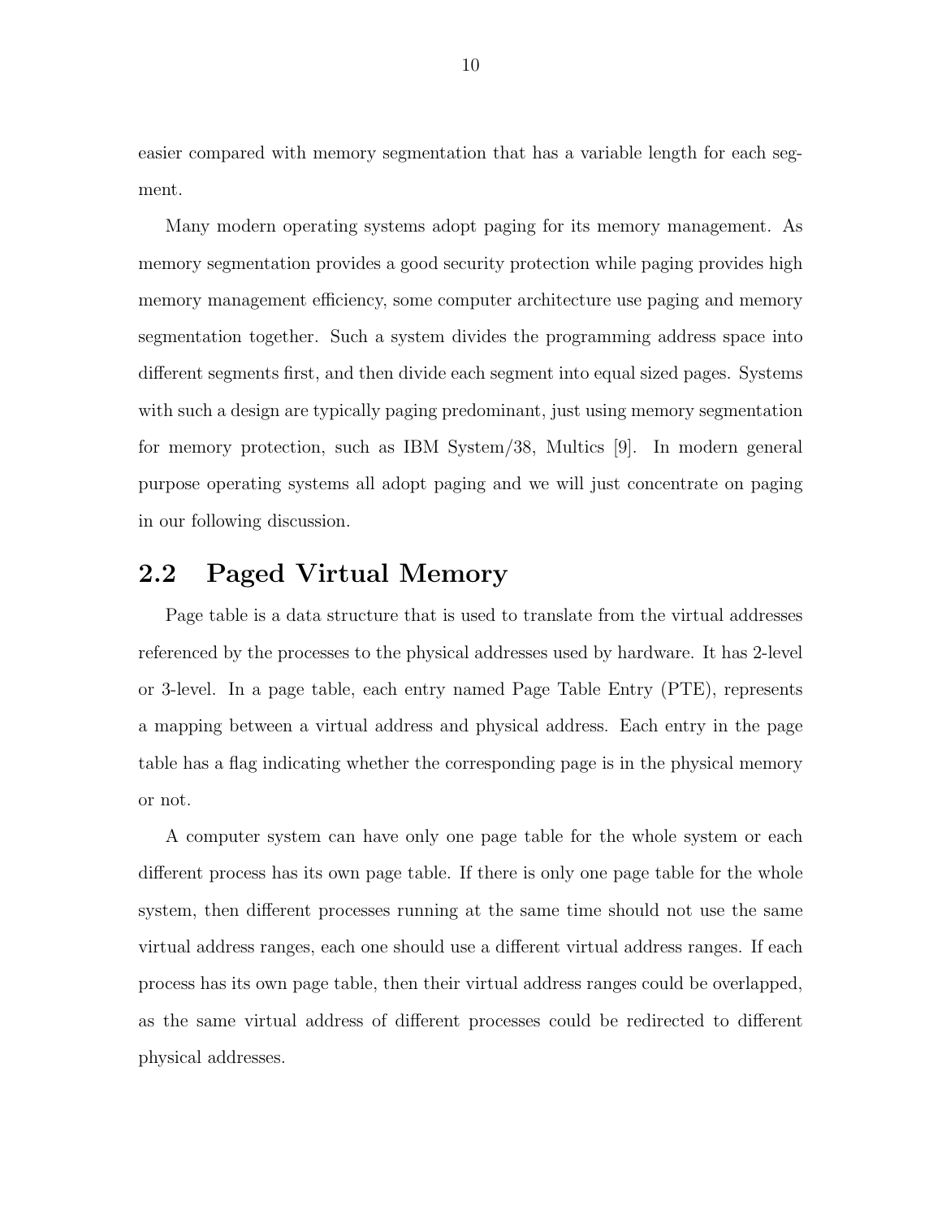easier compared with memory segmentation that has a variable length for each segment.

Many modern operating systems adopt paging for its memory management. As memory segmentation provides a good security protection while paging provides high memory management efficiency, some computer architecture use paging and memory segmentation together. Such a system divides the programming address space into different segments first, and then divide each segment into equal sized pages. Systems with such a design are typically paging predominant, just using memory segmentation for memory protection, such as IBM System/38, Multics [9]. In modern general purpose operating systems all adopt paging and we will just concentrate on paging in our following discussion.

## 2.2 Paged Virtual Memory

Page table is a data structure that is used to translate from the virtual addresses referenced by the processes to the physical addresses used by hardware. It has 2-level or 3-level. In a page table, each entry named Page Table Entry (PTE), represents a mapping between a virtual address and physical address. Each entry in the page table has a flag indicating whether the corresponding page is in the physical memory or not.

A computer system can have only one page table for the whole system or each different process has its own page table. If there is only one page table for the whole system, then different processes running at the same time should not use the same virtual address ranges, each one should use a different virtual address ranges. If each process has its own page table, then their virtual address ranges could be overlapped, as the same virtual address of different processes could be redirected to different physical addresses.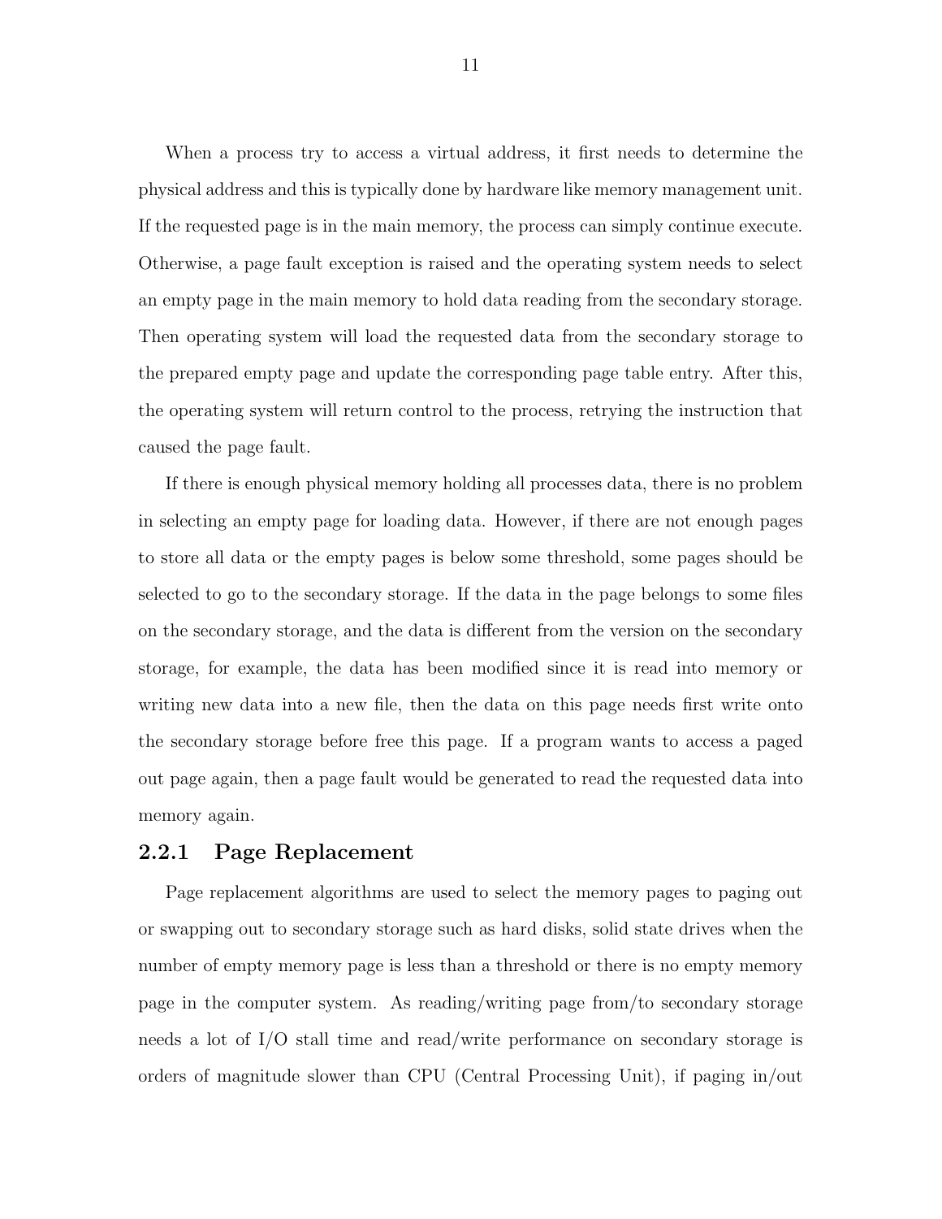When a process try to access a virtual address, it first needs to determine the physical address and this is typically done by hardware like memory management unit. If the requested page is in the main memory, the process can simply continue execute. Otherwise, a page fault exception is raised and the operating system needs to select an empty page in the main memory to hold data reading from the secondary storage. Then operating system will load the requested data from the secondary storage to the prepared empty page and update the corresponding page table entry. After this, the operating system will return control to the process, retrying the instruction that caused the page fault.

If there is enough physical memory holding all processes data, there is no problem in selecting an empty page for loading data. However, if there are not enough pages to store all data or the empty pages is below some threshold, some pages should be selected to go to the secondary storage. If the data in the page belongs to some files on the secondary storage, and the data is different from the version on the secondary storage, for example, the data has been modified since it is read into memory or writing new data into a new file, then the data on this page needs first write onto the secondary storage before free this page. If a program wants to access a paged out page again, then a page fault would be generated to read the requested data into memory again.

### 2.2.1 Page Replacement

Page replacement algorithms are used to select the memory pages to paging out or swapping out to secondary storage such as hard disks, solid state drives when the number of empty memory page is less than a threshold or there is no empty memory page in the computer system. As reading/writing page from/to secondary storage needs a lot of I/O stall time and read/write performance on secondary storage is orders of magnitude slower than CPU (Central Processing Unit), if paging in/out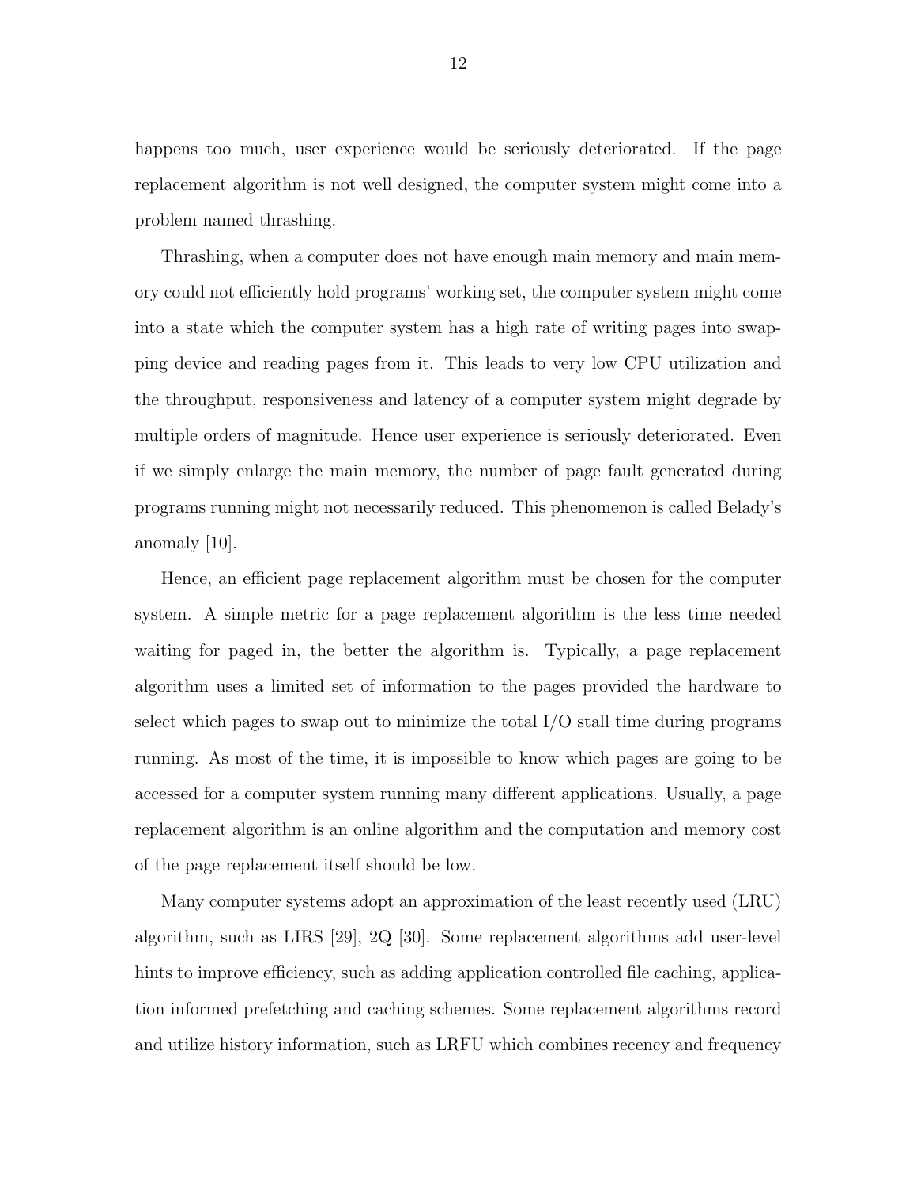happens too much, user experience would be seriously deteriorated. If the page replacement algorithm is not well designed, the computer system might come into a problem named thrashing.

Thrashing, when a computer does not have enough main memory and main memory could not efficiently hold programs' working set, the computer system might come into a state which the computer system has a high rate of writing pages into swapping device and reading pages from it. This leads to very low CPU utilization and the throughput, responsiveness and latency of a computer system might degrade by multiple orders of magnitude. Hence user experience is seriously deteriorated. Even if we simply enlarge the main memory, the number of page fault generated during programs running might not necessarily reduced. This phenomenon is called Belady's anomaly [10].

Hence, an efficient page replacement algorithm must be chosen for the computer system. A simple metric for a page replacement algorithm is the less time needed waiting for paged in, the better the algorithm is. Typically, a page replacement algorithm uses a limited set of information to the pages provided the hardware to select which pages to swap out to minimize the total I/O stall time during programs running. As most of the time, it is impossible to know which pages are going to be accessed for a computer system running many different applications. Usually, a page replacement algorithm is an online algorithm and the computation and memory cost of the page replacement itself should be low.

Many computer systems adopt an approximation of the least recently used (LRU) algorithm, such as LIRS [29], 2Q [30]. Some replacement algorithms add user-level hints to improve efficiency, such as adding application controlled file caching, application informed prefetching and caching schemes. Some replacement algorithms record and utilize history information, such as LRFU which combines recency and frequency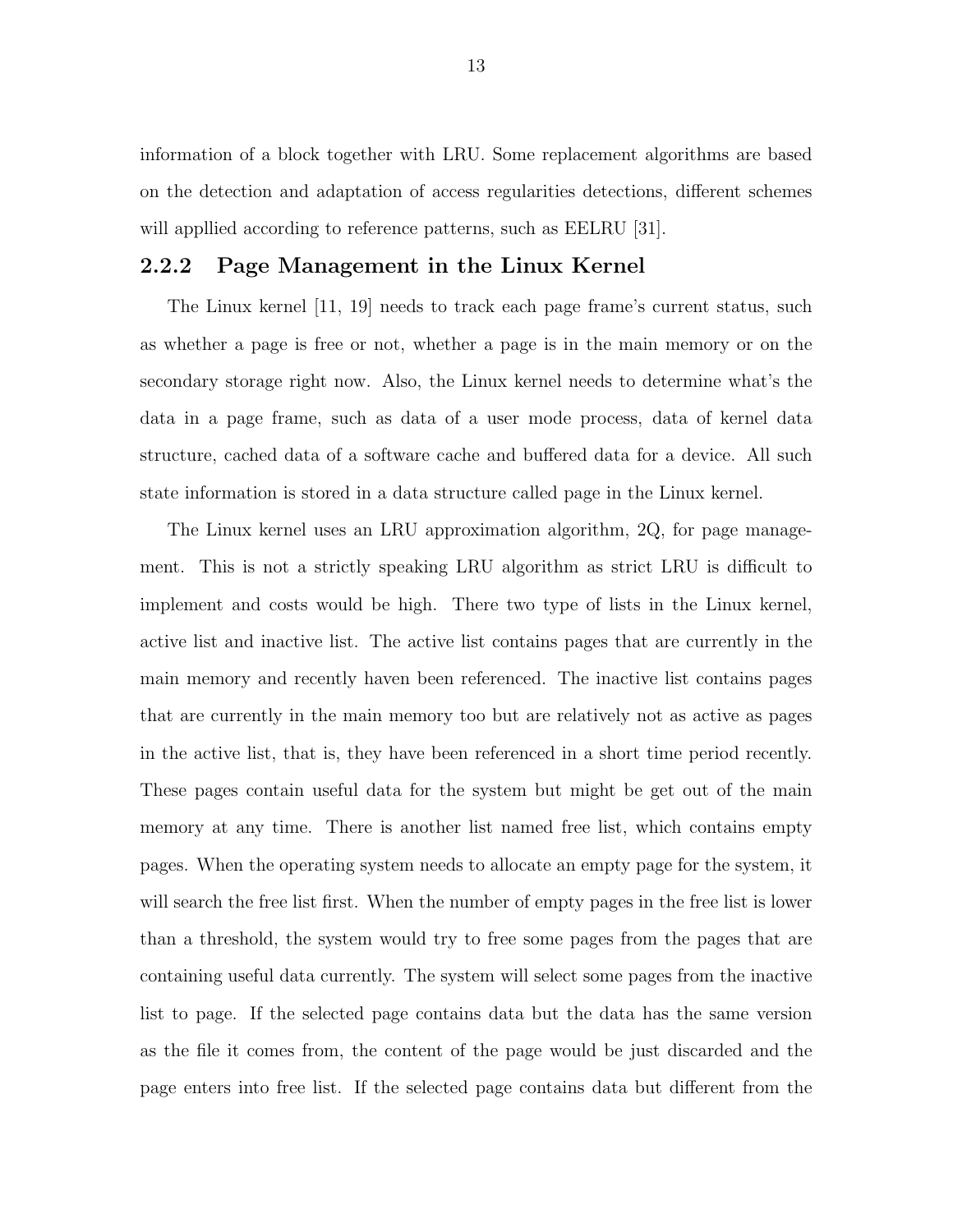information of a block together with LRU. Some replacement algorithms are based on the detection and adaptation of access regularities detections, different schemes will appllied according to reference patterns, such as EELRU [31].

### 2.2.2 Page Management in the Linux Kernel

The Linux kernel [11, 19] needs to track each page frame's current status, such as whether a page is free or not, whether a page is in the main memory or on the secondary storage right now. Also, the Linux kernel needs to determine what's the data in a page frame, such as data of a user mode process, data of kernel data structure, cached data of a software cache and buffered data for a device. All such state information is stored in a data structure called page in the Linux kernel.

The Linux kernel uses an LRU approximation algorithm, 2Q, for page management. This is not a strictly speaking LRU algorithm as strict LRU is difficult to implement and costs would be high. There two type of lists in the Linux kernel, active list and inactive list. The active list contains pages that are currently in the main memory and recently haven been referenced. The inactive list contains pages that are currently in the main memory too but are relatively not as active as pages in the active list, that is, they have been referenced in a short time period recently. These pages contain useful data for the system but might be get out of the main memory at any time. There is another list named free list, which contains empty pages. When the operating system needs to allocate an empty page for the system, it will search the free list first. When the number of empty pages in the free list is lower than a threshold, the system would try to free some pages from the pages that are containing useful data currently. The system will select some pages from the inactive list to page. If the selected page contains data but the data has the same version as the file it comes from, the content of the page would be just discarded and the page enters into free list. If the selected page contains data but different from the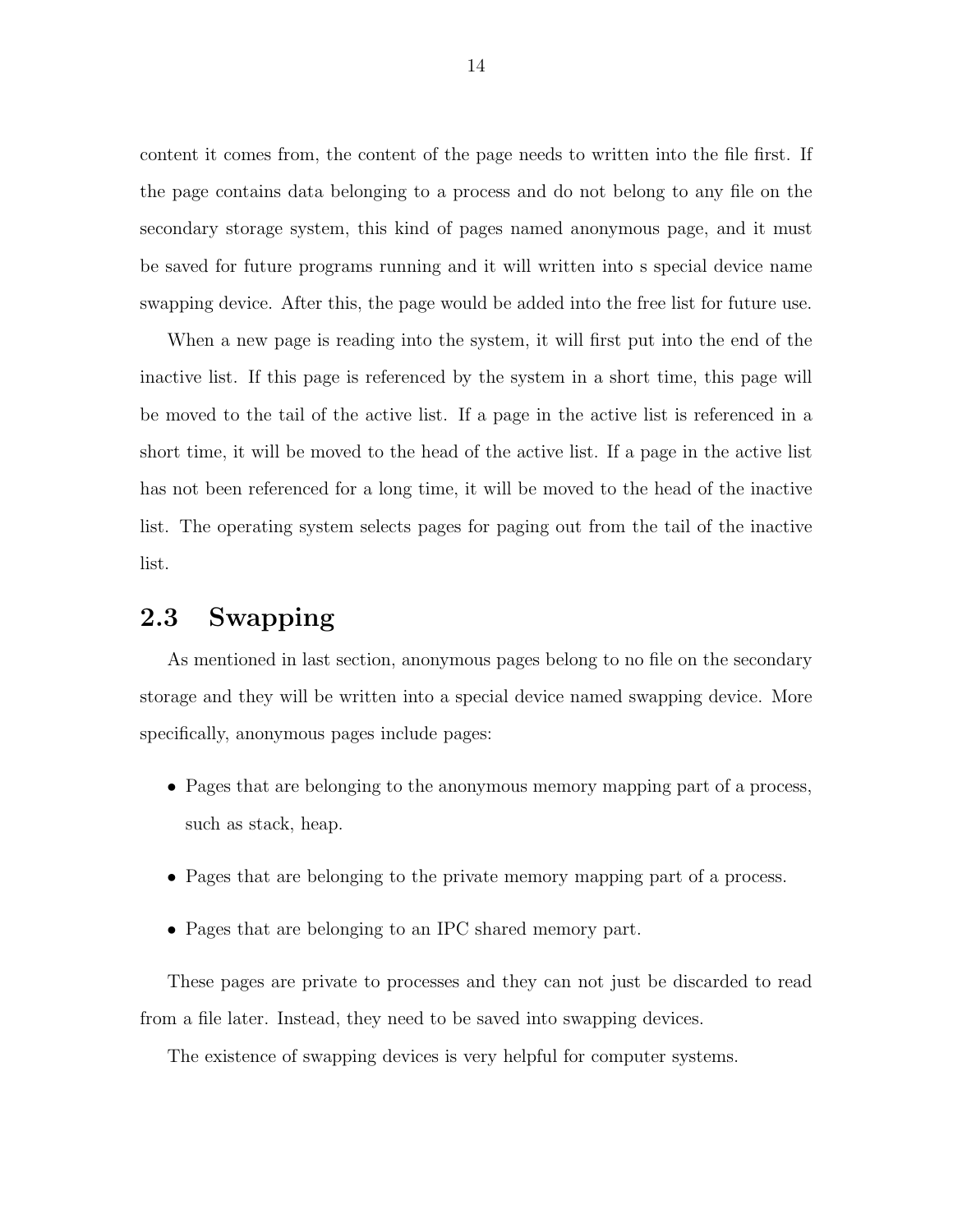content it comes from, the content of the page needs to written into the file first. If the page contains data belonging to a process and do not belong to any file on the secondary storage system, this kind of pages named anonymous page, and it must be saved for future programs running and it will written into s special device name swapping device. After this, the page would be added into the free list for future use.

When a new page is reading into the system, it will first put into the end of the inactive list. If this page is referenced by the system in a short time, this page will be moved to the tail of the active list. If a page in the active list is referenced in a short time, it will be moved to the head of the active list. If a page in the active list has not been referenced for a long time, it will be moved to the head of the inactive list. The operating system selects pages for paging out from the tail of the inactive list.

## 2.3 Swapping

As mentioned in last section, anonymous pages belong to no file on the secondary storage and they will be written into a special device named swapping device. More specifically, anonymous pages include pages:

- Pages that are belonging to the anonymous memory mapping part of a process, such as stack, heap.
- Pages that are belonging to the private memory mapping part of a process.
- Pages that are belonging to an IPC shared memory part.

These pages are private to processes and they can not just be discarded to read from a file later. Instead, they need to be saved into swapping devices.

The existence of swapping devices is very helpful for computer systems.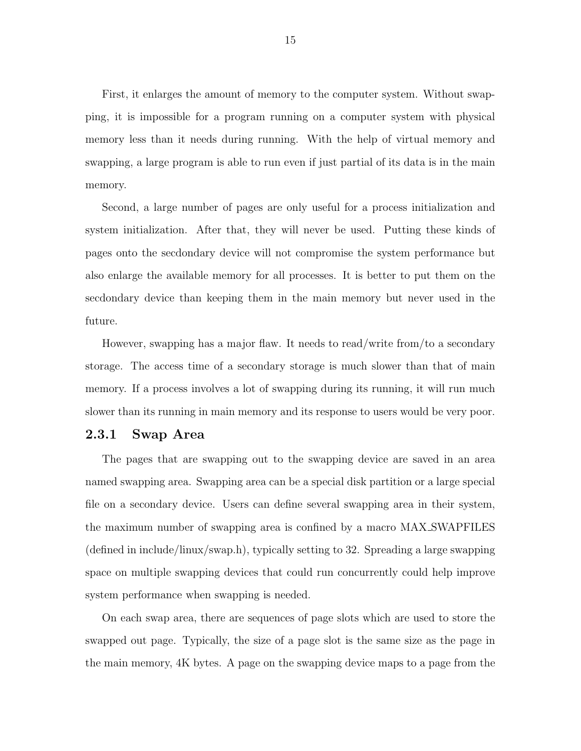First, it enlarges the amount of memory to the computer system. Without swapping, it is impossible for a program running on a computer system with physical memory less than it needs during running. With the help of virtual memory and swapping, a large program is able to run even if just partial of its data is in the main memory.

Second, a large number of pages are only useful for a process initialization and system initialization. After that, they will never be used. Putting these kinds of pages onto the secdondary device will not compromise the system performance but also enlarge the available memory for all processes. It is better to put them on the secdondary device than keeping them in the main memory but never used in the future.

However, swapping has a major flaw. It needs to read/write from/to a secondary storage. The access time of a secondary storage is much slower than that of main memory. If a process involves a lot of swapping during its running, it will run much slower than its running in main memory and its response to users would be very poor.

### 2.3.1 Swap Area

The pages that are swapping out to the swapping device are saved in an area named swapping area. Swapping area can be a special disk partition or a large special file on a secondary device. Users can define several swapping area in their system, the maximum number of swapping area is confined by a macro MAX_SWAPFILES (defined in include/linux/swap.h), typically setting to 32. Spreading a large swapping space on multiple swapping devices that could run concurrently could help improve system performance when swapping is needed.

On each swap area, there are sequences of page slots which are used to store the swapped out page. Typically, the size of a page slot is the same size as the page in the main memory, 4K bytes. A page on the swapping device maps to a page from the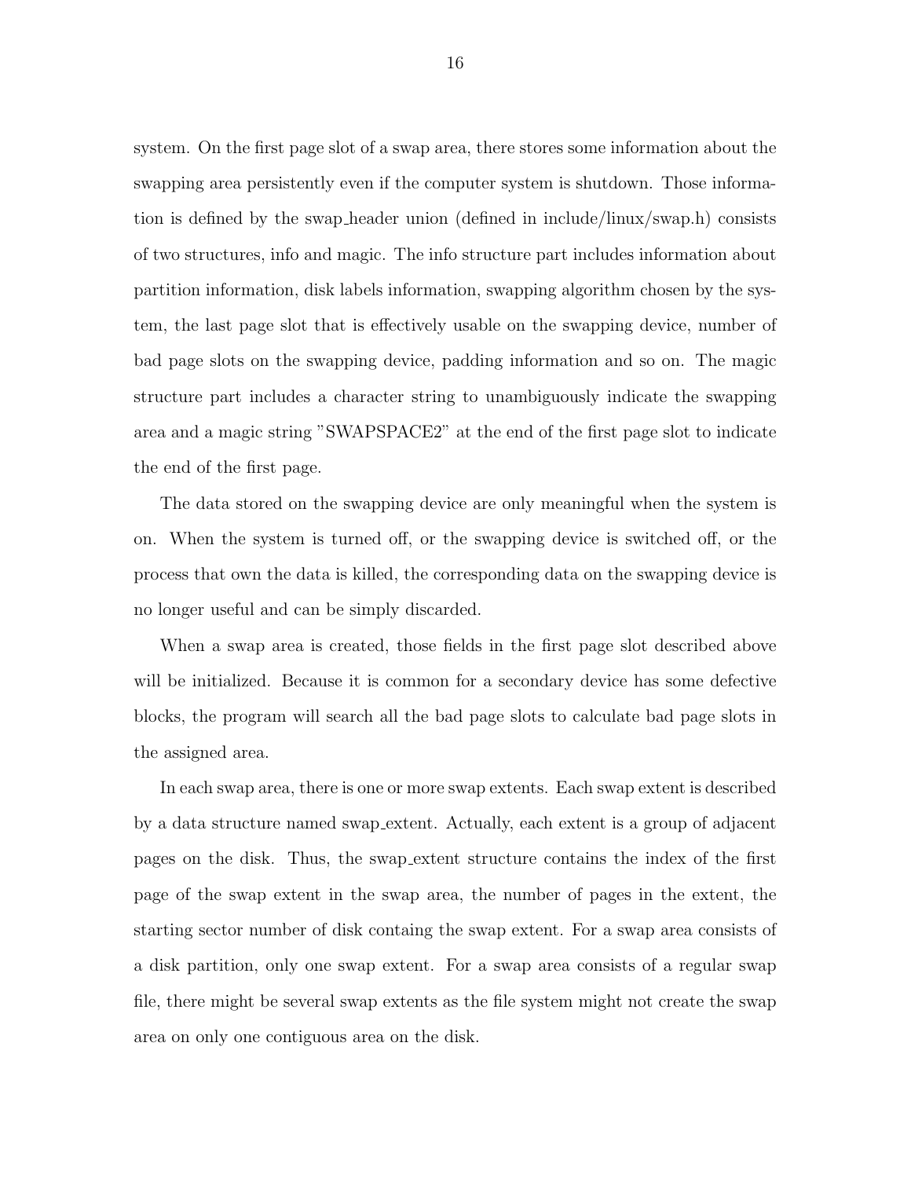system. On the first page slot of a swap area, there stores some information about the swapping area persistently even if the computer system is shutdown. Those information is defined by the swap_header union (defined in include/linux/swap.h) consists of two structures, info and magic. The info structure part includes information about partition information, disk labels information, swapping algorithm chosen by the system, the last page slot that is effectively usable on the swapping device, number of bad page slots on the swapping device, padding information and so on. The magic structure part includes a character string to unambiguously indicate the swapping area and a magic string "SWAPSPACE2" at the end of the first page slot to indicate the end of the first page.

The data stored on the swapping device are only meaningful when the system is on. When the system is turned off, or the swapping device is switched off, or the process that own the data is killed, the corresponding data on the swapping device is no longer useful and can be simply discarded.

When a swap area is created, those fields in the first page slot described above will be initialized. Because it is common for a secondary device has some defective blocks, the program will search all the bad page slots to calculate bad page slots in the assigned area.

In each swap area, there is one or more swap extents. Each swap extent is described by a data structure named swap_extent. Actually, each extent is a group of adjacent pages on the disk. Thus, the swap_extent structure contains the index of the first page of the swap extent in the swap area, the number of pages in the extent, the starting sector number of disk containg the swap extent. For a swap area consists of a disk partition, only one swap extent. For a swap area consists of a regular swap file, there might be several swap extents as the file system might not create the swap area on only one contiguous area on the disk.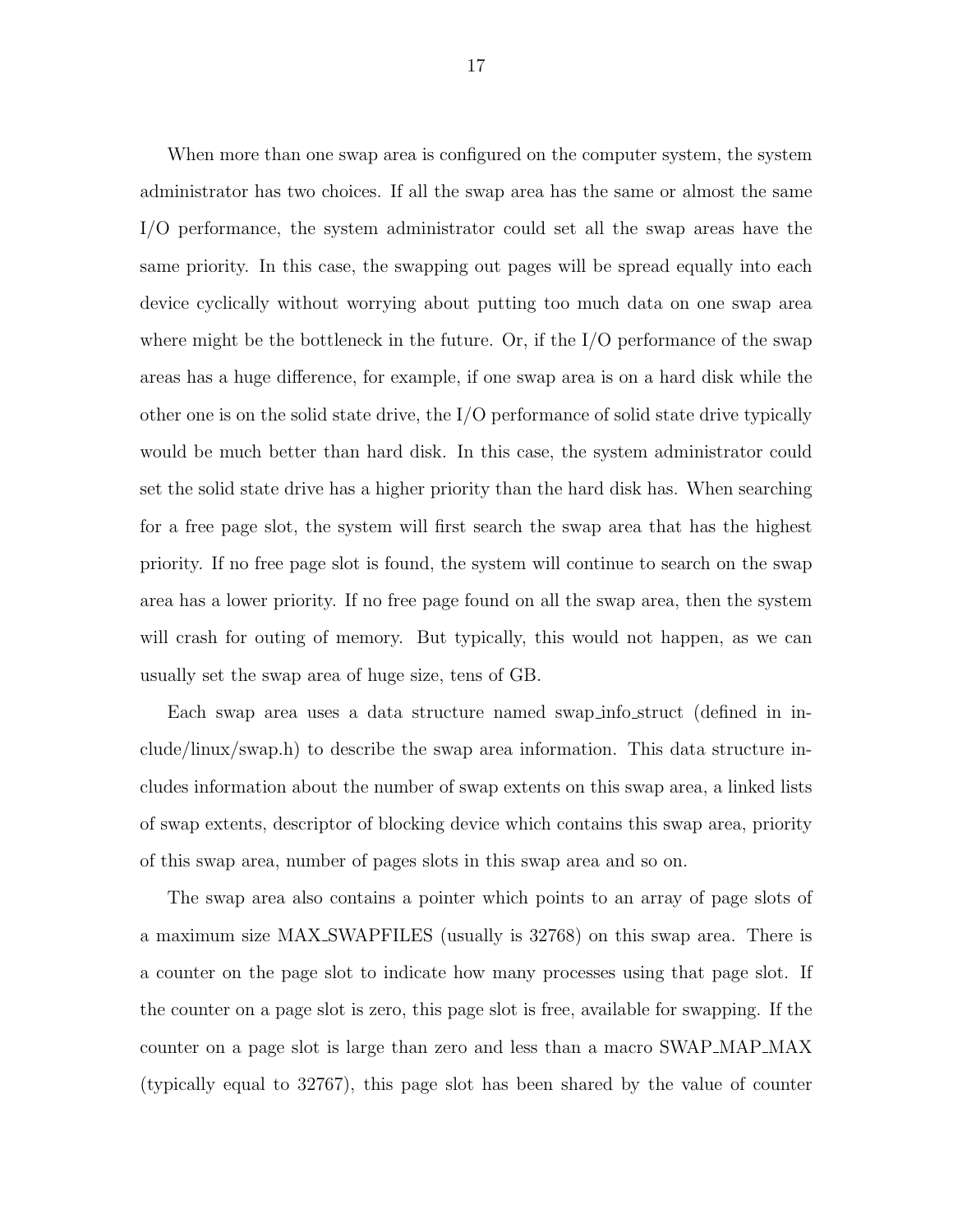When more than one swap area is configured on the computer system, the system administrator has two choices. If all the swap area has the same or almost the same I/O performance, the system administrator could set all the swap areas have the same priority. In this case, the swapping out pages will be spread equally into each device cyclically without worrying about putting too much data on one swap area where might be the bottleneck in the future. Or, if the I/O performance of the swap areas has a huge difference, for example, if one swap area is on a hard disk while the other one is on the solid state drive, the I/O performance of solid state drive typically would be much better than hard disk. In this case, the system administrator could set the solid state drive has a higher priority than the hard disk has. When searching for a free page slot, the system will first search the swap area that has the highest priority. If no free page slot is found, the system will continue to search on the swap area has a lower priority. If no free page found on all the swap area, then the system will crash for outing of memory. But typically, this would not happen, as we can usually set the swap area of huge size, tens of GB.

Each swap area uses a data structure named swap_info_struct (defined in include/linux/swap.h) to describe the swap area information. This data structure includes information about the number of swap extents on this swap area, a linked lists of swap extents, descriptor of blocking device which contains this swap area, priority of this swap area, number of pages slots in this swap area and so on.

The swap area also contains a pointer which points to an array of page slots of a maximum size MAX_SWAPFILES (usually is 32768) on this swap area. There is a counter on the page slot to indicate how many processes using that page slot. If the counter on a page slot is zero, this page slot is free, available for swapping. If the counter on a page slot is large than zero and less than a macro SWAP_MAP_MAX (typically equal to 32767), this page slot has been shared by the value of counter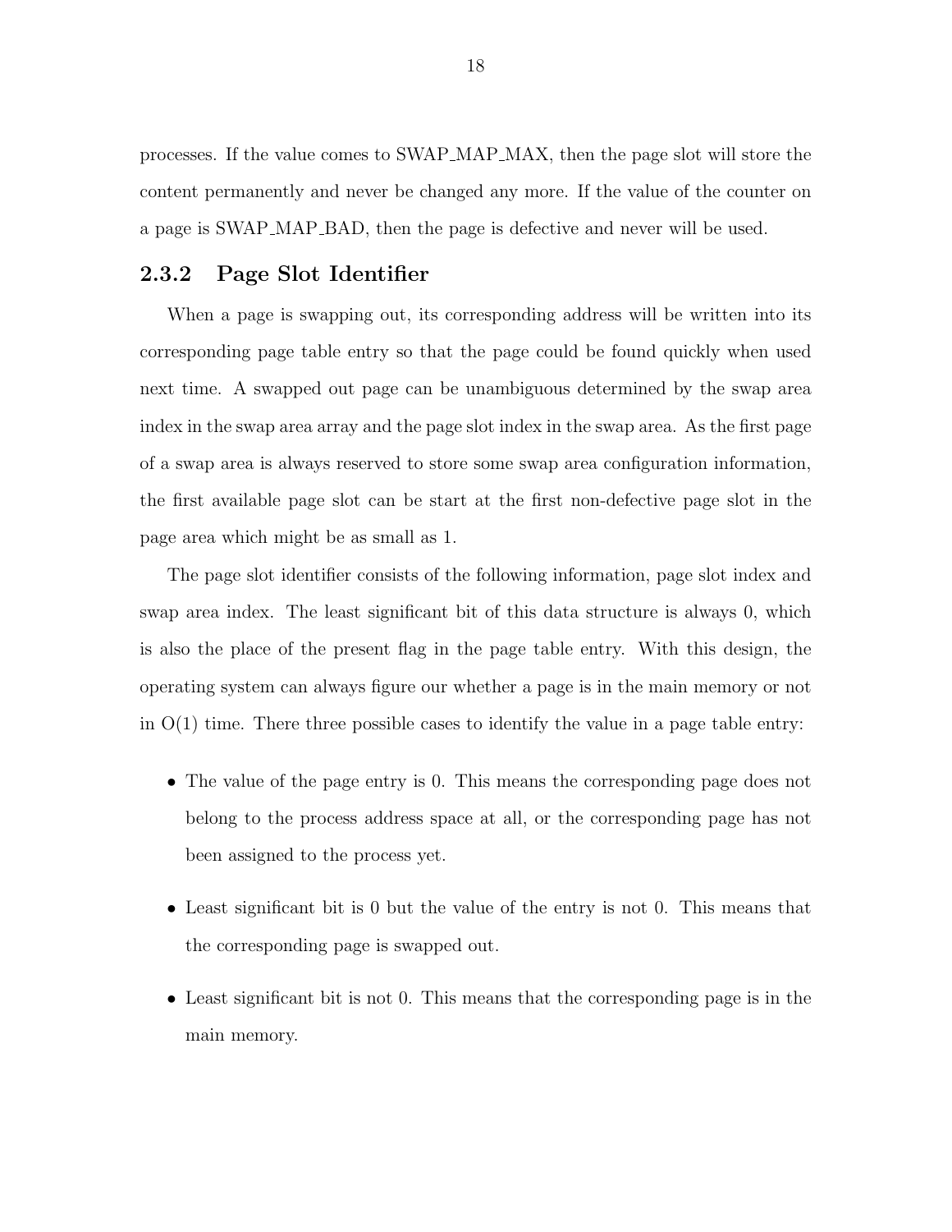processes. If the value comes to SWAP_MAP_MAX, then the page slot will store the content permanently and never be changed any more. If the value of the counter on a page is SWAP_MAP_BAD, then the page is defective and never will be used.

### 2.3.2 Page Slot Identifier

When a page is swapping out, its corresponding address will be written into its corresponding page table entry so that the page could be found quickly when used next time. A swapped out page can be unambiguous determined by the swap area index in the swap area array and the page slot index in the swap area. As the first page of a swap area is always reserved to store some swap area configuration information, the first available page slot can be start at the first non-defective page slot in the page area which might be as small as 1.

The page slot identifier consists of the following information, page slot index and swap area index. The least significant bit of this data structure is always 0, which is also the place of the present flag in the page table entry. With this design, the operating system can always figure our whether a page is in the main memory or not in O(1) time. There three possible cases to identify the value in a page table entry:

- The value of the page entry is 0. This means the corresponding page does not belong to the process address space at all, or the corresponding page has not been assigned to the process yet.
- Least significant bit is 0 but the value of the entry is not 0. This means that the corresponding page is swapped out.
- Least significant bit is not 0. This means that the corresponding page is in the main memory.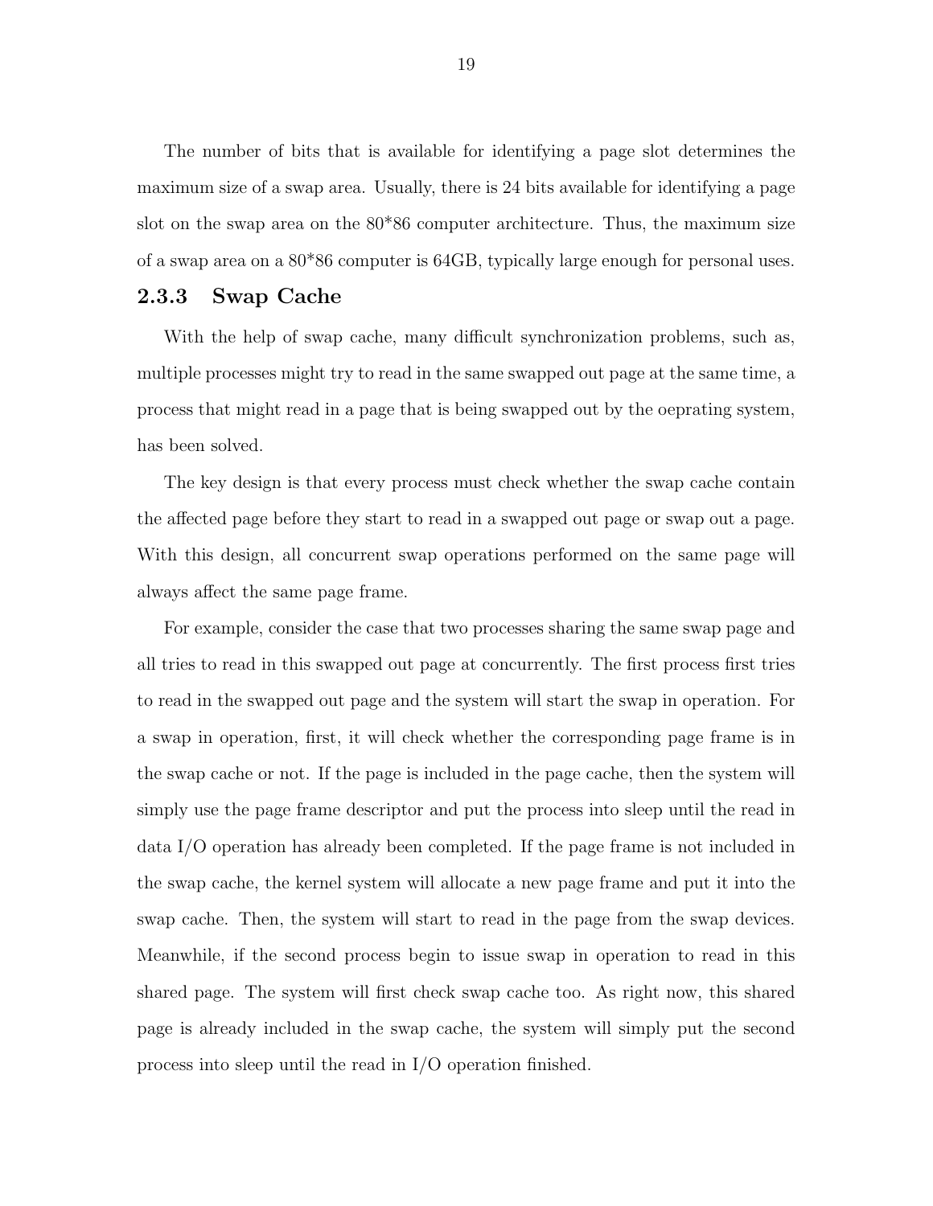The number of bits that is available for identifying a page slot determines the maximum size of a swap area. Usually, there is 24 bits available for identifying a page slot on the swap area on the 80*86 computer architecture. Thus, the maximum size of a swap area on a 80*86 computer is 64GB, typically large enough for personal uses.

### 2.3.3 Swap Cache

With the help of swap cache, many difficult synchronization problems, such as, multiple processes might try to read in the same swapped out page at the same time, a process that might read in a page that is being swapped out by the oeprating system, has been solved.

The key design is that every process must check whether the swap cache contain the affected page before they start to read in a swapped out page or swap out a page. With this design, all concurrent swap operations performed on the same page will always affect the same page frame.

For example, consider the case that two processes sharing the same swap page and all tries to read in this swapped out page at concurrently. The first process first tries to read in the swapped out page and the system will start the swap in operation. For a swap in operation, first, it will check whether the corresponding page frame is in the swap cache or not. If the page is included in the page cache, then the system will simply use the page frame descriptor and put the process into sleep until the read in data I/O operation has already been completed. If the page frame is not included in the swap cache, the kernel system will allocate a new page frame and put it into the swap cache. Then, the system will start to read in the page from the swap devices. Meanwhile, if the second process begin to issue swap in operation to read in this shared page. The system will first check swap cache too. As right now, this shared page is already included in the swap cache, the system will simply put the second process into sleep until the read in I/O operation finished.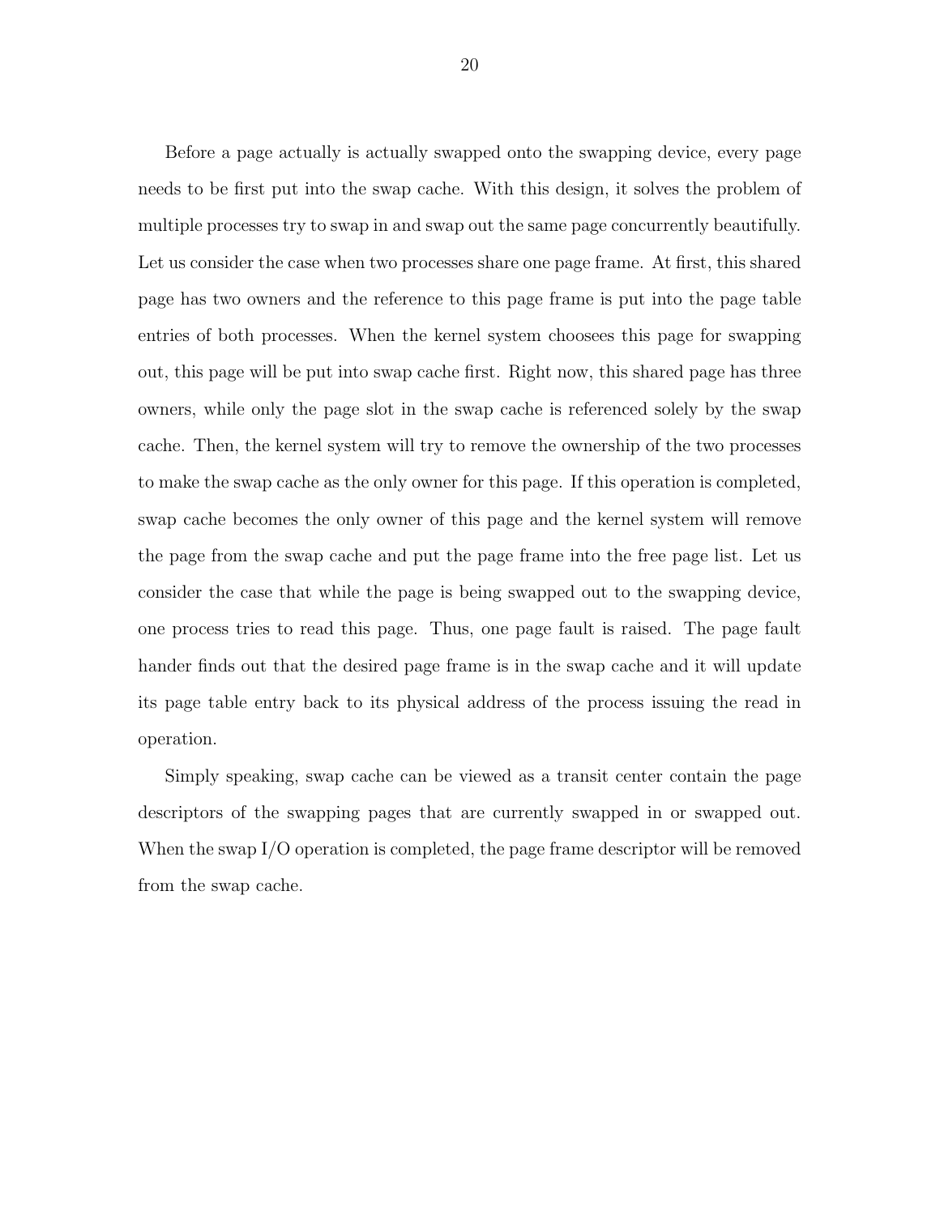Before a page actually is actually swapped onto the swapping device, every page needs to be first put into the swap cache. With this design, it solves the problem of multiple processes try to swap in and swap out the same page concurrently beautifully. Let us consider the case when two processes share one page frame. At first, this shared page has two owners and the reference to this page frame is put into the page table entries of both processes. When the kernel system choosees this page for swapping out, this page will be put into swap cache first. Right now, this shared page has three owners, while only the page slot in the swap cache is referenced solely by the swap cache. Then, the kernel system will try to remove the ownership of the two processes to make the swap cache as the only owner for this page. If this operation is completed, swap cache becomes the only owner of this page and the kernel system will remove the page from the swap cache and put the page frame into the free page list. Let us consider the case that while the page is being swapped out to the swapping device, one process tries to read this page. Thus, one page fault is raised. The page fault hander finds out that the desired page frame is in the swap cache and it will update its page table entry back to its physical address of the process issuing the read in operation.

Simply speaking, swap cache can be viewed as a transit center contain the page descriptors of the swapping pages that are currently swapped in or swapped out. When the swap I/O operation is completed, the page frame descriptor will be removed from the swap cache.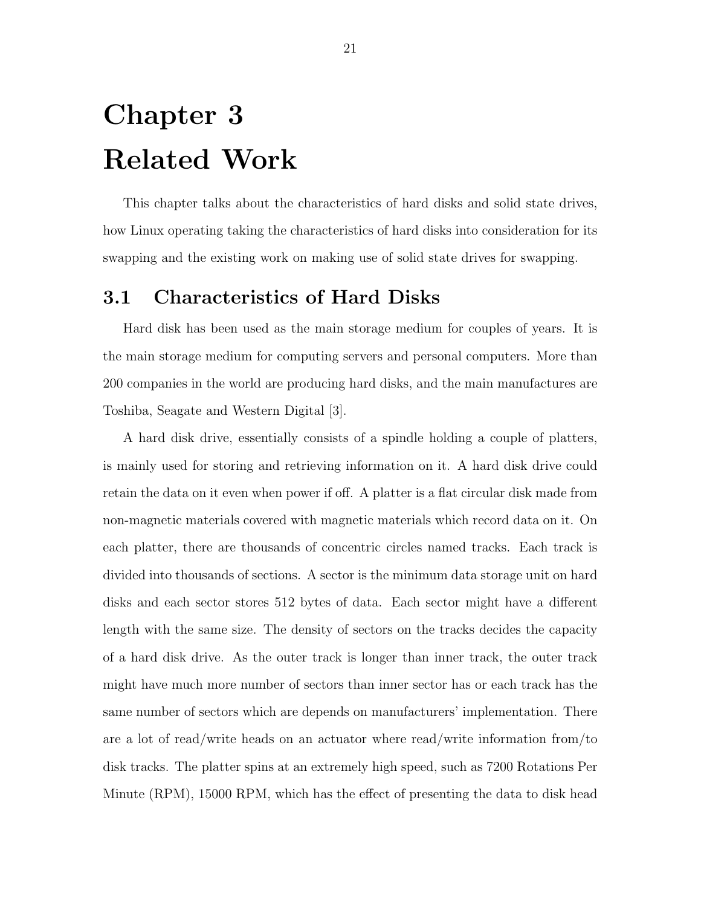# Chapter 3 Related Work

This chapter talks about the characteristics of hard disks and solid state drives, how Linux operating taking the characteristics of hard disks into consideration for its swapping and the existing work on making use of solid state drives for swapping.

## 3.1 Characteristics of Hard Disks

Hard disk has been used as the main storage medium for couples of years. It is the main storage medium for computing servers and personal computers. More than 200 companies in the world are producing hard disks, and the main manufactures are Toshiba, Seagate and Western Digital [3].

A hard disk drive, essentially consists of a spindle holding a couple of platters, is mainly used for storing and retrieving information on it. A hard disk drive could retain the data on it even when power if off. A platter is a flat circular disk made from non-magnetic materials covered with magnetic materials which record data on it. On each platter, there are thousands of concentric circles named tracks. Each track is divided into thousands of sections. A sector is the minimum data storage unit on hard disks and each sector stores 512 bytes of data. Each sector might have a different length with the same size. The density of sectors on the tracks decides the capacity of a hard disk drive. As the outer track is longer than inner track, the outer track might have much more number of sectors than inner sector has or each track has the same number of sectors which are depends on manufacturers' implementation. There are a lot of read/write heads on an actuator where read/write information from/to disk tracks. The platter spins at an extremely high speed, such as 7200 Rotations Per Minute (RPM), 15000 RPM, which has the effect of presenting the data to disk head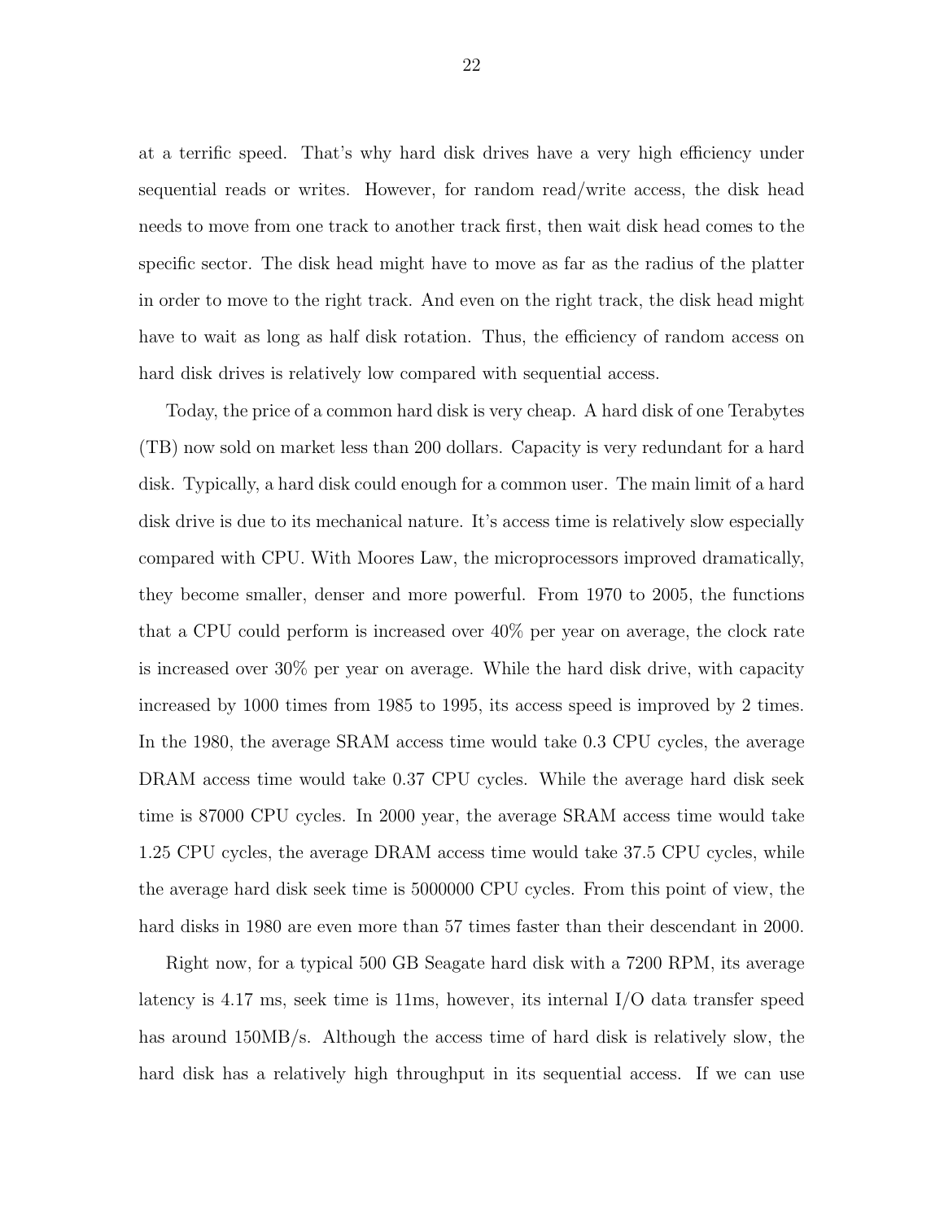at a terrific speed. That's why hard disk drives have a very high efficiency under sequential reads or writes. However, for random read/write access, the disk head needs to move from one track to another track first, then wait disk head comes to the specific sector. The disk head might have to move as far as the radius of the platter in order to move to the right track. And even on the right track, the disk head might have to wait as long as half disk rotation. Thus, the efficiency of random access on hard disk drives is relatively low compared with sequential access.

Today, the price of a common hard disk is very cheap. A hard disk of one Terabytes (TB) now sold on market less than 200 dollars. Capacity is very redundant for a hard disk. Typically, a hard disk could enough for a common user. The main limit of a hard disk drive is due to its mechanical nature. It's access time is relatively slow especially compared with CPU. With Moores Law, the microprocessors improved dramatically, they become smaller, denser and more powerful. From 1970 to 2005, the functions that a CPU could perform is increased over 40% per year on average, the clock rate is increased over 30% per year on average. While the hard disk drive, with capacity increased by 1000 times from 1985 to 1995, its access speed is improved by 2 times. In the 1980, the average SRAM access time would take 0.3 CPU cycles, the average DRAM access time would take 0.37 CPU cycles. While the average hard disk seek time is 87000 CPU cycles. In 2000 year, the average SRAM access time would take 1.25 CPU cycles, the average DRAM access time would take 37.5 CPU cycles, while the average hard disk seek time is 5000000 CPU cycles. From this point of view, the hard disks in 1980 are even more than 57 times faster than their descendant in 2000.

Right now, for a typical 500 GB Seagate hard disk with a 7200 RPM, its average latency is 4.17 ms, seek time is 11ms, however, its internal I/O data transfer speed has around 150MB/s. Although the access time of hard disk is relatively slow, the hard disk has a relatively high throughput in its sequential access. If we can use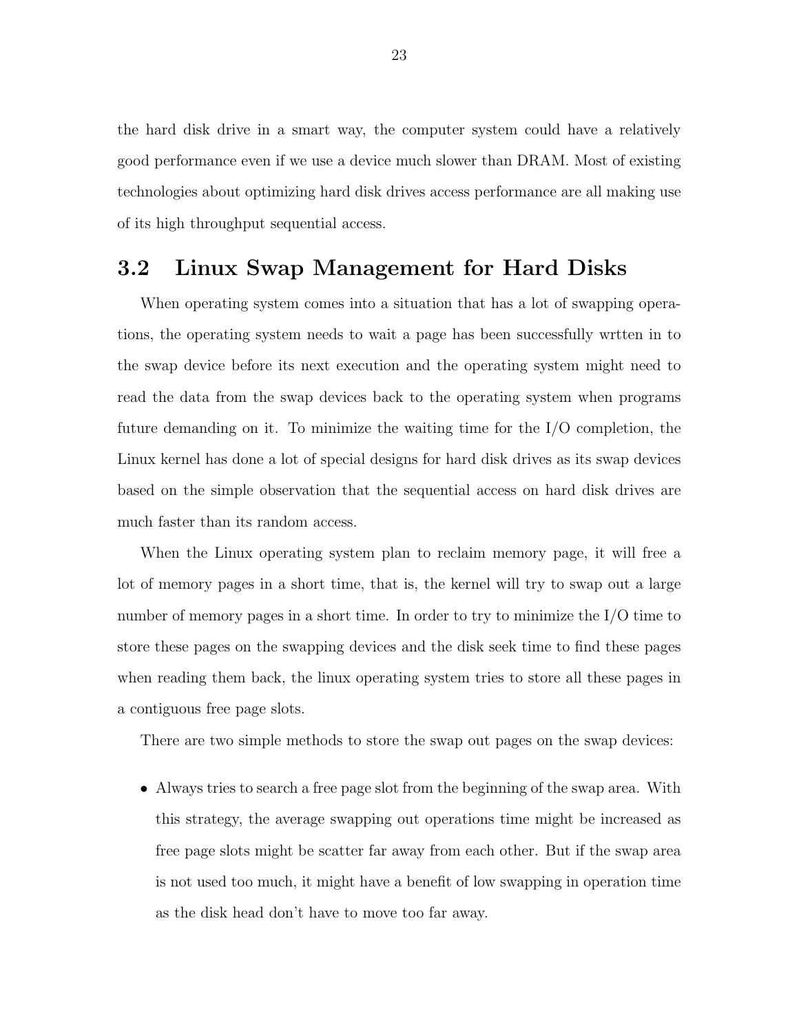the hard disk drive in a smart way, the computer system could have a relatively good performance even if we use a device much slower than DRAM. Most of existing technologies about optimizing hard disk drives access performance are all making use of its high throughput sequential access.

## 3.2 Linux Swap Management for Hard Disks

When operating system comes into a situation that has a lot of swapping operations, the operating system needs to wait a page has been successfully wrtten in to the swap device before its next execution and the operating system might need to read the data from the swap devices back to the operating system when programs future demanding on it. To minimize the waiting time for the I/O completion, the Linux kernel has done a lot of special designs for hard disk drives as its swap devices based on the simple observation that the sequential access on hard disk drives are much faster than its random access.

When the Linux operating system plan to reclaim memory page, it will free a lot of memory pages in a short time, that is, the kernel will try to swap out a large number of memory pages in a short time. In order to try to minimize the I/O time to store these pages on the swapping devices and the disk seek time to find these pages when reading them back, the linux operating system tries to store all these pages in a contiguous free page slots.

There are two simple methods to store the swap out pages on the swap devices:

- Always tries to search a free page slot from the beginning of the swap area. With this strategy, the average swapping out operations time might be increased as free page slots might be scatter far away from each other. But if the swap area is not used too much, it might have a benefit of low swapping in operation time as the disk head don't have to move too far away.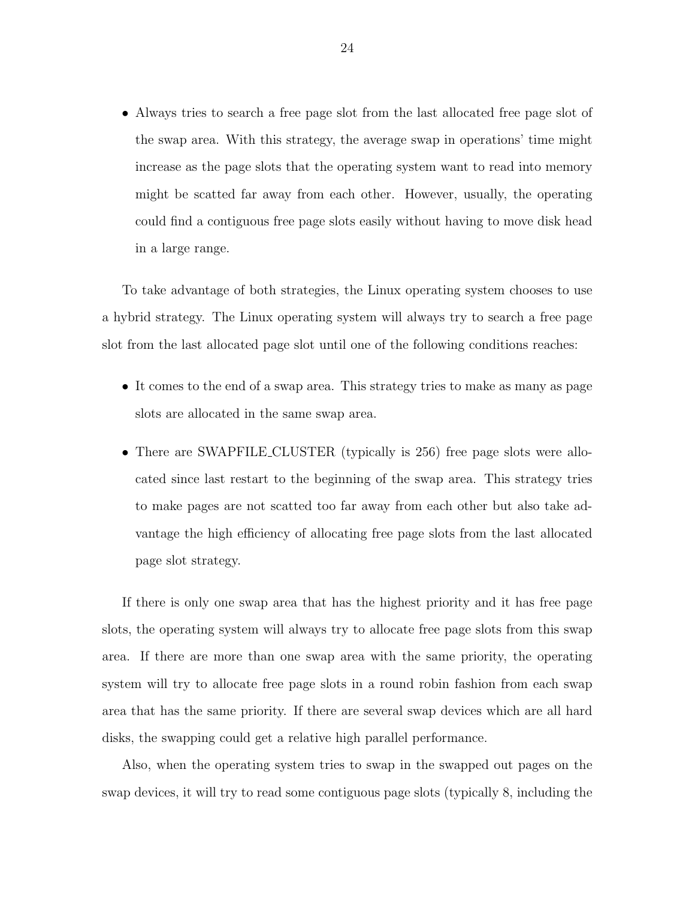- Always tries to search a free page slot from the last allocated free page slot of the swap area. With this strategy, the average swap in operations' time might increase as the page slots that the operating system want to read into memory might be scatted far away from each other. However, usually, the operating could find a contiguous free page slots easily without having to move disk head in a large range.

To take advantage of both strategies, the Linux operating system chooses to use a hybrid strategy. The Linux operating system will always try to search a free page slot from the last allocated page slot until one of the following conditions reaches:

- It comes to the end of a swap area. This strategy tries to make as many as page slots are allocated in the same swap area.
- There are SWAPFILE_CLUSTER (typically is 256) free page slots were allocated since last restart to the beginning of the swap area. This strategy tries to make pages are not scatted too far away from each other but also take advantage the high efficiency of allocating free page slots from the last allocated page slot strategy.

If there is only one swap area that has the highest priority and it has free page slots, the operating system will always try to allocate free page slots from this swap area. If there are more than one swap area with the same priority, the operating system will try to allocate free page slots in a round robin fashion from each swap area that has the same priority. If there are several swap devices which are all hard disks, the swapping could get a relative high parallel performance.

Also, when the operating system tries to swap in the swapped out pages on the swap devices, it will try to read some contiguous page slots (typically 8, including the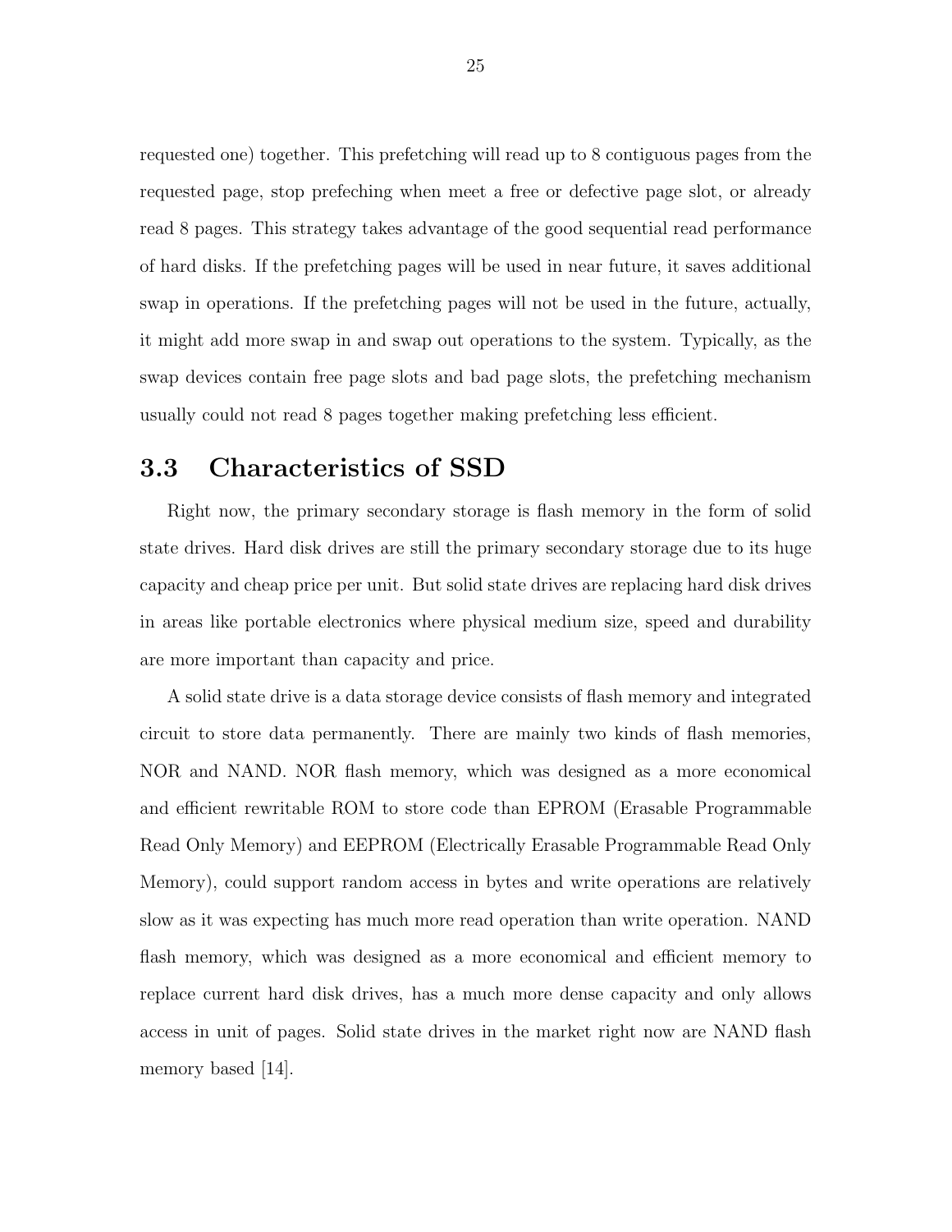requested one) together. This prefetching will read up to 8 contiguous pages from the requested page, stop prefeching when meet a free or defective page slot, or already read 8 pages. This strategy takes advantage of the good sequential read performance of hard disks. If the prefetching pages will be used in near future, it saves additional swap in operations. If the prefetching pages will not be used in the future, actually, it might add more swap in and swap out operations to the system. Typically, as the swap devices contain free page slots and bad page slots, the prefetching mechanism usually could not read 8 pages together making prefetching less efficient.

## 3.3 Characteristics of SSD

Right now, the primary secondary storage is flash memory in the form of solid state drives. Hard disk drives are still the primary secondary storage due to its huge capacity and cheap price per unit. But solid state drives are replacing hard disk drives in areas like portable electronics where physical medium size, speed and durability are more important than capacity and price.

A solid state drive is a data storage device consists of flash memory and integrated circuit to store data permanently. There are mainly two kinds of flash memories, NOR and NAND. NOR flash memory, which was designed as a more economical and efficient rewritable ROM to store code than EPROM (Erasable Programmable Read Only Memory) and EEPROM (Electrically Erasable Programmable Read Only Memory), could support random access in bytes and write operations are relatively slow as it was expecting has much more read operation than write operation. NAND flash memory, which was designed as a more economical and efficient memory to replace current hard disk drives, has a much more dense capacity and only allows access in unit of pages. Solid state drives in the market right now are NAND flash memory based [14].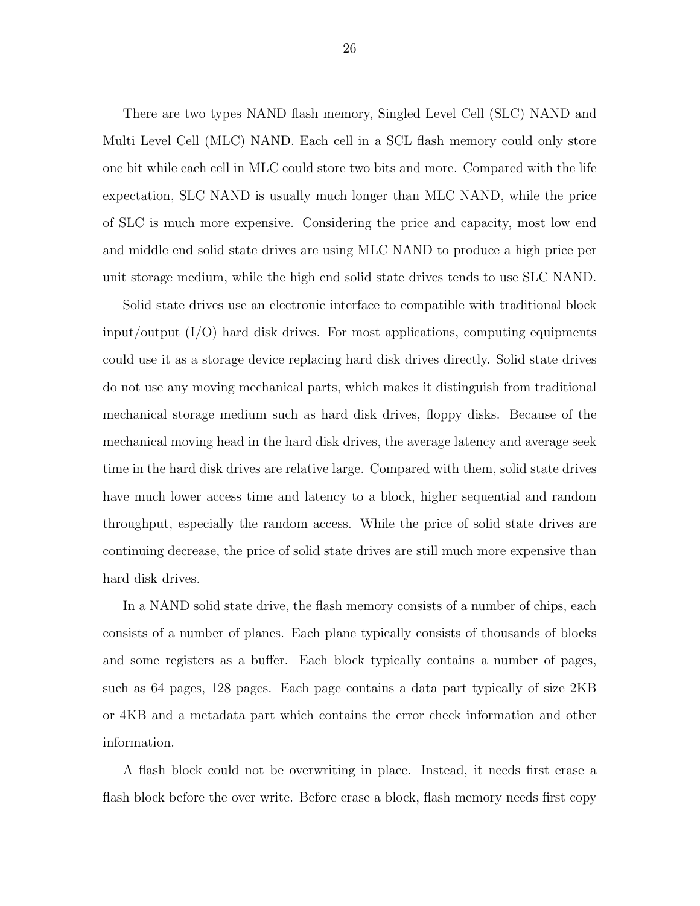There are two types NAND flash memory, Singled Level Cell (SLC) NAND and Multi Level Cell (MLC) NAND. Each cell in a SCL flash memory could only store one bit while each cell in MLC could store two bits and more. Compared with the life expectation, SLC NAND is usually much longer than MLC NAND, while the price of SLC is much more expensive. Considering the price and capacity, most low end and middle end solid state drives are using MLC NAND to produce a high price per unit storage medium, while the high end solid state drives tends to use SLC NAND.

Solid state drives use an electronic interface to compatible with traditional block input/output (I/O) hard disk drives. For most applications, computing equipments could use it as a storage device replacing hard disk drives directly. Solid state drives do not use any moving mechanical parts, which makes it distinguish from traditional mechanical storage medium such as hard disk drives, floppy disks. Because of the mechanical moving head in the hard disk drives, the average latency and average seek time in the hard disk drives are relative large. Compared with them, solid state drives have much lower access time and latency to a block, higher sequential and random throughput, especially the random access. While the price of solid state drives are continuing decrease, the price of solid state drives are still much more expensive than hard disk drives.

In a NAND solid state drive, the flash memory consists of a number of chips, each consists of a number of planes. Each plane typically consists of thousands of blocks and some registers as a buffer. Each block typically contains a number of pages, such as 64 pages, 128 pages. Each page contains a data part typically of size 2KB or 4KB and a metadata part which contains the error check information and other information.

A flash block could not be overwriting in place. Instead, it needs first erase a flash block before the over write. Before erase a block, flash memory needs first copy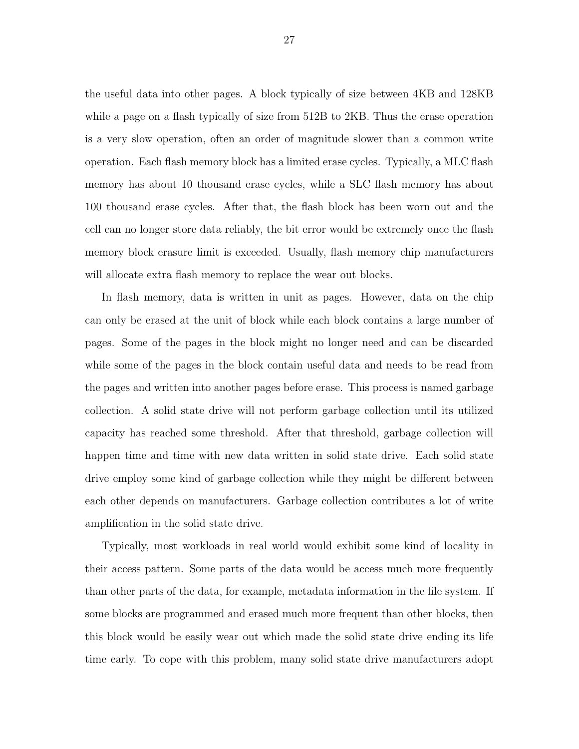the useful data into other pages. A block typically of size between 4KB and 128KB while a page on a flash typically of size from 512B to 2KB. Thus the erase operation is a very slow operation, often an order of magnitude slower than a common write operation. Each flash memory block has a limited erase cycles. Typically, a MLC flash memory has about 10 thousand erase cycles, while a SLC flash memory has about 100 thousand erase cycles. After that, the flash block has been worn out and the cell can no longer store data reliably, the bit error would be extremely once the flash memory block erasure limit is exceeded. Usually, flash memory chip manufacturers will allocate extra flash memory to replace the wear out blocks.

In flash memory, data is written in unit as pages. However, data on the chip can only be erased at the unit of block while each block contains a large number of pages. Some of the pages in the block might no longer need and can be discarded while some of the pages in the block contain useful data and needs to be read from the pages and written into another pages before erase. This process is named garbage collection. A solid state drive will not perform garbage collection until its utilized capacity has reached some threshold. After that threshold, garbage collection will happen time and time with new data written in solid state drive. Each solid state drive employ some kind of garbage collection while they might be different between each other depends on manufacturers. Garbage collection contributes a lot of write amplification in the solid state drive.

Typically, most workloads in real world would exhibit some kind of locality in their access pattern. Some parts of the data would be access much more frequently than other parts of the data, for example, metadata information in the file system. If some blocks are programmed and erased much more frequent than other blocks, then this block would be easily wear out which made the solid state drive ending its life time early. To cope with this problem, many solid state drive manufacturers adopt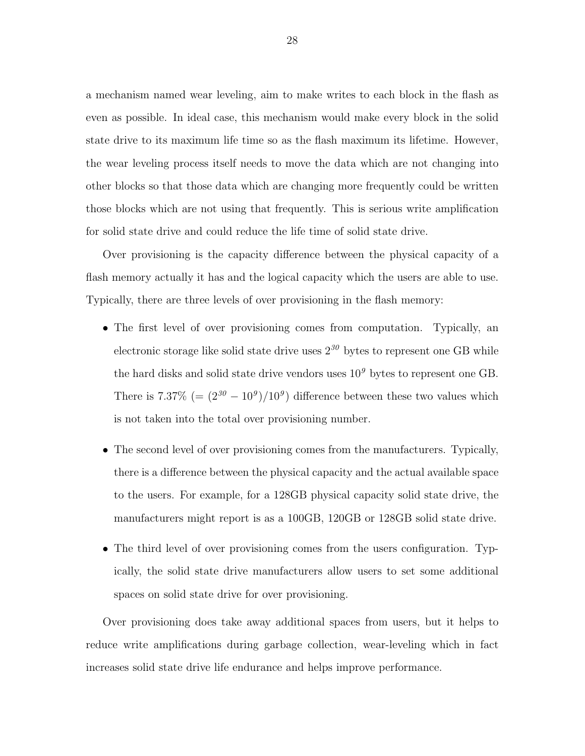a mechanism named wear leveling, aim to make writes to each block in the flash as even as possible. In ideal case, this mechanism would make every block in the solid state drive to its maximum life time so as the flash maximum its lifetime. However, the wear leveling process itself needs to move the data which are not changing into other blocks so that those data which are changing more frequently could be written those blocks which are not using that frequently. This is serious write amplification for solid state drive and could reduce the life time of solid state drive.

Over provisioning is the capacity difference between the physical capacity of a flash memory actually it has and the logical capacity which the users are able to use. Typically, there are three levels of over provisioning in the flash memory:

- The first level of over provisioning comes from computation. Typically, an electronic storage like solid state drive uses $2^{30}$ bytes to represent one GB while the hard disks and solid state drive vendors uses $10^{9}$ bytes to represent one GB. There is 7.37% ($= (2^{30} - 10^{9})/10^{9}$) difference between these two values which is not taken into the total over provisioning number.
- The second level of over provisioning comes from the manufacturers. Typically, there is a difference between the physical capacity and the actual available space to the users. For example, for a 128GB physical capacity solid state drive, the manufacturers might report is as a 100GB, 120GB or 128GB solid state drive.
- The third level of over provisioning comes from the users configuration. Typically, the solid state drive manufacturers allow users to set some additional spaces on solid state drive for over provisioning.

Over provisioning does take away additional spaces from users, but it helps to reduce write amplifications during garbage collection, wear-leveling which in fact increases solid state drive life endurance and helps improve performance.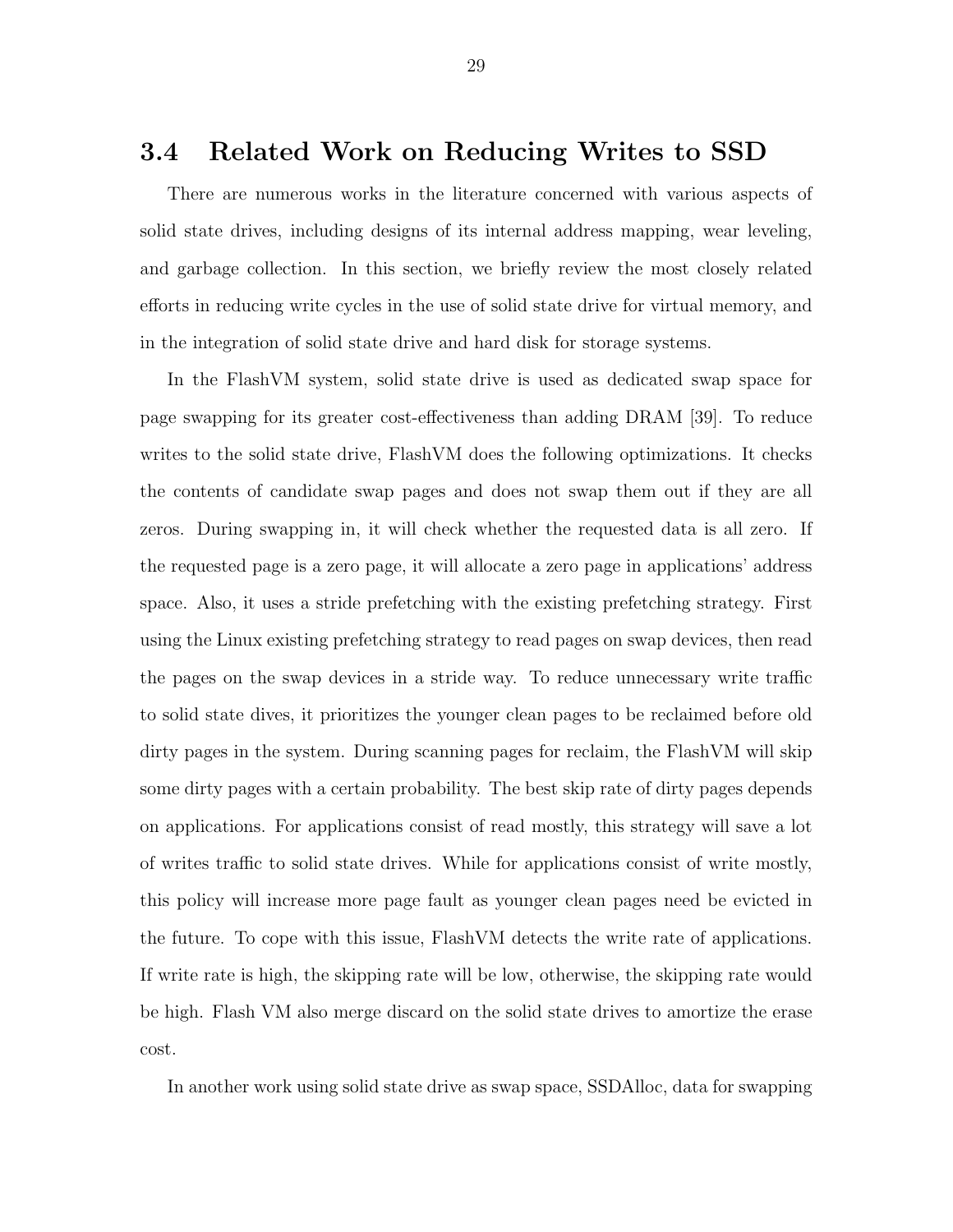## 3.4 Related Work on Reducing Writes to SSD

There are numerous works in the literature concerned with various aspects of solid state drives, including designs of its internal address mapping, wear leveling, and garbage collection. In this section, we briefly review the most closely related efforts in reducing write cycles in the use of solid state drive for virtual memory, and in the integration of solid state drive and hard disk for storage systems.

In the FlashVM system, solid state drive is used as dedicated swap space for page swapping for its greater cost-effectiveness than adding DRAM [39]. To reduce writes to the solid state drive, FlashVM does the following optimizations. It checks the contents of candidate swap pages and does not swap them out if they are all zeros. During swapping in, it will check whether the requested data is all zero. If the requested page is a zero page, it will allocate a zero page in applications' address space. Also, it uses a stride prefetching with the existing prefetching strategy. First using the Linux existing prefetching strategy to read pages on swap devices, then read the pages on the swap devices in a stride way. To reduce unnecessary write traffic to solid state dives, it prioritizes the younger clean pages to be reclaimed before old dirty pages in the system. During scanning pages for reclaim, the FlashVM will skip some dirty pages with a certain probability. The best skip rate of dirty pages depends on applications. For applications consist of read mostly, this strategy will save a lot of writes traffic to solid state drives. While for applications consist of write mostly, this policy will increase more page fault as younger clean pages need be evicted in the future. To cope with this issue, FlashVM detects the write rate of applications. If write rate is high, the skipping rate will be low, otherwise, the skipping rate would be high. Flash VM also merge discard on the solid state drives to amortize the erase cost.

In another work using solid state drive as swap space, SSDAlloc, data for swapping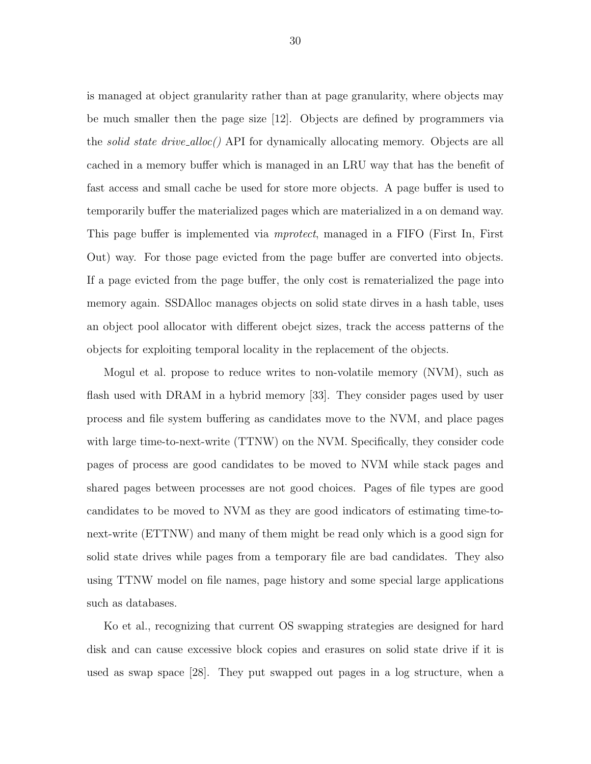is managed at object granularity rather than at page granularity, where objects may be much smaller then the page size [12]. Objects are defined by programmers via the *solid state drive_alloc()* API for dynamically allocating memory. Objects are all cached in a memory buffer which is managed in an LRU way that has the benefit of fast access and small cache be used for store more objects. A page buffer is used to temporarily buffer the materialized pages which are materialized in a on demand way. This page buffer is implemented via *mprotect*, managed in a FIFO (First In, First Out) way. For those page evicted from the page buffer are converted into objects. If a page evicted from the page buffer, the only cost is rematerialized the page into memory again. SSDAlloc manages objects on solid state dirves in a hash table, uses an object pool allocator with different obejct sizes, track the access patterns of the objects for exploiting temporal locality in the replacement of the objects.

Mogul et al. propose to reduce writes to non-volatile memory (NVM), such as flash used with DRAM in a hybrid memory [33]. They consider pages used by user process and file system buffering as candidates move to the NVM, and place pages with large time-to-next-write (TTNW) on the NVM. Specifically, they consider code pages of process are good candidates to be moved to NVM while stack pages and shared pages between processes are not good choices. Pages of file types are good candidates to be moved to NVM as they are good indicators of estimating time-to-next-write (ETTNW) and many of them might be read only which is a good sign for solid state drives while pages from a temporary file are bad candidates. They also using TTNW model on file names, page history and some special large applications such as databases.

Ko et al., recognizing that current OS swapping strategies are designed for hard disk and can cause excessive block copies and erasures on solid state drive if it is used as swap space [28]. They put swapped out pages in a log structure, when a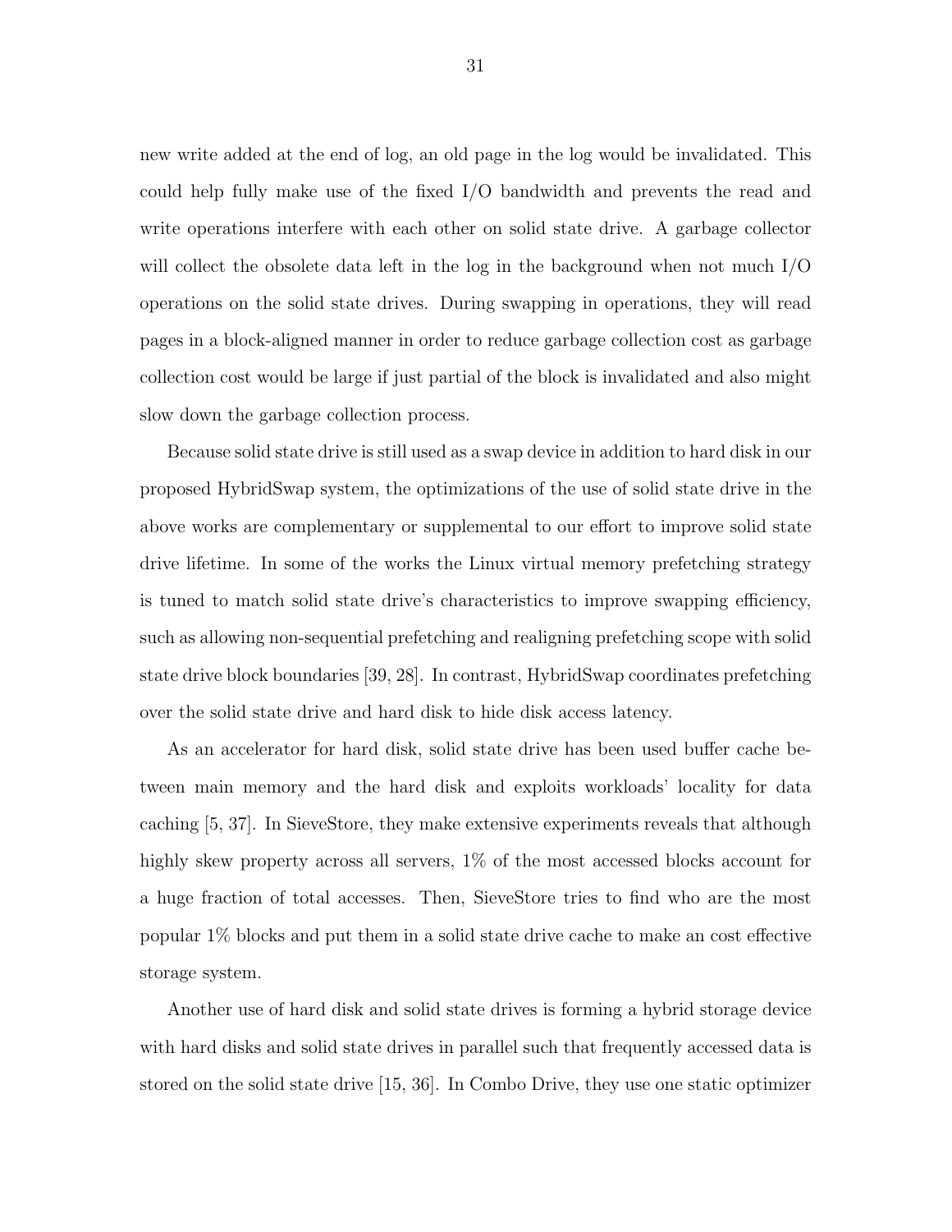new write added at the end of log, an old page in the log would be invalidated. This could help fully make use of the fixed I/O bandwidth and prevents the read and write operations interfere with each other on solid state drive. A garbage collector will collect the obsolete data left in the log in the background when not much I/O operations on the solid state drives. During swapping in operations, they will read pages in a block-aligned manner in order to reduce garbage collection cost as garbage collection cost would be large if just partial of the block is invalidated and also might slow down the garbage collection process.

Because solid state drive is still used as a swap device in addition to hard disk in our proposed HybridSwap system, the optimizations of the use of solid state drive in the above works are complementary or supplemental to our effort to improve solid state drive lifetime. In some of the works the Linux virtual memory prefetching strategy is tuned to match solid state drive's characteristics to improve swapping efficiency, such as allowing non-sequential prefetching and realigning prefetching scope with solid state drive block boundaries [39, 28]. In contrast, HybridSwap coordinates prefetching over the solid state drive and hard disk to hide disk access latency.

As an accelerator for hard disk, solid state drive has been used buffer cache between main memory and the hard disk and exploits workloads' locality for data caching [5, 37]. In SieveStore, they make extensive experiments reveals that although highly skew property across all servers, 1% of the most accessed blocks account for a huge fraction of total accesses. Then, SieveStore tries to find who are the most popular 1% blocks and put them in a solid state drive cache to make an cost effective storage system.

Another use of hard disk and solid state drives is forming a hybrid storage device with hard disks and solid state drives in parallel such that frequently accessed data is stored on the solid state drive [15, 36]. In Combo Drive, they use one static optimizer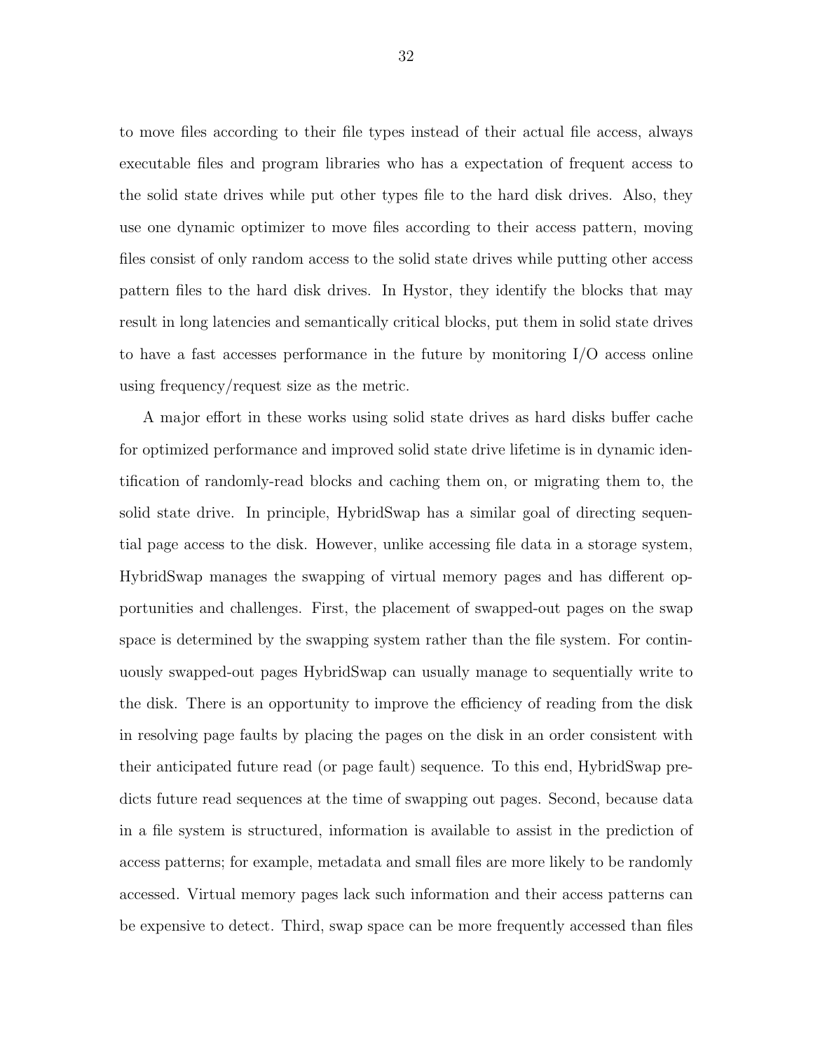to move files according to their file types instead of their actual file access, always executable files and program libraries who has a expectation of frequent access to the solid state drives while put other types file to the hard disk drives. Also, they use one dynamic optimizer to move files according to their access pattern, moving files consist of only random access to the solid state drives while putting other access pattern files to the hard disk drives. In Hystor, they identify the blocks that may result in long latencies and semantically critical blocks, put them in solid state drives to have a fast accesses performance in the future by monitoring I/O access online using frequency/request size as the metric.

A major effort in these works using solid state drives as hard disks buffer cache for optimized performance and improved solid state drive lifetime is in dynamic identification of randomly-read blocks and caching them on, or migrating them to, the solid state drive. In principle, HybridSwap has a similar goal of directing sequential page access to the disk. However, unlike accessing file data in a storage system, HybridSwap manages the swapping of virtual memory pages and has different opportunities and challenges. First, the placement of swapped-out pages on the swap space is determined by the swapping system rather than the file system. For continuously swapped-out pages HybridSwap can usually manage to sequentially write to the disk. There is an opportunity to improve the efficiency of reading from the disk in resolving page faults by placing the pages on the disk in an order consistent with their anticipated future read (or page fault) sequence. To this end, HybridSwap predicts future read sequences at the time of swapping out pages. Second, because data in a file system is structured, information is available to assist in the prediction of access patterns; for example, metadata and small files are more likely to be randomly accessed. Virtual memory pages lack such information and their access patterns can be expensive to detect. Third, swap space can be more frequently accessed than files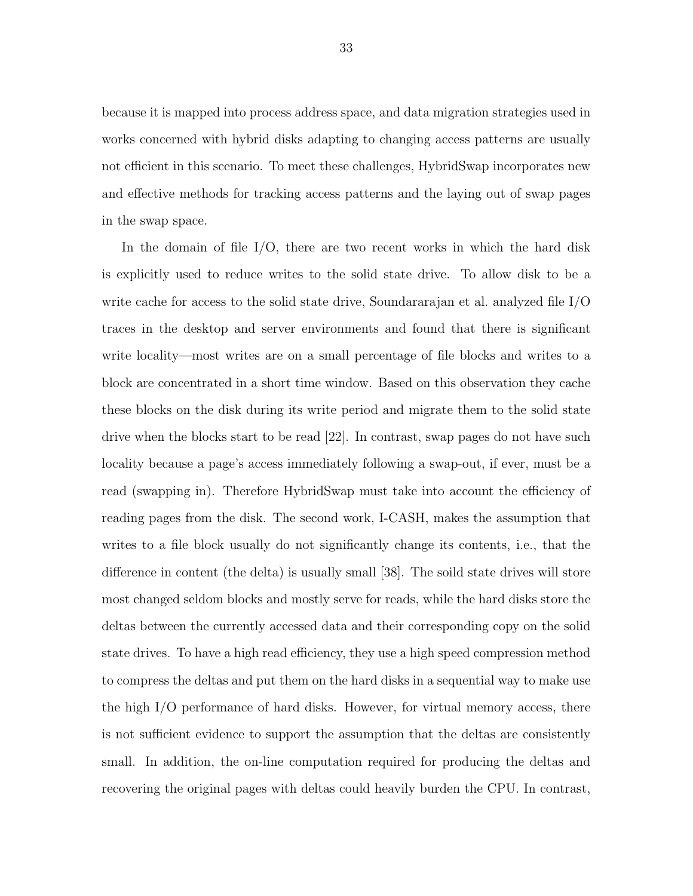because it is mapped into process address space, and data migration strategies used in works concerned with hybrid disks adapting to changing access patterns are usually not efficient in this scenario. To meet these challenges, HybridSwap incorporates new and effective methods for tracking access patterns and the laying out of swap pages in the swap space.

In the domain of file I/O, there are two recent works in which the hard disk is explicitly used to reduce writes to the solid state drive. To allow disk to be a write cache for access to the solid state drive, Soundararajan et al. analyzed file I/O traces in the desktop and server environments and found that there is significant write locality—most writes are on a small percentage of file blocks and writes to a block are concentrated in a short time window. Based on this observation they cache these blocks on the disk during its write period and migrate them to the solid state drive when the blocks start to be read [22]. In contrast, swap pages do not have such locality because a page's access immediately following a swap-out, if ever, must be a read (swapping in). Therefore HybridSwap must take into account the efficiency of reading pages from the disk. The second work, I-CASH, makes the assumption that writes to a file block usually do not significantly change its contents, i.e., that the difference in content (the delta) is usually small [38]. The soild state drives will store most changed seldom blocks and mostly serve for reads, while the hard disks store the deltas between the currently accessed data and their corresponding copy on the solid state drives. To have a high read efficiency, they use a high speed compression method to compress the deltas and put them on the hard disks in a sequential way to make use the high I/O performance of hard disks. However, for virtual memory access, there is not sufficient evidence to support the assumption that the deltas are consistently small. In addition, the on-line computation required for producing the deltas and recovering the original pages with deltas could heavily burden the CPU. In contrast,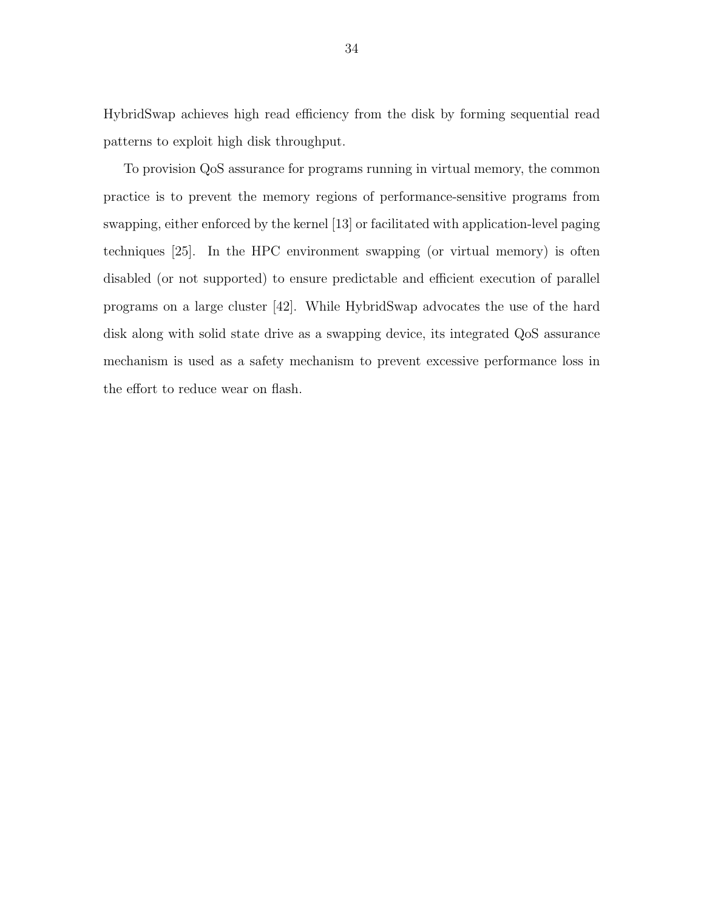HybridSwap achieves high read efficiency from the disk by forming sequential read patterns to exploit high disk throughput.

To provision QoS assurance for programs running in virtual memory, the common practice is to prevent the memory regions of performance-sensitive programs from swapping, either enforced by the kernel [13] or facilitated with application-level paging techniques [25]. In the HPC environment swapping (or virtual memory) is often disabled (or not supported) to ensure predictable and efficient execution of parallel programs on a large cluster [42]. While HybridSwap advocates the use of the hard disk along with solid state drive as a swapping device, its integrated QoS assurance mechanism is used as a safety mechanism to prevent excessive performance loss in the effort to reduce wear on flash.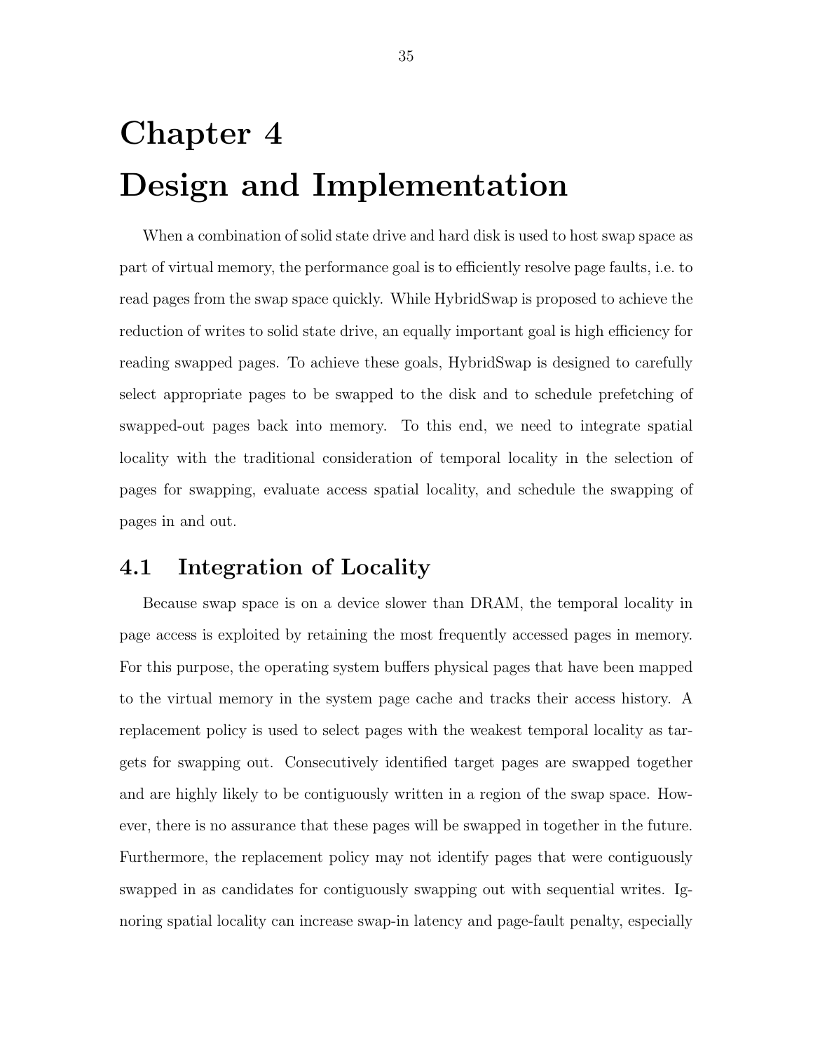# Chapter 4

# Design and Implementation

When a combination of solid state drive and hard disk is used to host swap space as part of virtual memory, the performance goal is to efficiently resolve page faults, i.e. to read pages from the swap space quickly. While HybridSwap is proposed to achieve the reduction of writes to solid state drive, an equally important goal is high efficiency for reading swapped pages. To achieve these goals, HybridSwap is designed to carefully select appropriate pages to be swapped to the disk and to schedule prefetching of swapped-out pages back into memory. To this end, we need to integrate spatial locality with the traditional consideration of temporal locality in the selection of pages for swapping, evaluate access spatial locality, and schedule the swapping of pages in and out.

## 4.1 Integration of Locality

Because swap space is on a device slower than DRAM, the temporal locality in page access is exploited by retaining the most frequently accessed pages in memory. For this purpose, the operating system buffers physical pages that have been mapped to the virtual memory in the system page cache and tracks their access history. A replacement policy is used to select pages with the weakest temporal locality as targets for swapping out. Consecutively identified target pages are swapped together and are highly likely to be contiguously written in a region of the swap space. However, there is no assurance that these pages will be swapped in together in the future. Furthermore, the replacement policy may not identify pages that were contiguously swapped in as candidates for contiguously swapping out with sequential writes. Ignoring spatial locality can increase swap-in latency and page-fault penalty, especially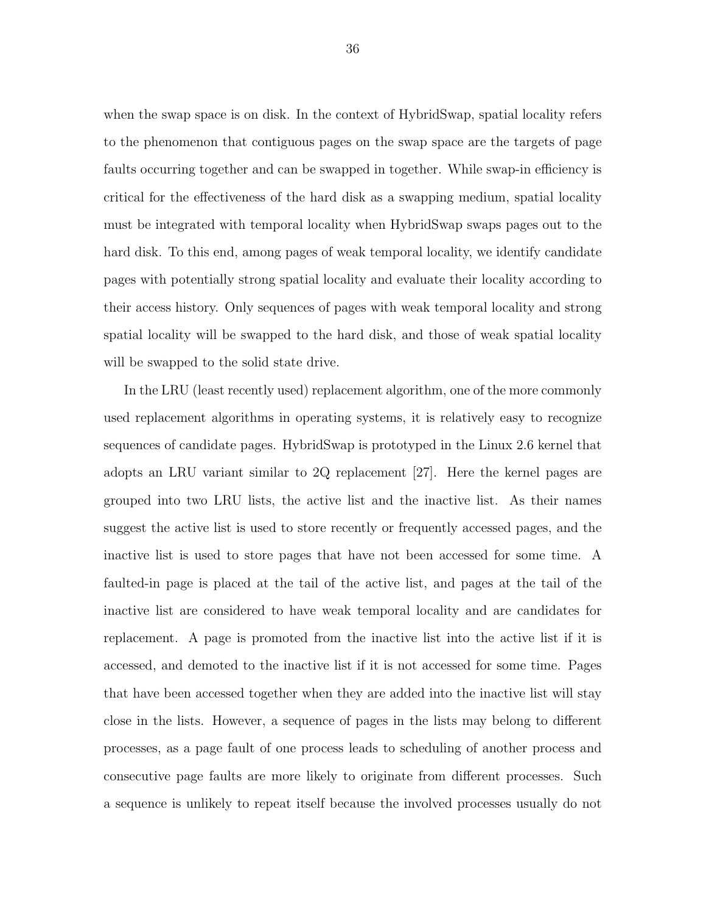when the swap space is on disk. In the context of HybridSwap, spatial locality refers to the phenomenon that contiguous pages on the swap space are the targets of page faults occurring together and can be swapped in together. While swap-in efficiency is critical for the effectiveness of the hard disk as a swapping medium, spatial locality must be integrated with temporal locality when HybridSwap swaps pages out to the hard disk. To this end, among pages of weak temporal locality, we identify candidate pages with potentially strong spatial locality and evaluate their locality according to their access history. Only sequences of pages with weak temporal locality and strong spatial locality will be swapped to the hard disk, and those of weak spatial locality will be swapped to the solid state drive.

In the LRU (least recently used) replacement algorithm, one of the more commonly used replacement algorithms in operating systems, it is relatively easy to recognize sequences of candidate pages. HybridSwap is prototyped in the Linux 2.6 kernel that adopts an LRU variant similar to 2Q replacement [27]. Here the kernel pages are grouped into two LRU lists, the active list and the inactive list. As their names suggest the active list is used to store recently or frequently accessed pages, and the inactive list is used to store pages that have not been accessed for some time. A faulted-in page is placed at the tail of the active list, and pages at the tail of the inactive list are considered to have weak temporal locality and are candidates for replacement. A page is promoted from the inactive list into the active list if it is accessed, and demoted to the inactive list if it is not accessed for some time. Pages that have been accessed together when they are added into the inactive list will stay close in the lists. However, a sequence of pages in the lists may belong to different processes, as a page fault of one process leads to scheduling of another process and consecutive page faults are more likely to originate from different processes. Such a sequence is unlikely to repeat itself because the involved processes usually do not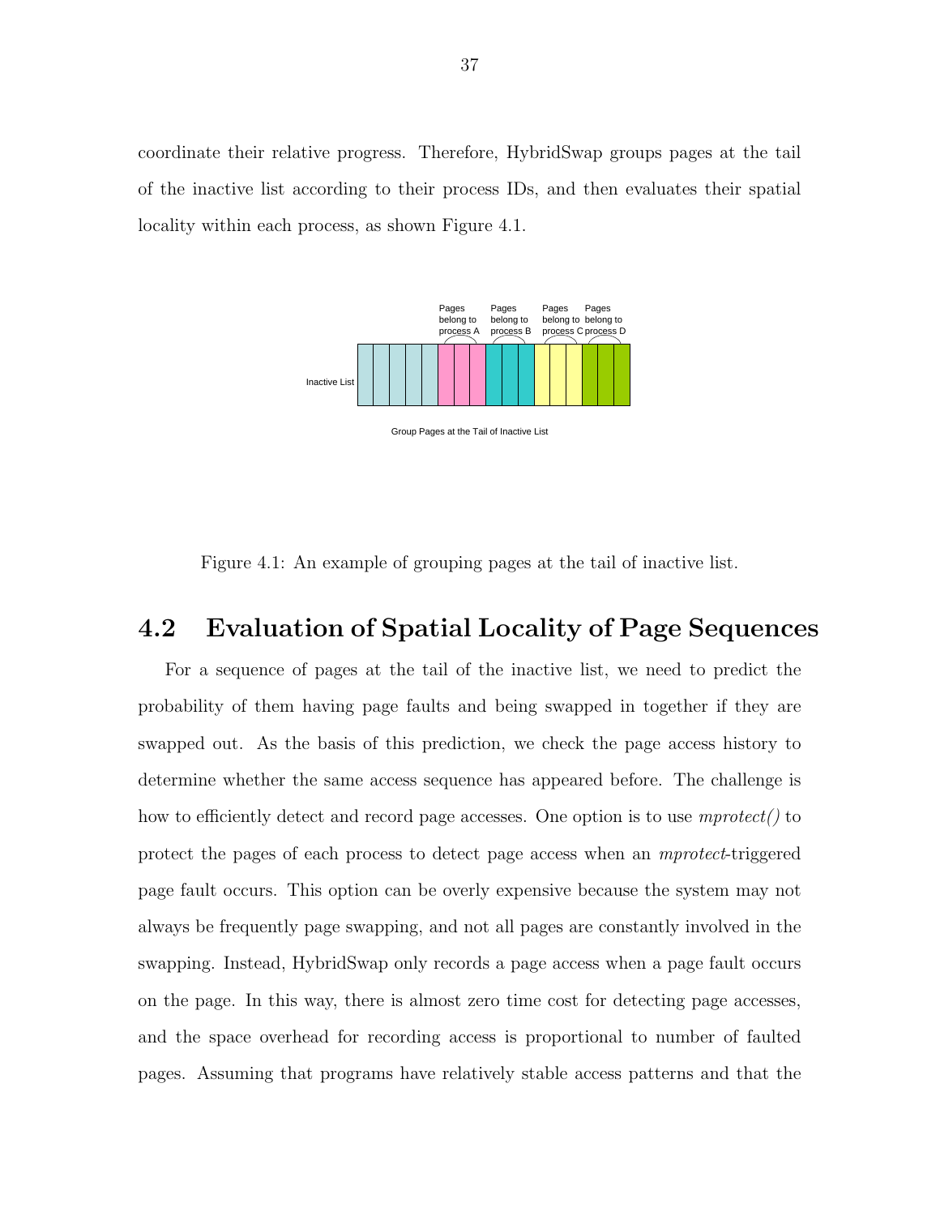coordinate their relative progress. Therefore, HybridSwap groups pages at the tail of the inactive list according to their process IDs, and then evaluates their spatial locality within each process, as shown Figure 4.1.

Figure 4.1: An example of grouping pages at the tail of inactive list.

## 4.2 Evaluation of Spatial Locality of Page Sequences

For a sequence of pages at the tail of the inactive list, we need to predict the probability of them having page faults and being swapped in together if they are swapped out. As the basis of this prediction, we check the page access history to determine whether the same access sequence has appeared before. The challenge is how to efficiently detect and record page accesses. One option is to use *mprotect()* to protect the pages of each process to detect page access when an *mprotect*-triggered page fault occurs. This option can be overly expensive because the system may not always be frequently page swapping, and not all pages are constantly involved in the swapping. Instead, HybridSwap only records a page access when a page fault occurs on the page. In this way, there is almost zero time cost for detecting page accesses, and the space overhead for recording access is proportional to number of faulted pages. Assuming that programs have relatively stable access patterns and that the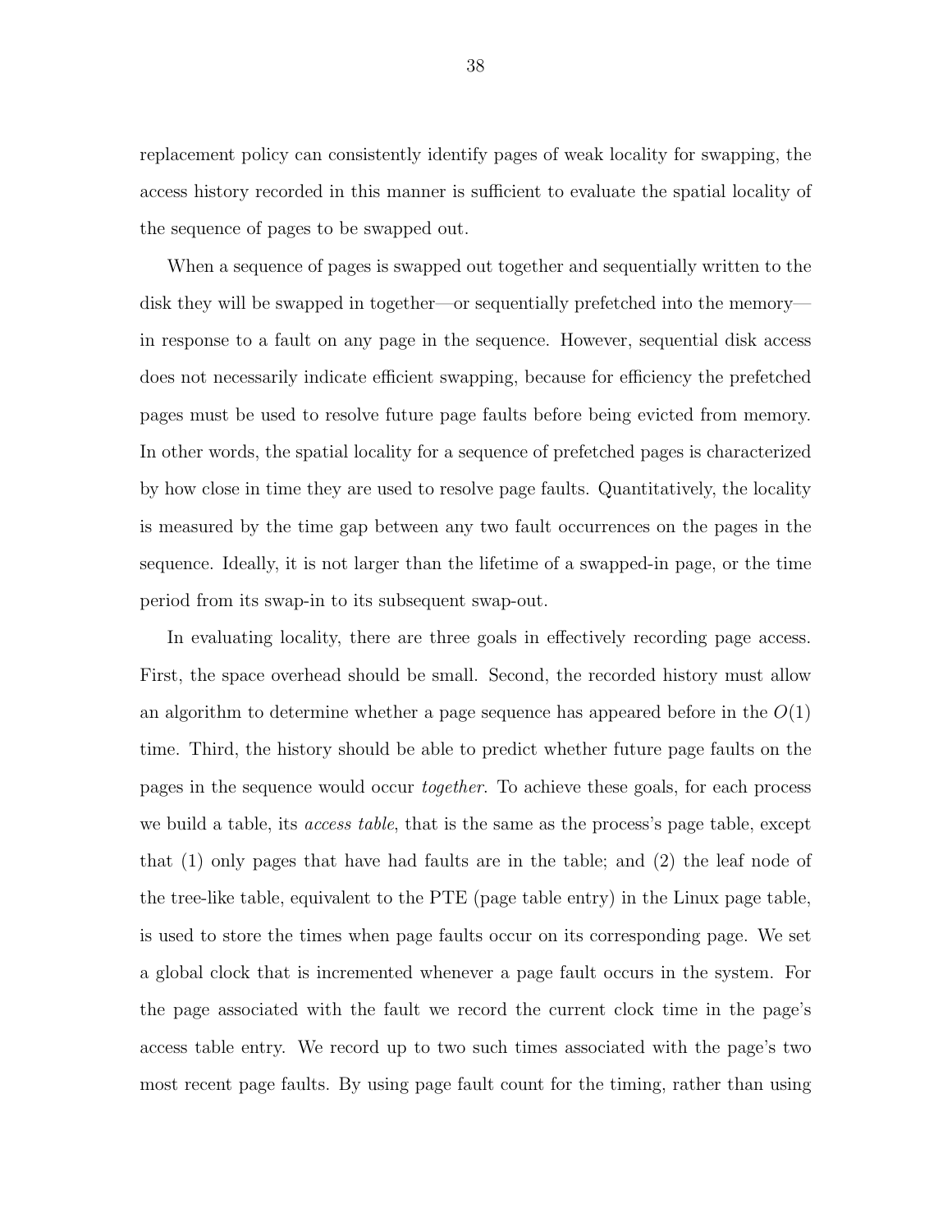replacement policy can consistently identify pages of weak locality for swapping, the access history recorded in this manner is sufficient to evaluate the spatial locality of the sequence of pages to be swapped out.

When a sequence of pages is swapped out together and sequentially written to the disk they will be swapped in together—or sequentially prefetched into the memory—in response to a fault on any page in the sequence. However, sequential disk access does not necessarily indicate efficient swapping, because for efficiency the prefetched pages must be used to resolve future page faults before being evicted from memory. In other words, the spatial locality for a sequence of prefetched pages is characterized by how close in time they are used to resolve page faults. Quantitatively, the locality is measured by the time gap between any two fault occurrences on the pages in the sequence. Ideally, it is not larger than the lifetime of a swapped-in page, or the time period from its swap-in to its subsequent swap-out.

In evaluating locality, there are three goals in effectively recording page access. First, the space overhead should be small. Second, the recorded history must allow an algorithm to determine whether a page sequence has appeared before in the $O(1)$ time. Third, the history should be able to predict whether future page faults on the pages in the sequence would occur *together*. To achieve these goals, for each process we build a table, its *access table*, that is the same as the process's page table, except that (1) only pages that have had faults are in the table; and (2) the leaf node of the tree-like table, equivalent to the PTE (page table entry) in the Linux page table, is used to store the times when page faults occur on its corresponding page. We set a global clock that is incremented whenever a page fault occurs in the system. For the page associated with the fault we record the current clock time in the page's access table entry. We record up to two such times associated with the page's two most recent page faults. By using page fault count for the timing, rather than using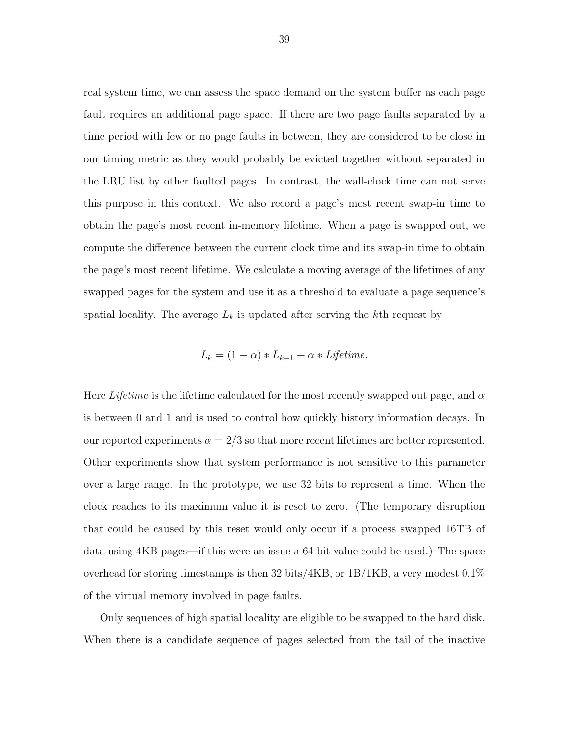real system time, we can assess the space demand on the system buffer as each page fault requires an additional page space. If there are two page faults separated by a time period with few or no page faults in between, they are considered to be close in our timing metric as they would probably be evicted together without separated in the LRU list by other faulted pages. In contrast, the wall-clock time can not serve this purpose in this context. We also record a page's most recent swap-in time to obtain the page's most recent in-memory lifetime. When a page is swapped out, we compute the difference between the current clock time and its swap-in time to obtain the page's most recent lifetime. We calculate a moving average of the lifetimes of any swapped pages for the system and use it as a threshold to evaluate a page sequence's spatial locality. The average $L_k$ is updated after serving the $k$th request by

$$L_k = (1 - \alpha) * L_{k-1} + \alpha * \mathit{Lifetime}.$$

Here *Lifetime* is the lifetime calculated for the most recently swapped out page, and $\alpha$ is between 0 and 1 and is used to control how quickly history information decays. In our reported experiments $\alpha = 2/3$ so that more recent lifetimes are better represented. Other experiments show that system performance is not sensitive to this parameter over a large range. In the prototype, we use 32 bits to represent a time. When the clock reaches to its maximum value it is reset to zero. (The temporary disruption that could be caused by this reset would only occur if a process swapped 16TB of data using 4KB pages—if this were an issue a 64 bit value could be used.) The space overhead for storing timestamps is then 32 bits/4KB, or 1B/1KB, a very modest 0.1% of the virtual memory involved in page faults.

Only sequences of high spatial locality are eligible to be swapped to the hard disk. When there is a candidate sequence of pages selected from the tail of the inactive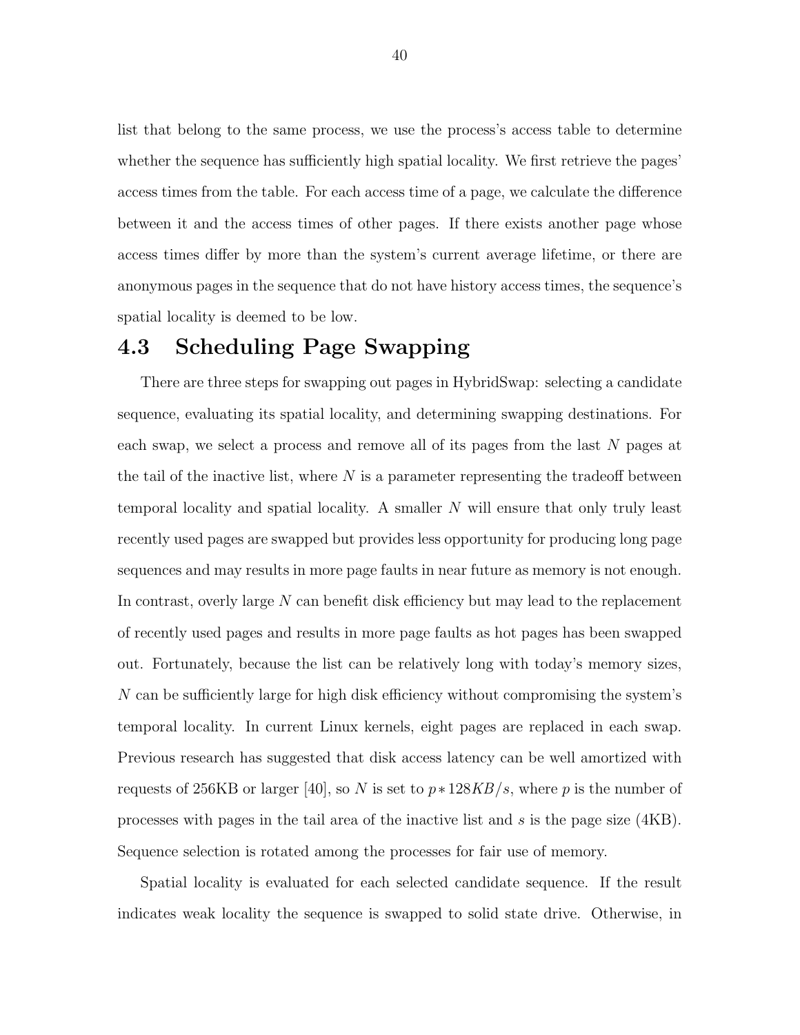list that belong to the same process, we use the process's access table to determine whether the sequence has sufficiently high spatial locality. We first retrieve the pages' access times from the table. For each access time of a page, we calculate the difference between it and the access times of other pages. If there exists another page whose access times differ by more than the system's current average lifetime, or there are anonymous pages in the sequence that do not have history access times, the sequence's spatial locality is deemed to be low.

## 4.3 Scheduling Page Swapping

There are three steps for swapping out pages in HybridSwap: selecting a candidate sequence, evaluating its spatial locality, and determining swapping destinations. For each swap, we select a process and remove all of its pages from the last $N$ pages at the tail of the inactive list, where $N$ is a parameter representing the tradeoff between temporal locality and spatial locality. A smaller $N$ will ensure that only truly least recently used pages are swapped but provides less opportunity for producing long page sequences and may results in more page faults in near future as memory is not enough. In contrast, overly large $N$ can benefit disk efficiency but may lead to the replacement of recently used pages and results in more page faults as hot pages has been swapped out. Fortunately, because the list can be relatively long with today's memory sizes, $N$ can be sufficiently large for high disk efficiency without compromising the system's temporal locality. In current Linux kernels, eight pages are replaced in each swap. Previous research has suggested that disk access latency can be well amortized with requests of 256KB or larger [40], so $N$ is set to $p * 128KB/s$, where $p$ is the number of processes with pages in the tail area of the inactive list and $s$ is the page size (4KB). Sequence selection is rotated among the processes for fair use of memory.

Spatial locality is evaluated for each selected candidate sequence. If the result indicates weak locality the sequence is swapped to solid state drive. Otherwise, in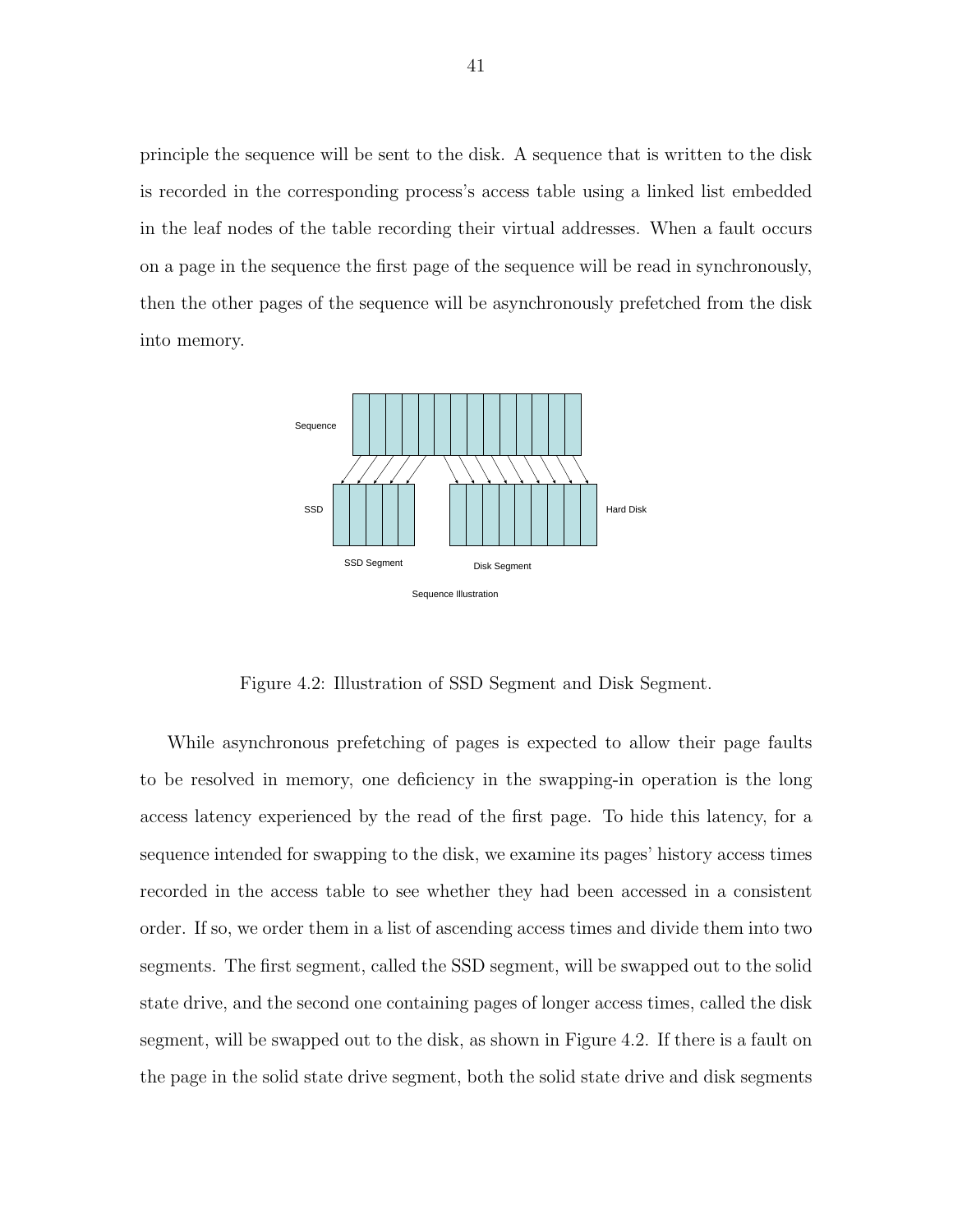principle the sequence will be sent to the disk. A sequence that is written to the disk is recorded in the corresponding process's access table using a linked list embedded in the leaf nodes of the table recording their virtual addresses. When a fault occurs on a page in the sequence the first page of the sequence will be read in synchronously, then the other pages of the sequence will be asynchronously prefetched from the disk into memory.

Figure 4.2: Illustration of SSD Segment and Disk Segment.

While asynchronous prefetching of pages is expected to allow their page faults to be resolved in memory, one deficiency in the swapping-in operation is the long access latency experienced by the read of the first page. To hide this latency, for a sequence intended for swapping to the disk, we examine its pages' history access times recorded in the access table to see whether they had been accessed in a consistent order. If so, we order them in a list of ascending access times and divide them into two segments. The first segment, called the SSD segment, will be swapped out to the solid state drive, and the second one containing pages of longer access times, called the disk segment, will be swapped out to the disk, as shown in Figure 4.2. If there is a fault on the page in the solid state drive segment, both the solid state drive and disk segments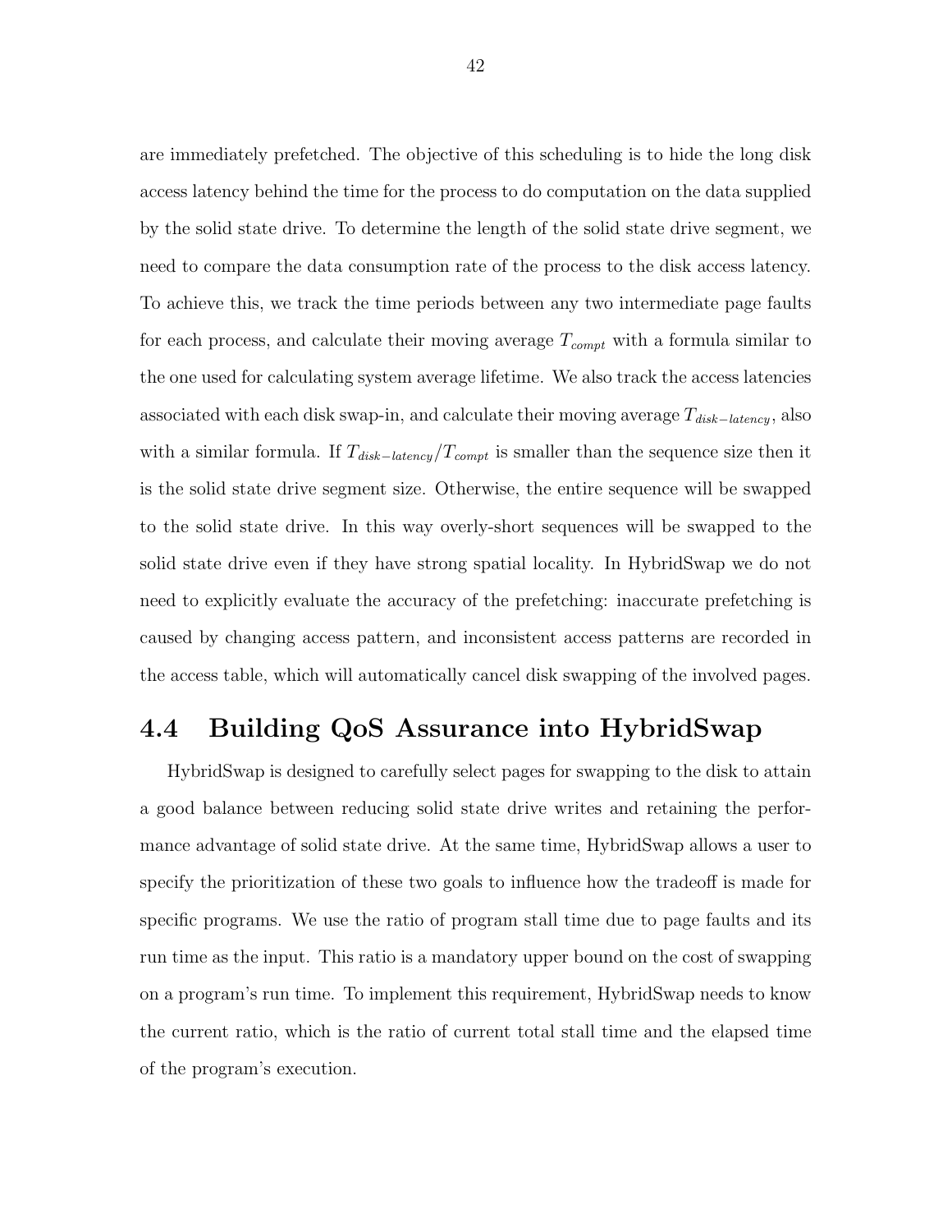are immediately prefetched. The objective of this scheduling is to hide the long disk access latency behind the time for the process to do computation on the data supplied by the solid state drive. To determine the length of the solid state drive segment, we need to compare the data consumption rate of the process to the disk access latency. To achieve this, we track the time periods between any two intermediate page faults for each process, and calculate their moving average $T_{compt}$ with a formula similar to the one used for calculating system average lifetime. We also track the access latencies associated with each disk swap-in, and calculate their moving average $T_{disk-latency}$, also with a similar formula. If $T_{disk-latency}/T_{compt}$ is smaller than the sequence size then it is the solid state drive segment size. Otherwise, the entire sequence will be swapped to the solid state drive. In this way overly-short sequences will be swapped to the solid state drive even if they have strong spatial locality. In HybridSwap we do not need to explicitly evaluate the accuracy of the prefetching: inaccurate prefetching is caused by changing access pattern, and inconsistent access patterns are recorded in the access table, which will automatically cancel disk swapping of the involved pages.

## 4.4 Building QoS Assurance into HybridSwap

HybridSwap is designed to carefully select pages for swapping to the disk to attain a good balance between reducing solid state drive writes and retaining the performance advantage of solid state drive. At the same time, HybridSwap allows a user to specify the prioritization of these two goals to influence how the tradeoff is made for specific programs. We use the ratio of program stall time due to page faults and its run time as the input. This ratio is a mandatory upper bound on the cost of swapping on a program's run time. To implement this requirement, HybridSwap needs to know the current ratio, which is the ratio of current total stall time and the elapsed time of the program's execution.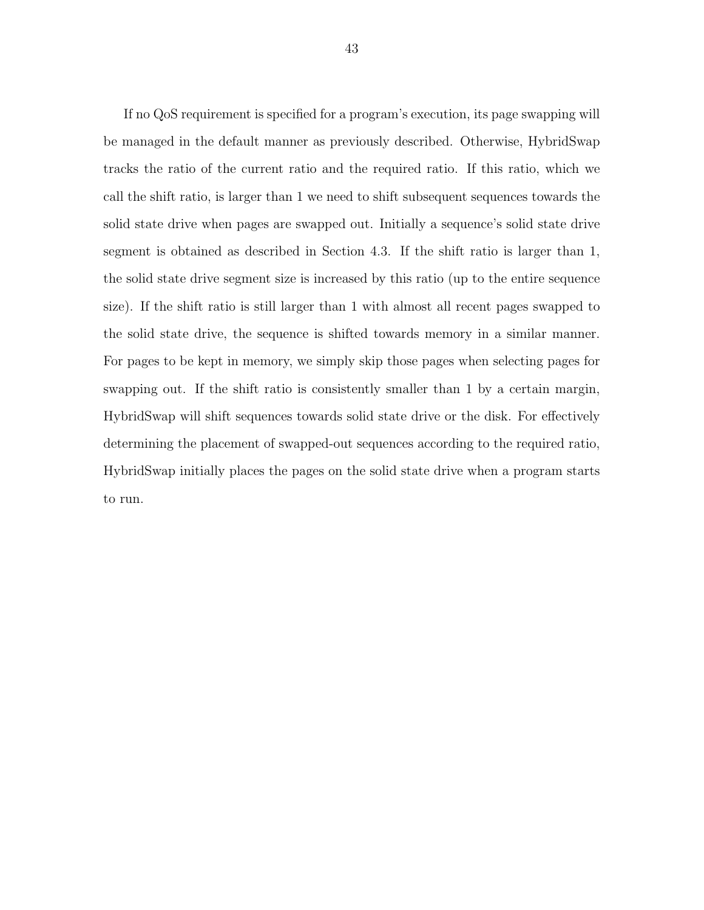If no QoS requirement is specified for a program's execution, its page swapping will be managed in the default manner as previously described. Otherwise, HybridSwap tracks the ratio of the current ratio and the required ratio. If this ratio, which we call the shift ratio, is larger than 1 we need to shift subsequent sequences towards the solid state drive when pages are swapped out. Initially a sequence's solid state drive segment is obtained as described in Section 4.3. If the shift ratio is larger than 1, the solid state drive segment size is increased by this ratio (up to the entire sequence size). If the shift ratio is still larger than 1 with almost all recent pages swapped to the solid state drive, the sequence is shifted towards memory in a similar manner. For pages to be kept in memory, we simply skip those pages when selecting pages for swapping out. If the shift ratio is consistently smaller than 1 by a certain margin, HybridSwap will shift sequences towards solid state drive or the disk. For effectively determining the placement of swapped-out sequences according to the required ratio, HybridSwap initially places the pages on the solid state drive when a program starts to run.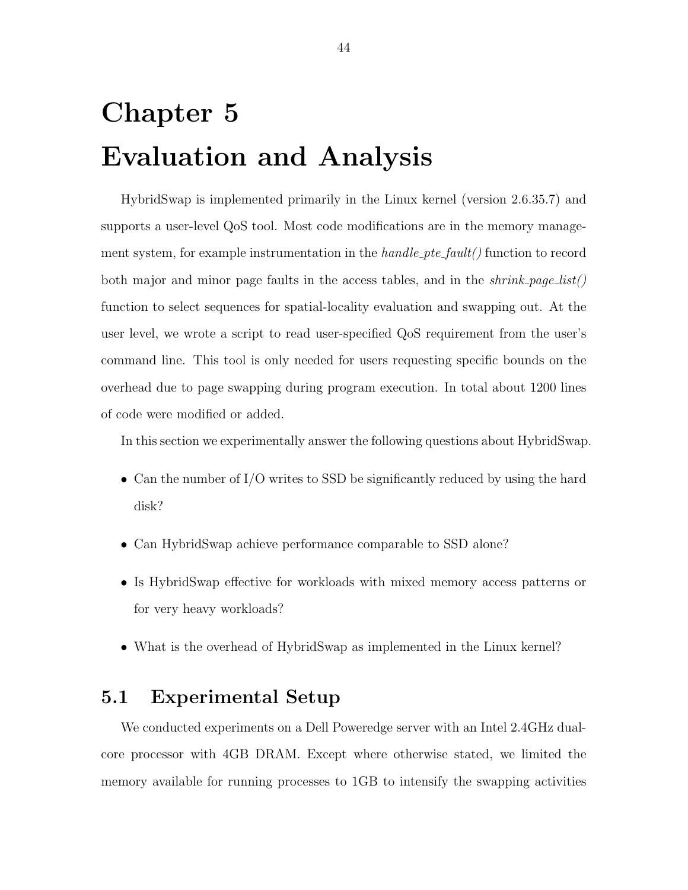# Chapter 5

# Evaluation and Analysis

HybridSwap is implemented primarily in the Linux kernel (version 2.6.35.7) and supports a user-level QoS tool. Most code modifications are in the memory management system, for example instrumentation in the *handle_pte_fault()* function to record both major and minor page faults in the access tables, and in the *shrink_page_list()* function to select sequences for spatial-locality evaluation and swapping out. At the user level, we wrote a script to read user-specified QoS requirement from the user's command line. This tool is only needed for users requesting specific bounds on the overhead due to page swapping during program execution. In total about 1200 lines of code were modified or added.

In this section we experimentally answer the following questions about HybridSwap.

- Can the number of I/O writes to SSD be significantly reduced by using the hard disk?
- Can HybridSwap achieve performance comparable to SSD alone?
- Is HybridSwap effective for workloads with mixed memory access patterns or for very heavy workloads?
- What is the overhead of HybridSwap as implemented in the Linux kernel?

## 5.1 Experimental Setup

We conducted experiments on a Dell Poweredge server with an Intel 2.4GHz dual-core processor with 4GB DRAM. Except where otherwise stated, we limited the memory available for running processes to 1GB to intensify the swapping activities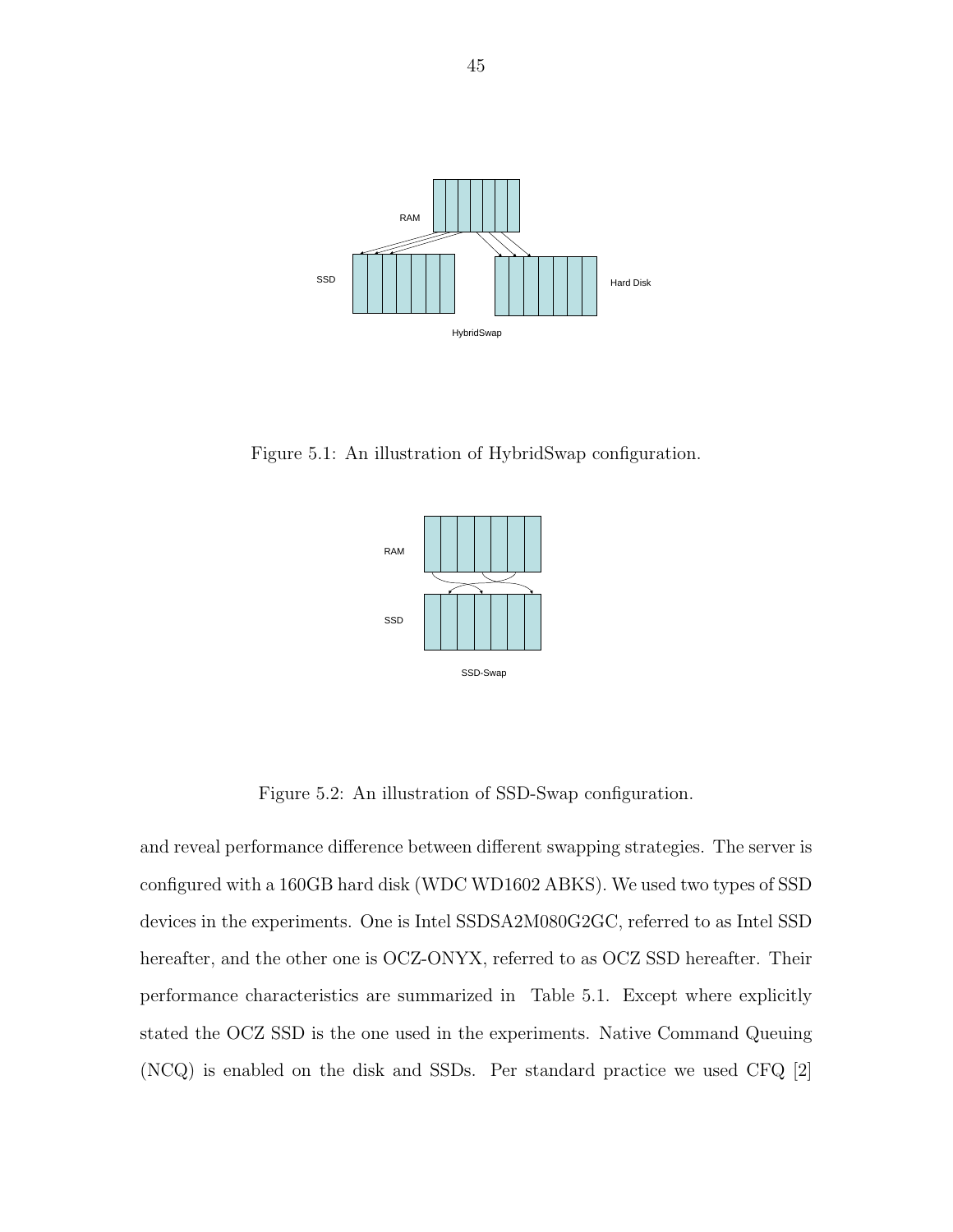Figure 5.1: An illustration of HybridSwap configuration.

Figure 5.2: An illustration of SSD-Swap configuration.

and reveal performance difference between different swapping strategies. The server is configured with a 160GB hard disk (WDC WD1602 ABKS). We used two types of SSD devices in the experiments. One is Intel SSDSA2M080G2GC, referred to as Intel SSD hereafter, and the other one is OCZ-ONYX, referred to as OCZ SSD hereafter. Their performance characteristics are summarized in Table 5.1. Except where explicitly stated the OCZ SSD is the one used in the experiments. Native Command Queuing (NCQ) is enabled on the disk and SSDs. Per standard practice we used CFQ [2]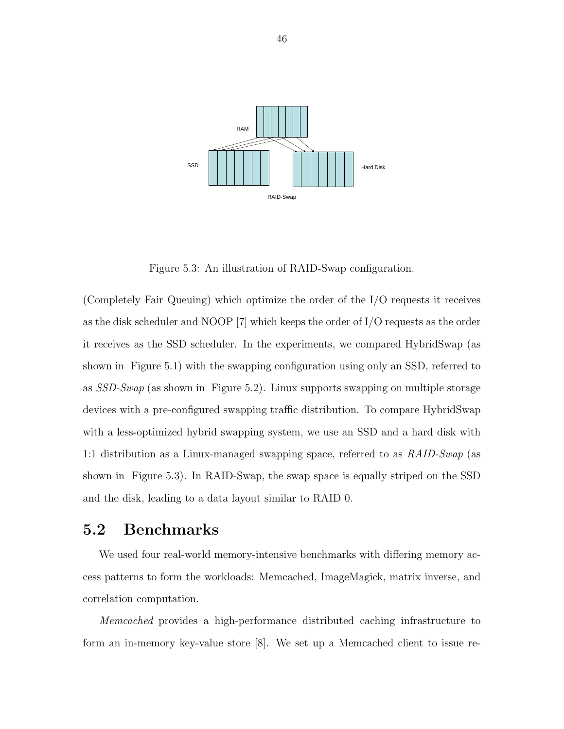Figure 5.3: An illustration of RAID-Swap configuration.

(Completely Fair Queuing) which optimize the order of the I/O requests it receives as the disk scheduler and NOOP [7] which keeps the order of I/O requests as the order it receives as the SSD scheduler. In the experiments, we compared HybridSwap (as shown in Figure 5.1) with the swapping configuration using only an SSD, referred to as *SSD-Swap* (as shown in Figure 5.2). Linux supports swapping on multiple storage devices with a pre-configured swapping traffic distribution. To compare HybridSwap with a less-optimized hybrid swapping system, we use an SSD and a hard disk with 1:1 distribution as a Linux-managed swapping space, referred to as *RAID-Swap* (as shown in Figure 5.3). In RAID-Swap, the swap space is equally striped on the SSD and the disk, leading to a data layout similar to RAID 0.

## 5.2 Benchmarks

We used four real-world memory-intensive benchmarks with differing memory access patterns to form the workloads: Memcached, ImageMagick, matrix inverse, and correlation computation.

*Memcached* provides a high-performance distributed caching infrastructure to form an in-memory key-value store [8]. We set up a Memcached client to issue re-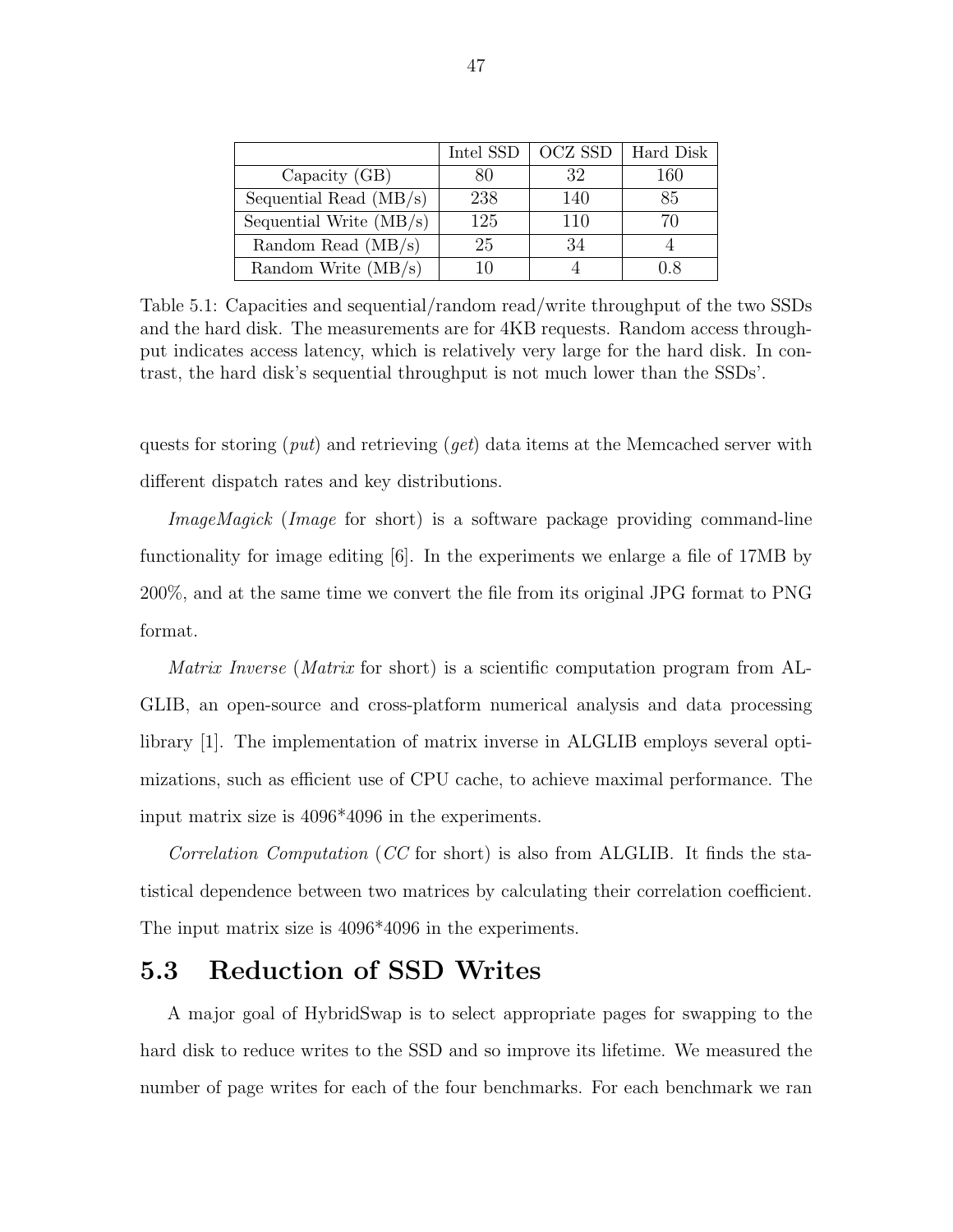| | Intel SSD | OCZ SSD | Hard Disk |
|---|---|---|---|
| Capacity (GB) | 80 | 32 | 160 |
| Sequential Read (MB/s) | 238 | 140 | 85 |
| Sequential Write (MB/s) | 125 | 110 | 70 |
| Random Read (MB/s) | 25 | 34 | 4 |
| Random Write (MB/s) | 10 | 4 | 0.8 |

Table 5.1: Capacities and sequential/random read/write throughput of the two SSDs and the hard disk. The measurements are for 4KB requests. Random access throughput indicates access latency, which is relatively very large for the hard disk. In contrast, the hard disk's sequential throughput is not much lower than the SSDs'.

quests for storing (*put*) and retrieving (*get*) data items at the Memcached server with different dispatch rates and key distributions.

*ImageMagick* (*Image* for short) is a software package providing command-line functionality for image editing [6]. In the experiments we enlarge a file of 17MB by 200%, and at the same time we convert the file from its original JPG format to PNG format.

*Matrix Inverse* (*Matrix* for short) is a scientific computation program from ALGLIB, an open-source and cross-platform numerical analysis and data processing library [1]. The implementation of matrix inverse in ALGLIB employs several optimizations, such as efficient use of CPU cache, to achieve maximal performance. The input matrix size is 4096*4096 in the experiments.

*Correlation Computation* (*CC* for short) is also from ALGLIB. It finds the statistical dependence between two matrices by calculating their correlation coefficient. The input matrix size is 4096*4096 in the experiments.

## 5.3 Reduction of SSD Writes

A major goal of HybridSwap is to select appropriate pages for swapping to the hard disk to reduce writes to the SSD and so improve its lifetime. We measured the number of page writes for each of the four benchmarks. For each benchmark we ran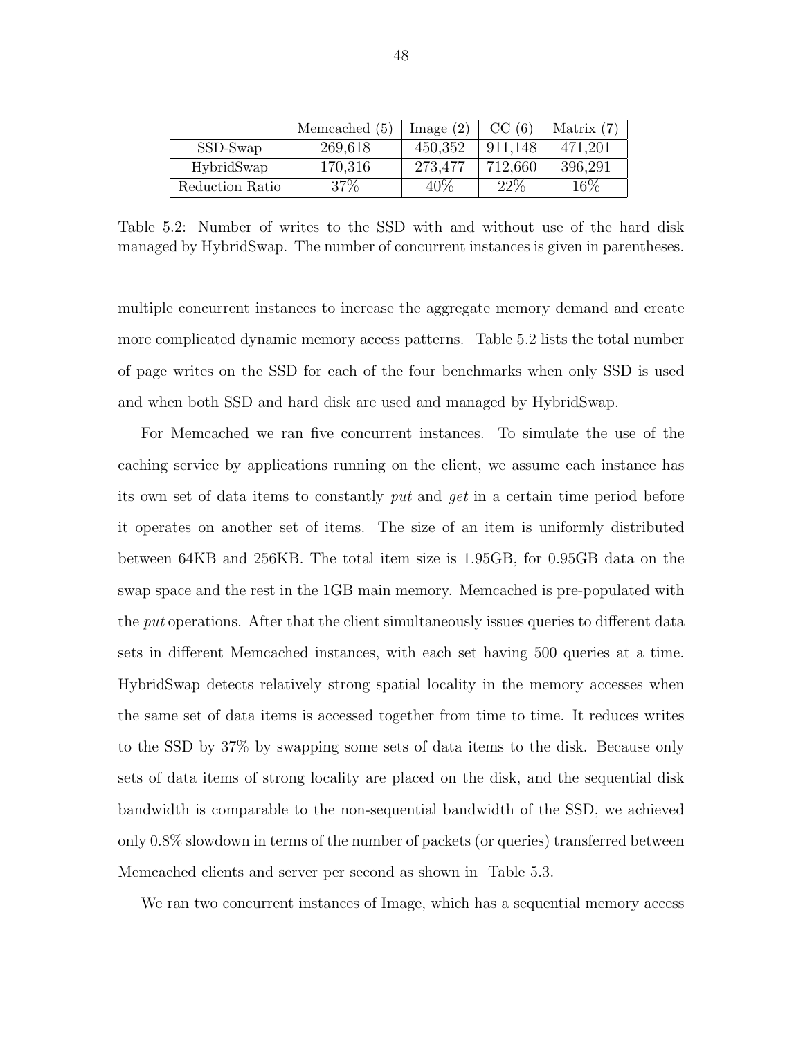| | Memcached (5) | Image (2) | CC (6) | Matrix (7) |
|---|---|---|---|---|
| SSD-Swap | 269,618 | 450,352 | 911,148 | 471,201 |
| HybridSwap | 170,316 | 273,477 | 712,660 | 396,291 |
| Reduction Ratio | 37% | 40% | 22% | 16% |

Table 5.2: Number of writes to the SSD with and without use of the hard disk managed by HybridSwap. The number of concurrent instances is given in parentheses.

multiple concurrent instances to increase the aggregate memory demand and create more complicated dynamic memory access patterns. Table 5.2 lists the total number of page writes on the SSD for each of the four benchmarks when only SSD is used and when both SSD and hard disk are used and managed by HybridSwap.

For Memcached we ran five concurrent instances. To simulate the use of the caching service by applications running on the client, we assume each instance has its own set of data items to constantly *put* and *get* in a certain time period before it operates on another set of items. The size of an item is uniformly distributed between 64KB and 256KB. The total item size is 1.95GB, for 0.95GB data on the swap space and the rest in the 1GB main memory. Memcached is pre-populated with the *put* operations. After that the client simultaneously issues queries to different data sets in different Memcached instances, with each set having 500 queries at a time. HybridSwap detects relatively strong spatial locality in the memory accesses when the same set of data items is accessed together from time to time. It reduces writes to the SSD by 37% by swapping some sets of data items to the disk. Because only sets of data items of strong locality are placed on the disk, and the sequential disk bandwidth is comparable to the non-sequential bandwidth of the SSD, we achieved only 0.8% slowdown in terms of the number of packets (or queries) transferred between Memcached clients and server per second as shown in Table 5.3.

We ran two concurrent instances of Image, which has a sequential memory access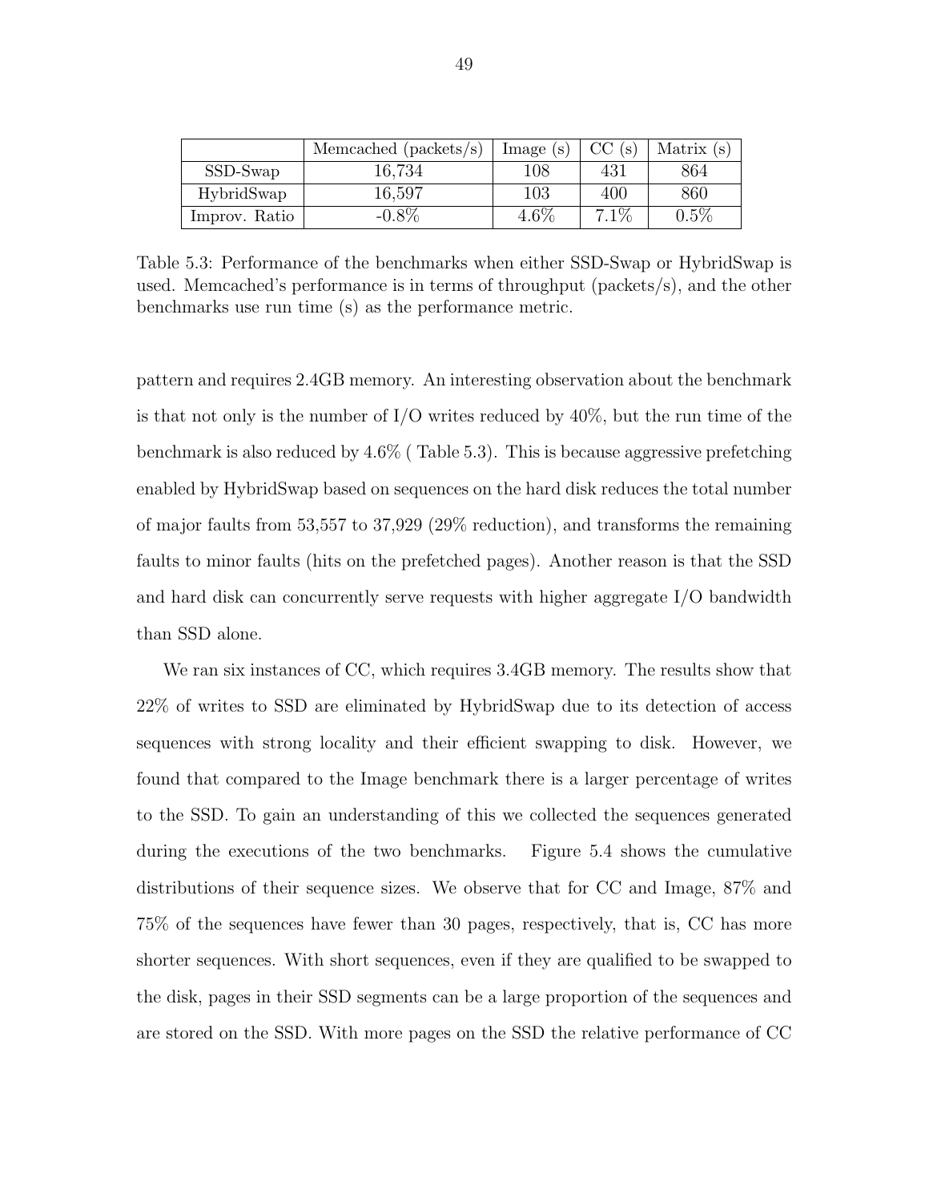|  | Memcached (packets/s) | Image (s) | CC (s) | Matrix (s) |
| --- | --- | --- | --- | --- |
| SSD-Swap | 16,734 | 108 | 431 | 864 |
| HybridSwap | 16,597 | 103 | 400 | 860 |
| Improv. Ratio | -0.8% | 4.6% | 7.1% | 0.5% |

Table 5.3: Performance of the benchmarks when either SSD-Swap or HybridSwap is used. Memcached's performance is in terms of throughput (packets/s), and the other benchmarks use run time (s) as the performance metric.

pattern and requires 2.4GB memory. An interesting observation about the benchmark is that not only is the number of I/O writes reduced by 40%, but the run time of the benchmark is also reduced by 4.6% ( Table 5.3). This is because aggressive prefetching enabled by HybridSwap based on sequences on the hard disk reduces the total number of major faults from 53,557 to 37,929 (29% reduction), and transforms the remaining faults to minor faults (hits on the prefetched pages). Another reason is that the SSD and hard disk can concurrently serve requests with higher aggregate I/O bandwidth than SSD alone.

We ran six instances of CC, which requires 3.4GB memory. The results show that 22% of writes to SSD are eliminated by HybridSwap due to its detection of access sequences with strong locality and their efficient swapping to disk. However, we found that compared to the Image benchmark there is a larger percentage of writes to the SSD. To gain an understanding of this we collected the sequences generated during the executions of the two benchmarks. Figure 5.4 shows the cumulative distributions of their sequence sizes. We observe that for CC and Image, 87% and 75% of the sequences have fewer than 30 pages, respectively, that is, CC has more shorter sequences. With short sequences, even if they are qualified to be swapped to the disk, pages in their SSD segments can be a large proportion of the sequences and are stored on the SSD. With more pages on the SSD the relative performance of CC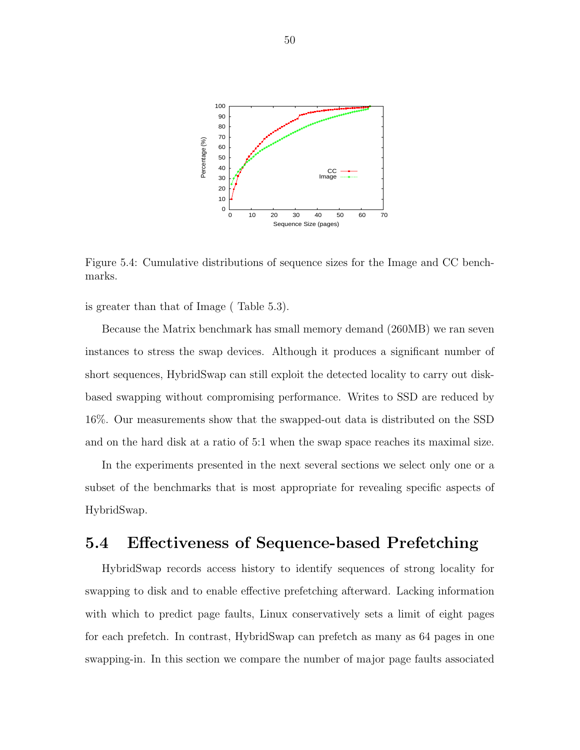Figure 5.4: Cumulative distributions of sequence sizes for the Image and CC benchmarks.

is greater than that of Image ( Table 5.3).

Because the Matrix benchmark has small memory demand (260MB) we ran seven instances to stress the swap devices. Although it produces a significant number of short sequences, HybridSwap can still exploit the detected locality to carry out disk-based swapping without compromising performance. Writes to SSD are reduced by 16%. Our measurements show that the swapped-out data is distributed on the SSD and on the hard disk at a ratio of 5:1 when the swap space reaches its maximal size.

In the experiments presented in the next several sections we select only one or a subset of the benchmarks that is most appropriate for revealing specific aspects of HybridSwap.

## 5.4 Effectiveness of Sequence-based Prefetching

HybridSwap records access history to identify sequences of strong locality for swapping to disk and to enable effective prefetching afterward. Lacking information with which to predict page faults, Linux conservatively sets a limit of eight pages for each prefetch. In contrast, HybridSwap can prefetch as many as 64 pages in one swapping-in. In this section we compare the number of major page faults associated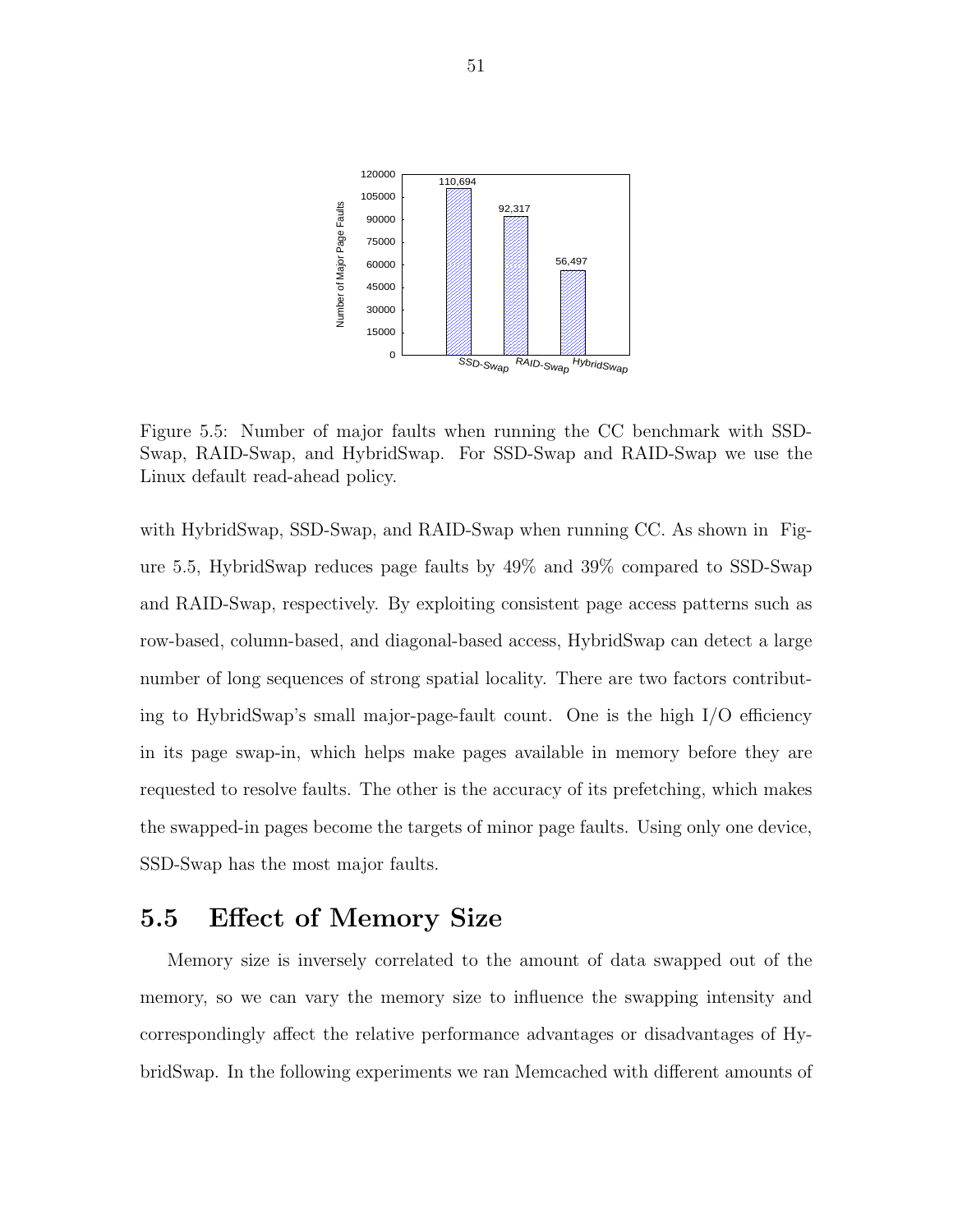Figure 5.5: Number of major faults when running the CC benchmark with SSD-Swap, RAID-Swap, and HybridSwap. For SSD-Swap and RAID-Swap we use the Linux default read-ahead policy.

with HybridSwap, SSD-Swap, and RAID-Swap when running CC. As shown in Figure 5.5, HybridSwap reduces page faults by 49% and 39% compared to SSD-Swap and RAID-Swap, respectively. By exploiting consistent page access patterns such as row-based, column-based, and diagonal-based access, HybridSwap can detect a large number of long sequences of strong spatial locality. There are two factors contributing to HybridSwap's small major-page-fault count. One is the high I/O efficiency in its page swap-in, which helps make pages available in memory before they are requested to resolve faults. The other is the accuracy of its prefetching, which makes the swapped-in pages become the targets of minor page faults. Using only one device, SSD-Swap has the most major faults.

## 5.5 Effect of Memory Size

Memory size is inversely correlated to the amount of data swapped out of the memory, so we can vary the memory size to influence the swapping intensity and correspondingly affect the relative performance advantages or disadvantages of HybridSwap. In the following experiments we ran Memcached with different amounts of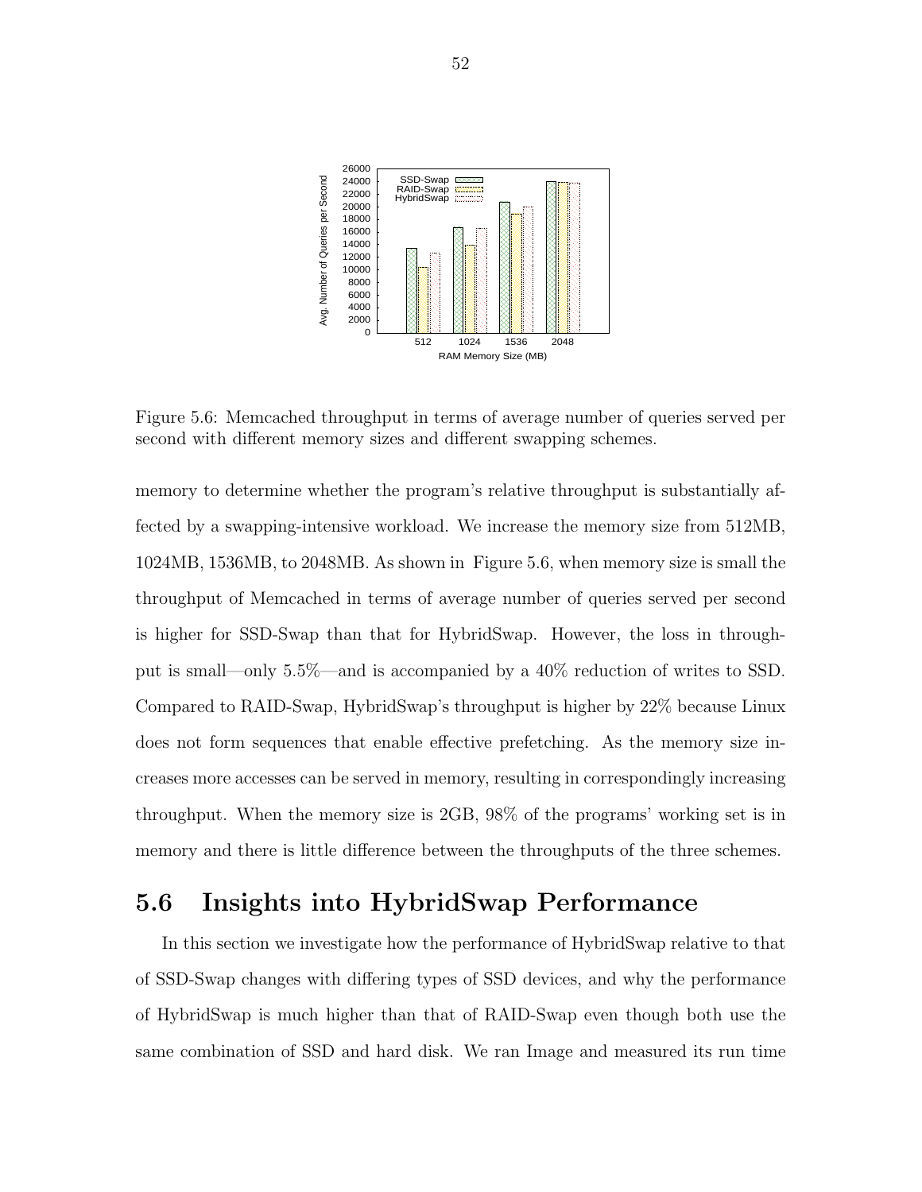Figure 5.6: Memcached throughput in terms of average number of queries served per second with different memory sizes and different swapping schemes.

memory to determine whether the program's relative throughput is substantially affected by a swapping-intensive workload. We increase the memory size from 512MB, 1024MB, 1536MB, to 2048MB. As shown in Figure 5.6, when memory size is small the throughput of Memcached in terms of average number of queries served per second is higher for SSD-Swap than that for HybridSwap. However, the loss in throughput is small—only 5.5%—and is accompanied by a 40% reduction of writes to SSD. Compared to RAID-Swap, HybridSwap's throughput is higher by 22% because Linux does not form sequences that enable effective prefetching. As the memory size increases more accesses can be served in memory, resulting in correspondingly increasing throughput. When the memory size is 2GB, 98% of the programs' working set is in memory and there is little difference between the throughputs of the three schemes.

## 5.6 Insights into HybridSwap Performance

In this section we investigate how the performance of HybridSwap relative to that of SSD-Swap changes with differing types of SSD devices, and why the performance of HybridSwap is much higher than that of RAID-Swap even though both use the same combination of SSD and hard disk. We ran Image and measured its run time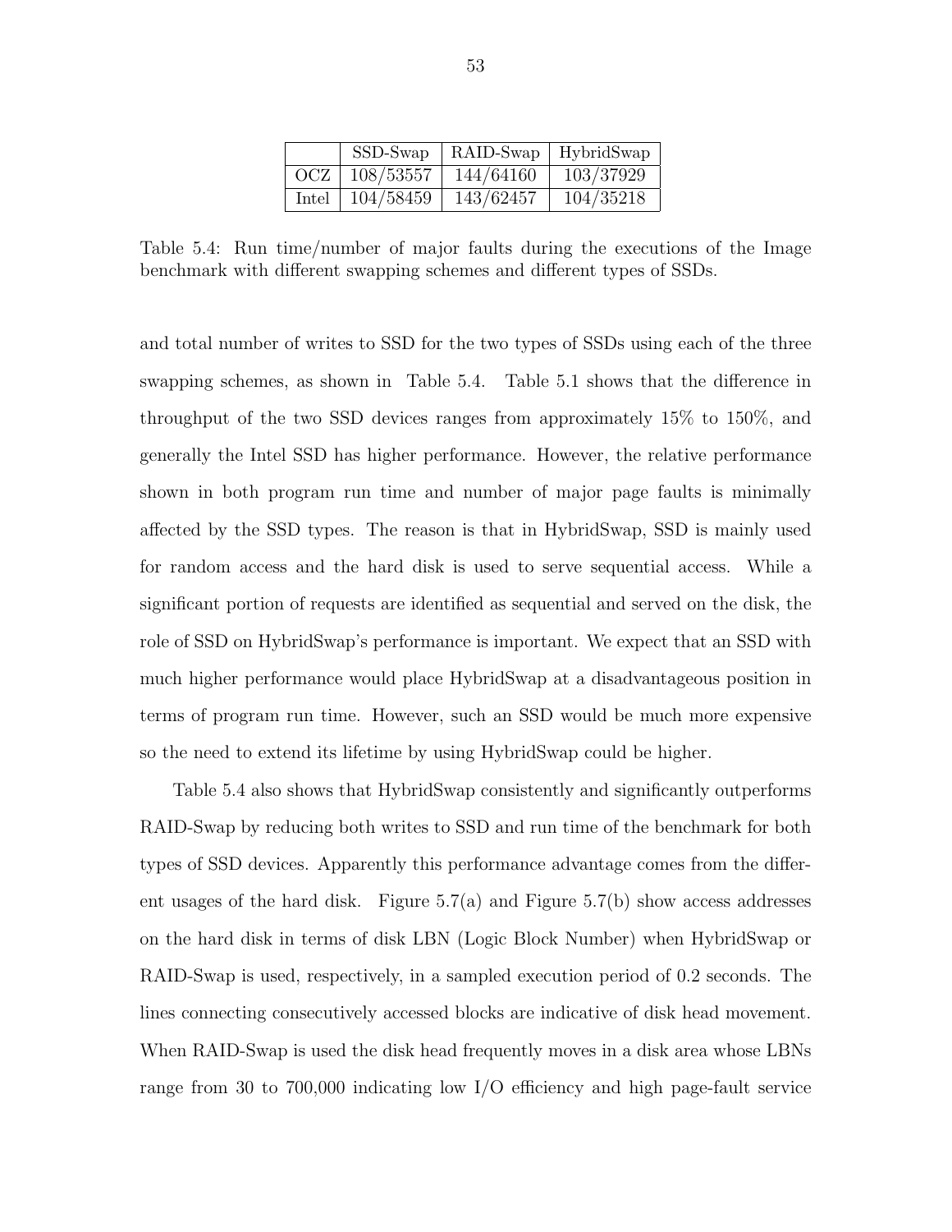|  | SSD-Swap | RAID-Swap | HybridSwap |
|---|---|---|---|
| OCZ | 108/53557 | 144/64160 | 103/37929 |
| Intel | 104/58459 | 143/62457 | 104/35218 |

Table 5.4: Run time/number of major faults during the executions of the Image benchmark with different swapping schemes and different types of SSDs.

and total number of writes to SSD for the two types of SSDs using each of the three swapping schemes, as shown in Table 5.4. Table 5.1 shows that the difference in throughput of the two SSD devices ranges from approximately 15% to 150%, and generally the Intel SSD has higher performance. However, the relative performance shown in both program run time and number of major page faults is minimally affected by the SSD types. The reason is that in HybridSwap, SSD is mainly used for random access and the hard disk is used to serve sequential access. While a significant portion of requests are identified as sequential and served on the disk, the role of SSD on HybridSwap's performance is important. We expect that an SSD with much higher performance would place HybridSwap at a disadvantageous position in terms of program run time. However, such an SSD would be much more expensive so the need to extend its lifetime by using HybridSwap could be higher.

Table 5.4 also shows that HybridSwap consistently and significantly outperforms RAID-Swap by reducing both writes to SSD and run time of the benchmark for both types of SSD devices. Apparently this performance advantage comes from the different usages of the hard disk. Figure 5.7(a) and Figure 5.7(b) show access addresses on the hard disk in terms of disk LBN (Logic Block Number) when HybridSwap or RAID-Swap is used, respectively, in a sampled execution period of 0.2 seconds. The lines connecting consecutively accessed blocks are indicative of disk head movement. When RAID-Swap is used the disk head frequently moves in a disk area whose LBNs range from 30 to 700,000 indicating low I/O efficiency and high page-fault service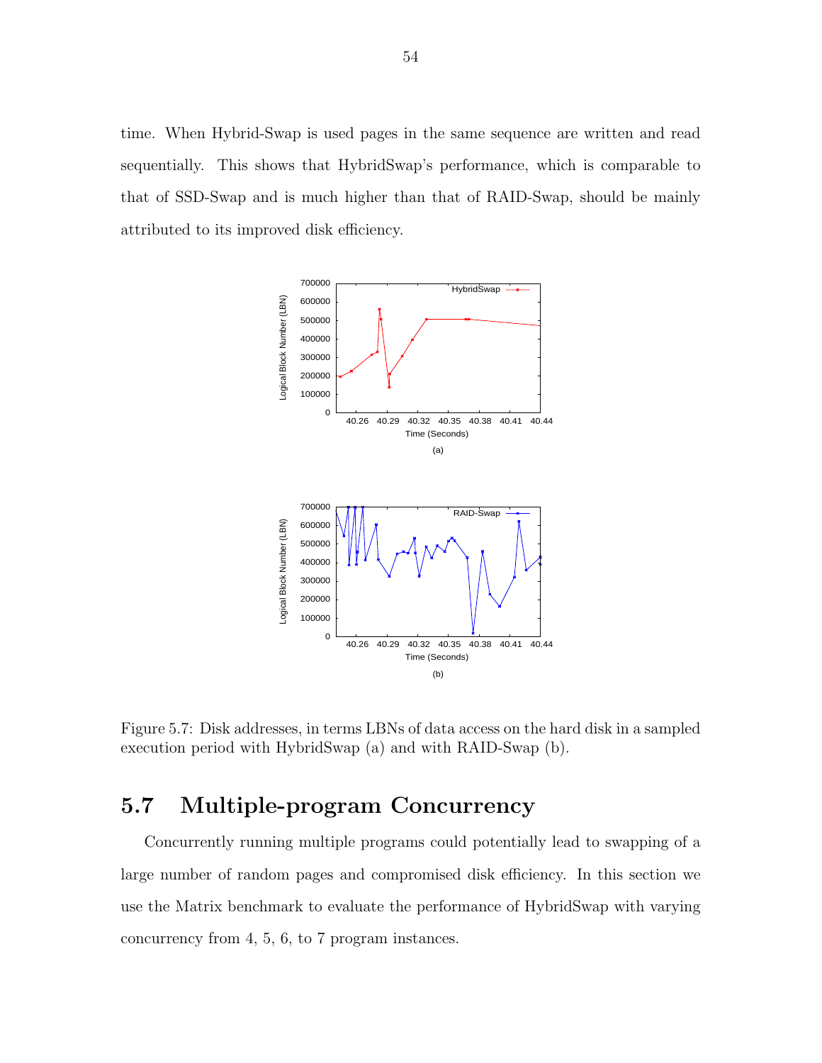time. When Hybrid-Swap is used pages in the same sequence are written and read sequentially. This shows that HybridSwap's performance, which is comparable to that of SSD-Swap and is much higher than that of RAID-Swap, should be mainly attributed to its improved disk efficiency.

Figure 5.7: Disk addresses, in terms LBNs of data access on the hard disk in a sampled execution period with HybridSwap (a) and with RAID-Swap (b).

## 5.7 Multiple-program Concurrency

Concurrently running multiple programs could potentially lead to swapping of a large number of random pages and compromised disk efficiency. In this section we use the Matrix benchmark to evaluate the performance of HybridSwap with varying concurrency from 4, 5, 6, to 7 program instances.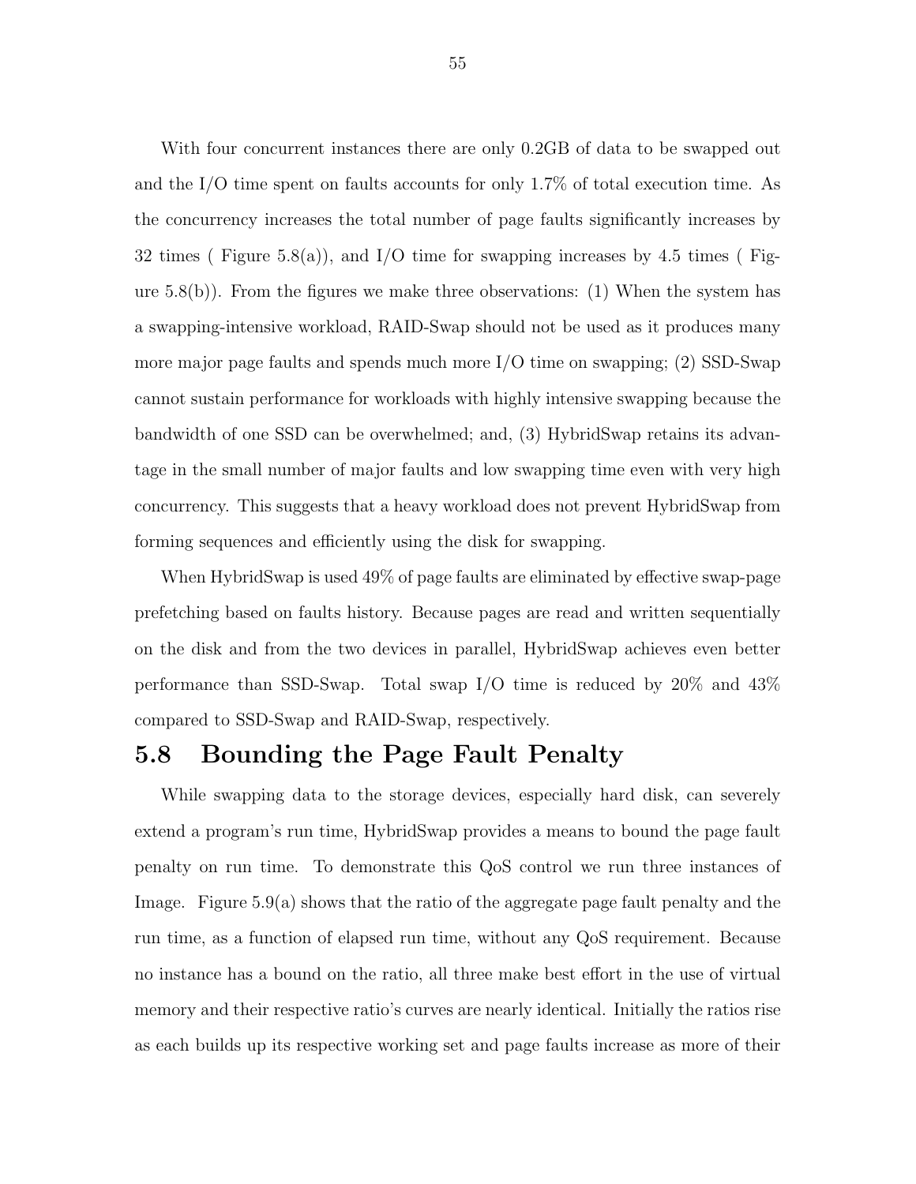With four concurrent instances there are only 0.2GB of data to be swapped out and the I/O time spent on faults accounts for only 1.7% of total execution time. As the concurrency increases the total number of page faults significantly increases by 32 times ( Figure 5.8(a)), and I/O time for swapping increases by 4.5 times ( Figure 5.8(b)). From the figures we make three observations: (1) When the system has a swapping-intensive workload, RAID-Swap should not be used as it produces many more major page faults and spends much more I/O time on swapping; (2) SSD-Swap cannot sustain performance for workloads with highly intensive swapping because the bandwidth of one SSD can be overwhelmed; and, (3) HybridSwap retains its advantage in the small number of major faults and low swapping time even with very high concurrency. This suggests that a heavy workload does not prevent HybridSwap from forming sequences and efficiently using the disk for swapping.

When HybridSwap is used 49% of page faults are eliminated by effective swap-page prefetching based on faults history. Because pages are read and written sequentially on the disk and from the two devices in parallel, HybridSwap achieves even better performance than SSD-Swap. Total swap I/O time is reduced by 20% and 43% compared to SSD-Swap and RAID-Swap, respectively.

## 5.8 Bounding the Page Fault Penalty

While swapping data to the storage devices, especially hard disk, can severely extend a program's run time, HybridSwap provides a means to bound the page fault penalty on run time. To demonstrate this QoS control we run three instances of Image. Figure 5.9(a) shows that the ratio of the aggregate page fault penalty and the run time, as a function of elapsed run time, without any QoS requirement. Because no instance has a bound on the ratio, all three make best effort in the use of virtual memory and their respective ratio's curves are nearly identical. Initially the ratios rise as each builds up its respective working set and page faults increase as more of their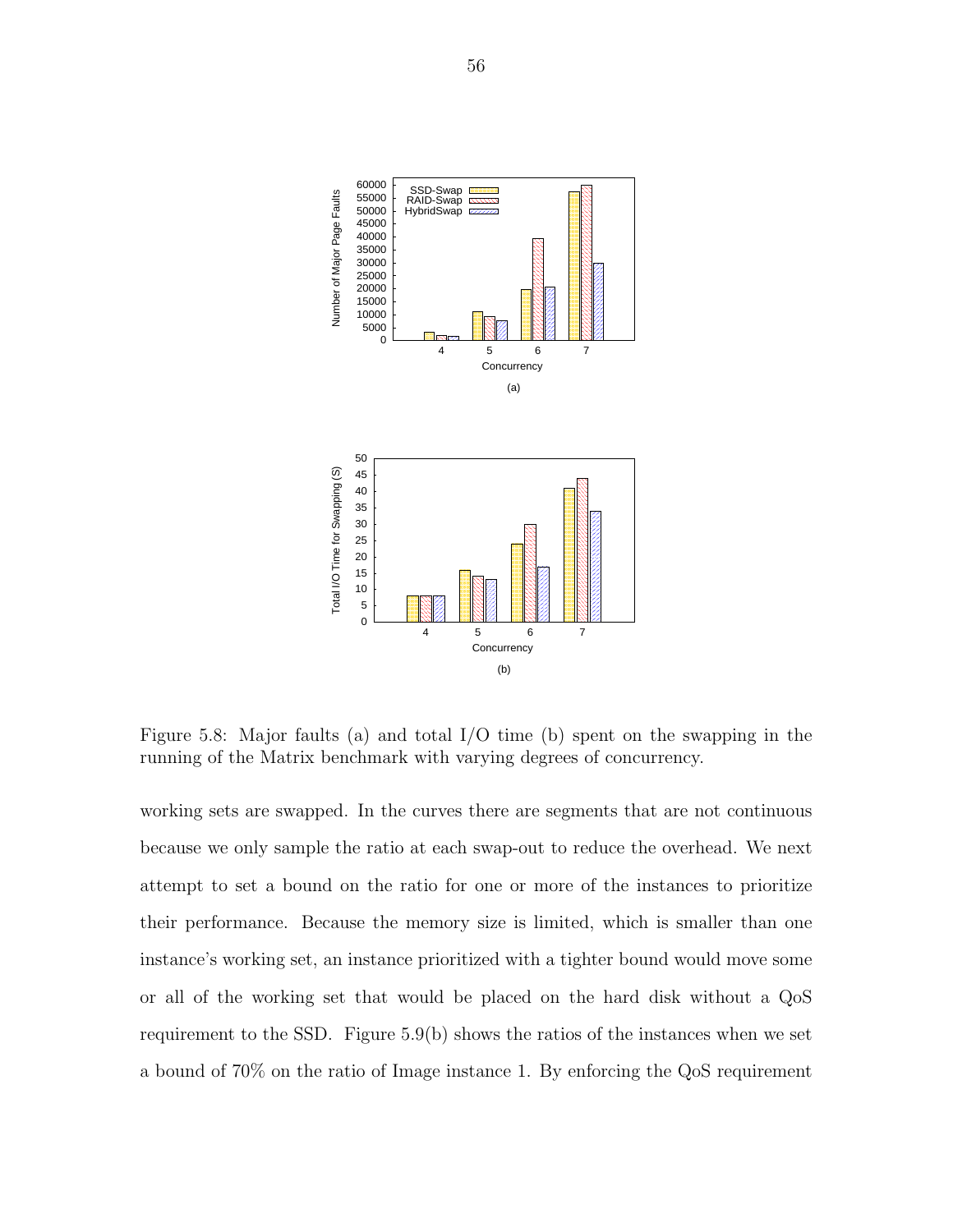Figure 5.8: Major faults (a) and total I/O time (b) spent on the swapping in the running of the Matrix benchmark with varying degrees of concurrency.

working sets are swapped. In the curves there are segments that are not continuous because we only sample the ratio at each swap-out to reduce the overhead. We next attempt to set a bound on the ratio for one or more of the instances to prioritize their performance. Because the memory size is limited, which is smaller than one instance's working set, an instance prioritized with a tighter bound would move some or all of the working set that would be placed on the hard disk without a QoS requirement to the SSD. Figure 5.9(b) shows the ratios of the instances when we set a bound of 70% on the ratio of Image instance 1. By enforcing the QoS requirement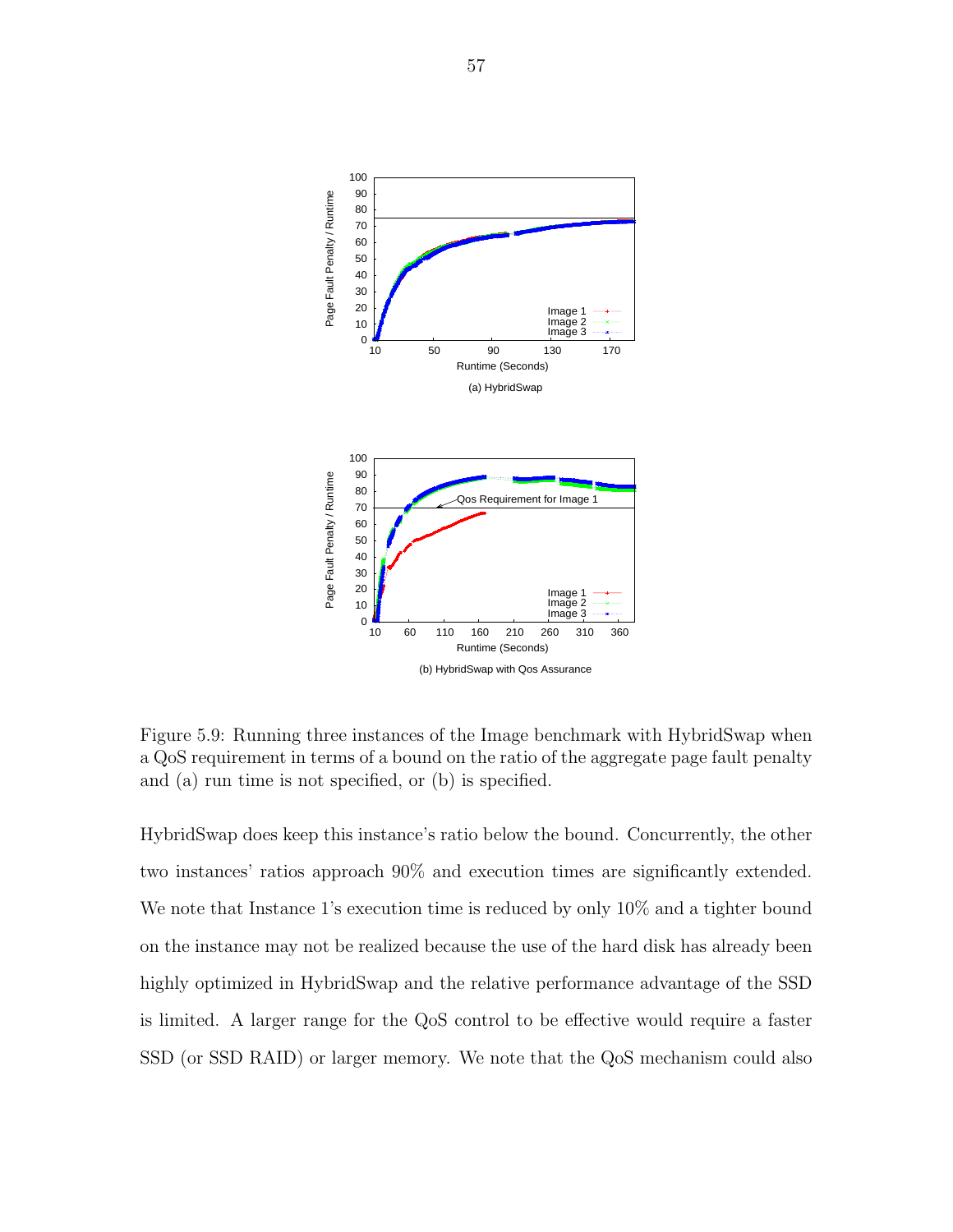Figure 5.9: Running three instances of the Image benchmark with HybridSwap when a QoS requirement in terms of a bound on the ratio of the aggregate page fault penalty and (a) run time is not specified, or (b) is specified.

HybridSwap does keep this instance's ratio below the bound. Concurrently, the other two instances' ratios approach 90% and execution times are significantly extended. We note that Instance 1's execution time is reduced by only 10% and a tighter bound on the instance may not be realized because the use of the hard disk has already been highly optimized in HybridSwap and the relative performance advantage of the SSD is limited. A larger range for the QoS control to be effective would require a faster SSD (or SSD RAID) or larger memory. We note that the QoS mechanism could also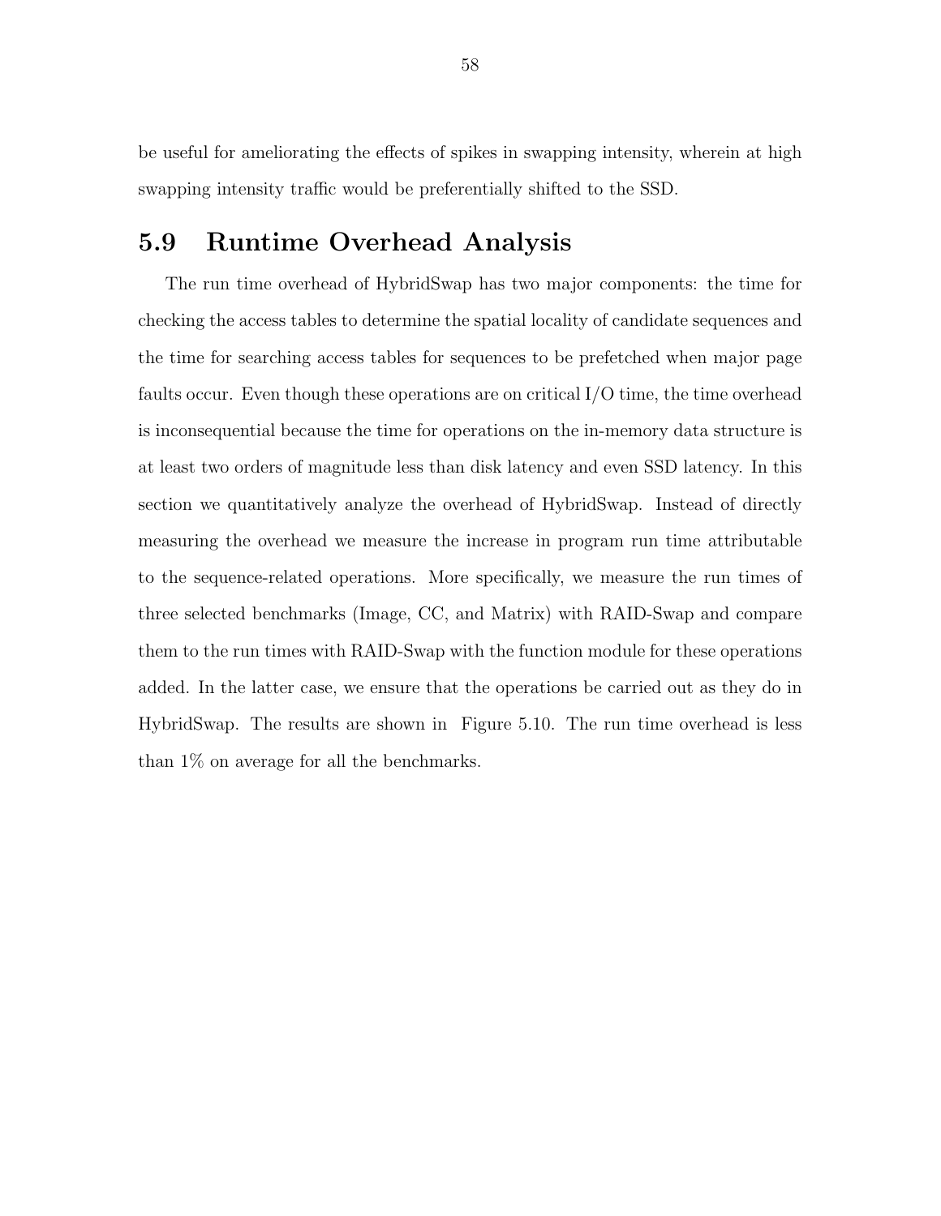be useful for ameliorating the effects of spikes in swapping intensity, wherein at high swapping intensity traffic would be preferentially shifted to the SSD.

## 5.9 Runtime Overhead Analysis

The run time overhead of HybridSwap has two major components: the time for checking the access tables to determine the spatial locality of candidate sequences and the time for searching access tables for sequences to be prefetched when major page faults occur. Even though these operations are on critical I/O time, the time overhead is inconsequential because the time for operations on the in-memory data structure is at least two orders of magnitude less than disk latency and even SSD latency. In this section we quantitatively analyze the overhead of HybridSwap. Instead of directly measuring the overhead we measure the increase in program run time attributable to the sequence-related operations. More specifically, we measure the run times of three selected benchmarks (Image, CC, and Matrix) with RAID-Swap and compare them to the run times with RAID-Swap with the function module for these operations added. In the latter case, we ensure that the operations be carried out as they do in HybridSwap. The results are shown in Figure 5.10. The run time overhead is less than 1% on average for all the benchmarks.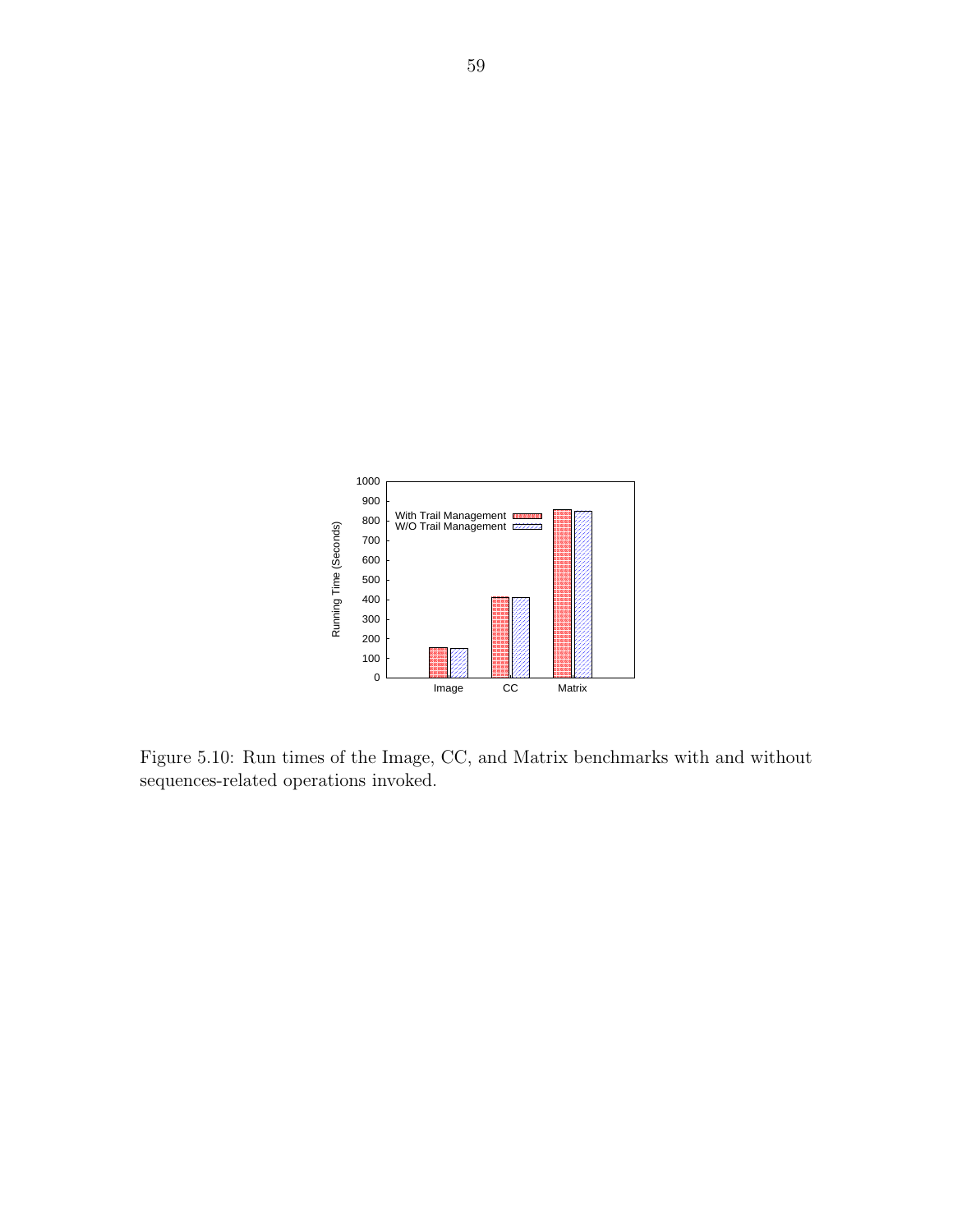Figure 5.10: Run times of the Image, CC, and Matrix benchmarks with and without sequences-related operations invoked.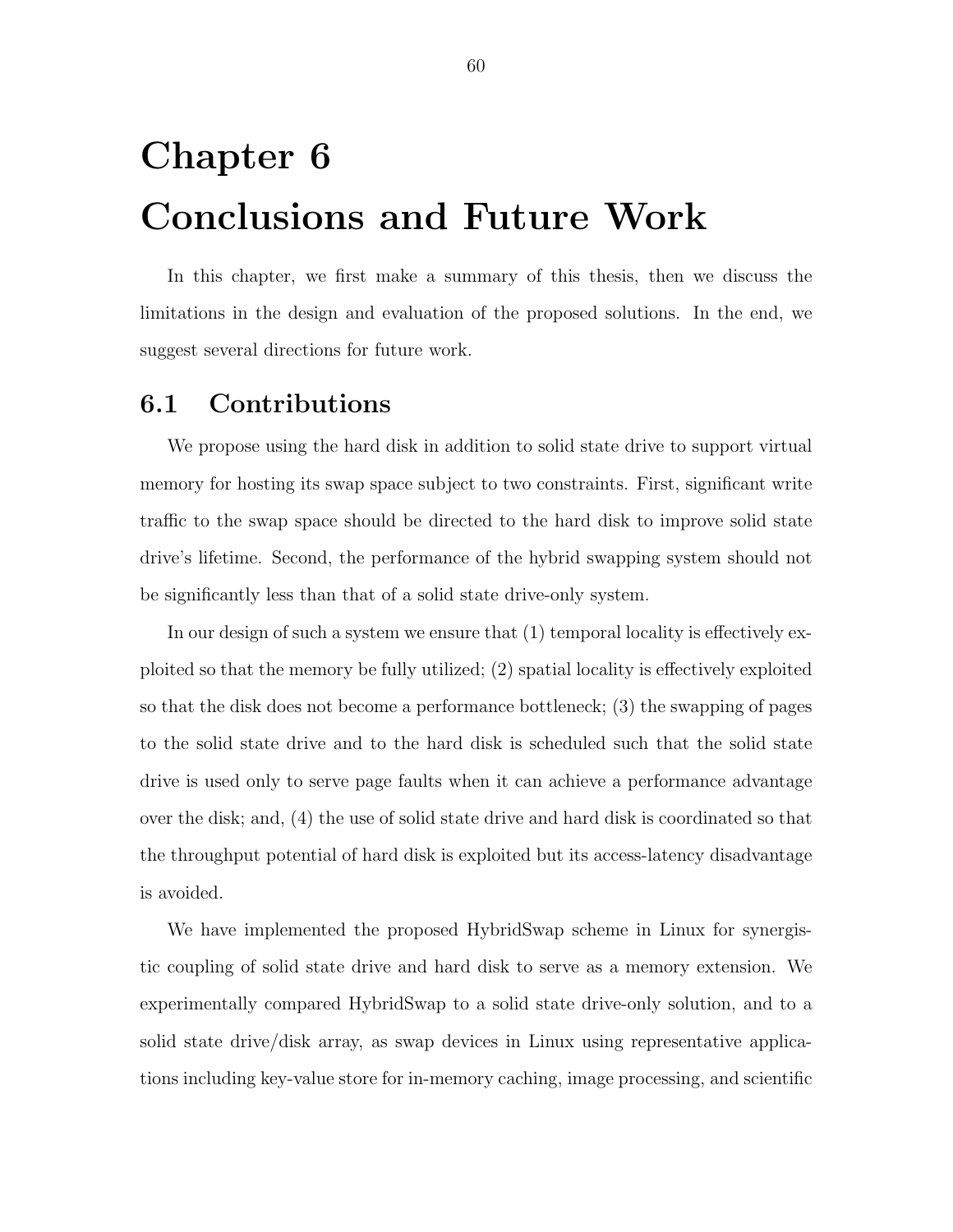# Chapter 6

# Conclusions and Future Work

In this chapter, we first make a summary of this thesis, then we discuss the limitations in the design and evaluation of the proposed solutions. In the end, we suggest several directions for future work.

## 6.1 Contributions

We propose using the hard disk in addition to solid state drive to support virtual memory for hosting its swap space subject to two constraints. First, significant write traffic to the swap space should be directed to the hard disk to improve solid state drive's lifetime. Second, the performance of the hybrid swapping system should not be significantly less than that of a solid state drive-only system.

In our design of such a system we ensure that (1) temporal locality is effectively exploited so that the memory be fully utilized; (2) spatial locality is effectively exploited so that the disk does not become a performance bottleneck; (3) the swapping of pages to the solid state drive and to the hard disk is scheduled such that the solid state drive is used only to serve page faults when it can achieve a performance advantage over the disk; and, (4) the use of solid state drive and hard disk is coordinated so that the throughput potential of hard disk is exploited but its access-latency disadvantage is avoided.

We have implemented the proposed HybridSwap scheme in Linux for synergistic coupling of solid state drive and hard disk to serve as a memory extension. We experimentally compared HybridSwap to a solid state drive-only solution, and to a solid state drive/disk array, as swap devices in Linux using representative applications including key-value store for in-memory caching, image processing, and scientific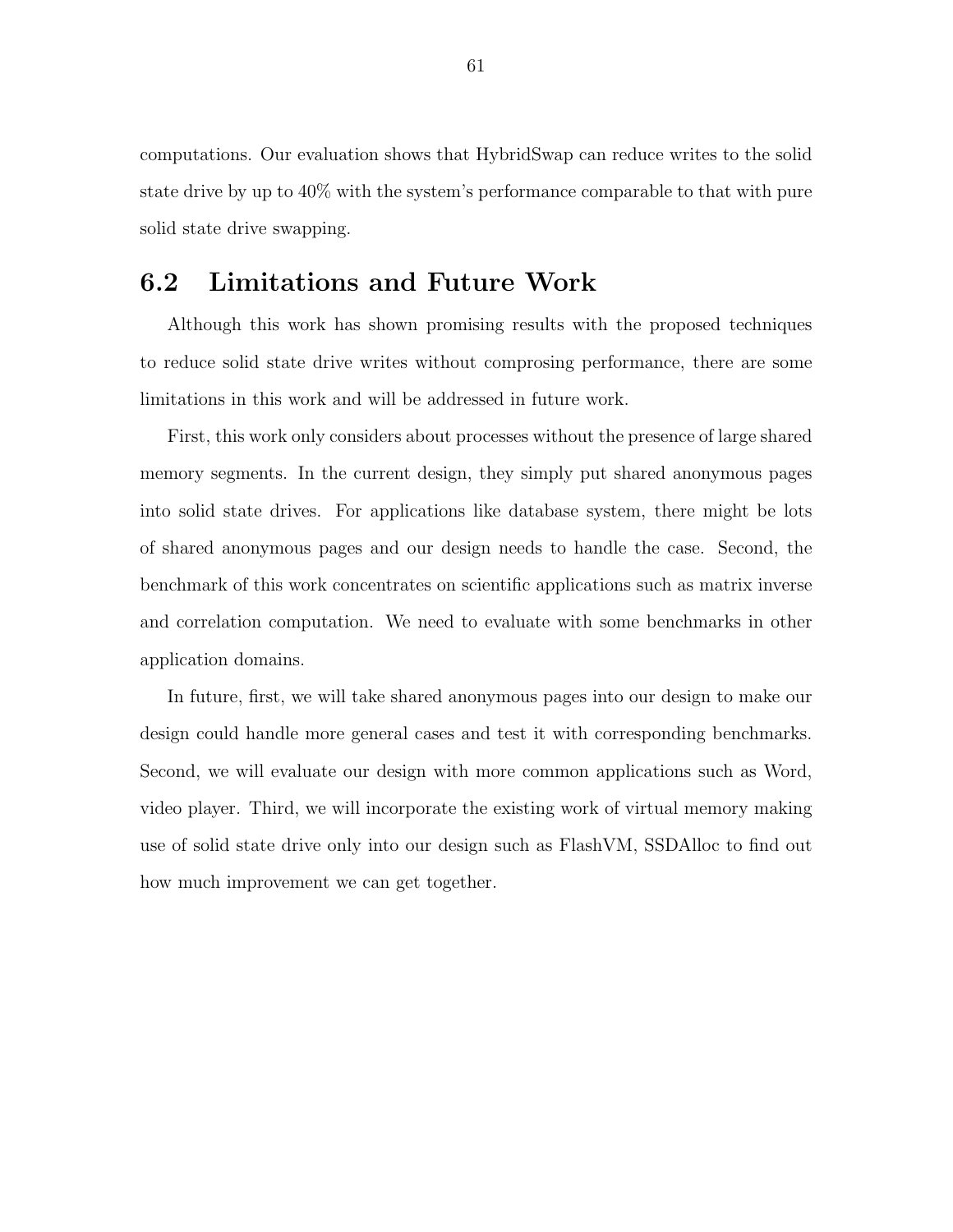computations. Our evaluation shows that HybridSwap can reduce writes to the solid state drive by up to 40% with the system's performance comparable to that with pure solid state drive swapping.

## 6.2 Limitations and Future Work

Although this work has shown promising results with the proposed techniques to reduce solid state drive writes without comprosing performance, there are some limitations in this work and will be addressed in future work.

First, this work only considers about processes without the presence of large shared memory segments. In the current design, they simply put shared anonymous pages into solid state drives. For applications like database system, there might be lots of shared anonymous pages and our design needs to handle the case. Second, the benchmark of this work concentrates on scientific applications such as matrix inverse and correlation computation. We need to evaluate with some benchmarks in other application domains.

In future, first, we will take shared anonymous pages into our design to make our design could handle more general cases and test it with corresponding benchmarks. Second, we will evaluate our design with more common applications such as Word, video player. Third, we will incorporate the existing work of virtual memory making use of solid state drive only into our design such as FlashVM, SSDAlloc to find out how much improvement we can get together.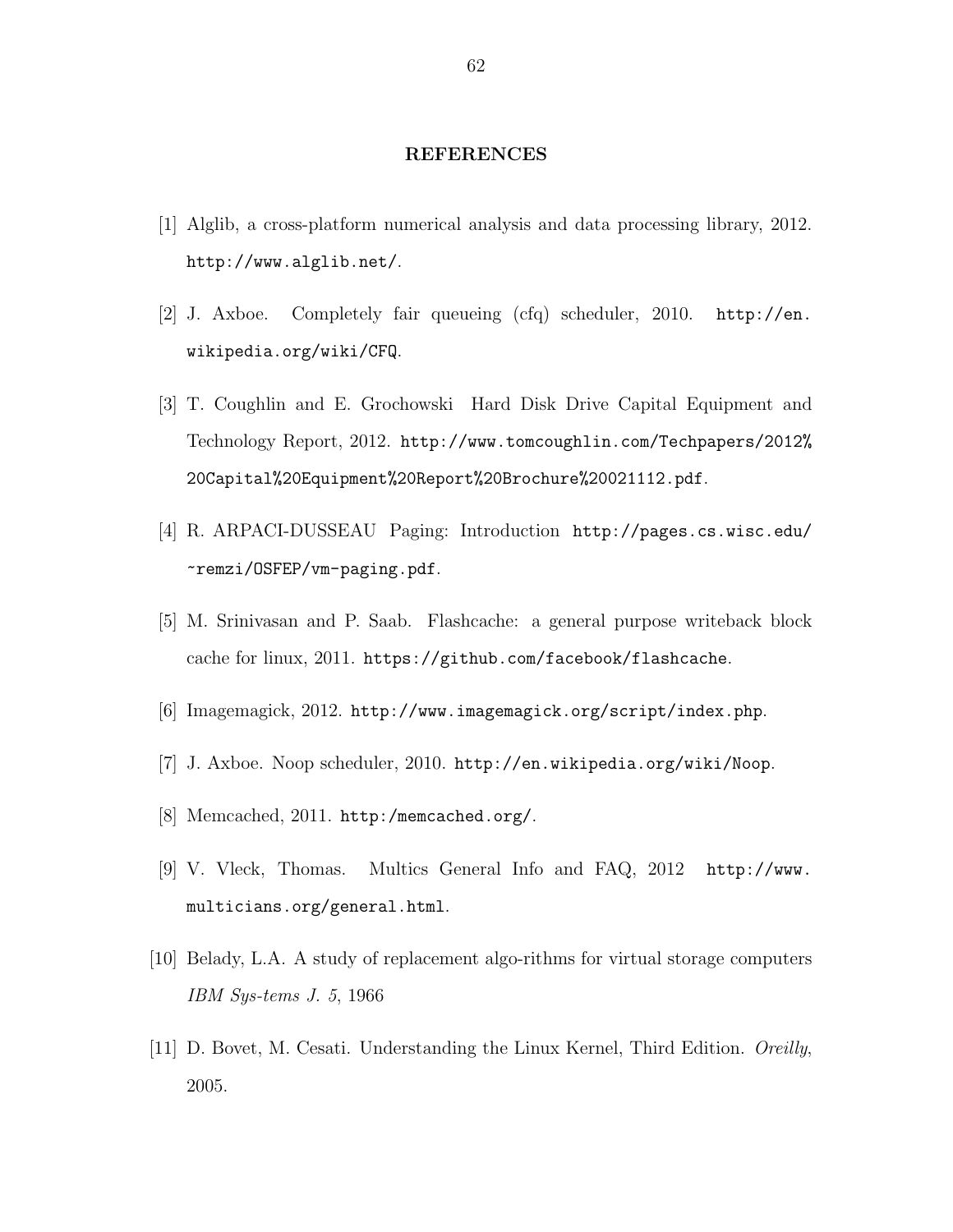## REFERENCES

[1] Alglib, a cross-platform numerical analysis and data processing library, 2012. http://www.alglib.net/.

[2] J. Axboe. Completely fair queueing (cfq) scheduler, 2010. http://en.wikipedia.org/wiki/CFQ.

[3] T. Coughlin and E. Grochowski Hard Disk Drive Capital Equipment and Technology Report, 2012. http://www.tomcoughlin.com/Techpapers/2012%20Capital%20Equipment%20Report%20Brochure%20021112.pdf.

[4] R. ARPACI-DUSSEAU Paging: Introduction http://pages.cs.wisc.edu/~remzi/OSFEP/vm-paging.pdf.

[5] M. Srinivasan and P. Saab. Flashcache: a general purpose writeback block cache for linux, 2011. https://github.com/facebook/flashcache.

[6] Imagemagick, 2012. http://www.imagemagick.org/script/index.php.

[7] J. Axboe. Noop scheduler, 2010. http://en.wikipedia.org/wiki/Noop.

[8] Memcached, 2011. http:/memcached.org/.

[9] V. Vleck, Thomas. Multics General Info and FAQ, 2012 http://www.multicians.org/general.html.

[10] Belady, L.A. A study of replacement algo-rithms for virtual storage computers *IBM Sys-tems J. 5*, 1966

[11] D. Bovet, M. Cesati. Understanding the Linux Kernel, Third Edition. *Oreilly*, 2005.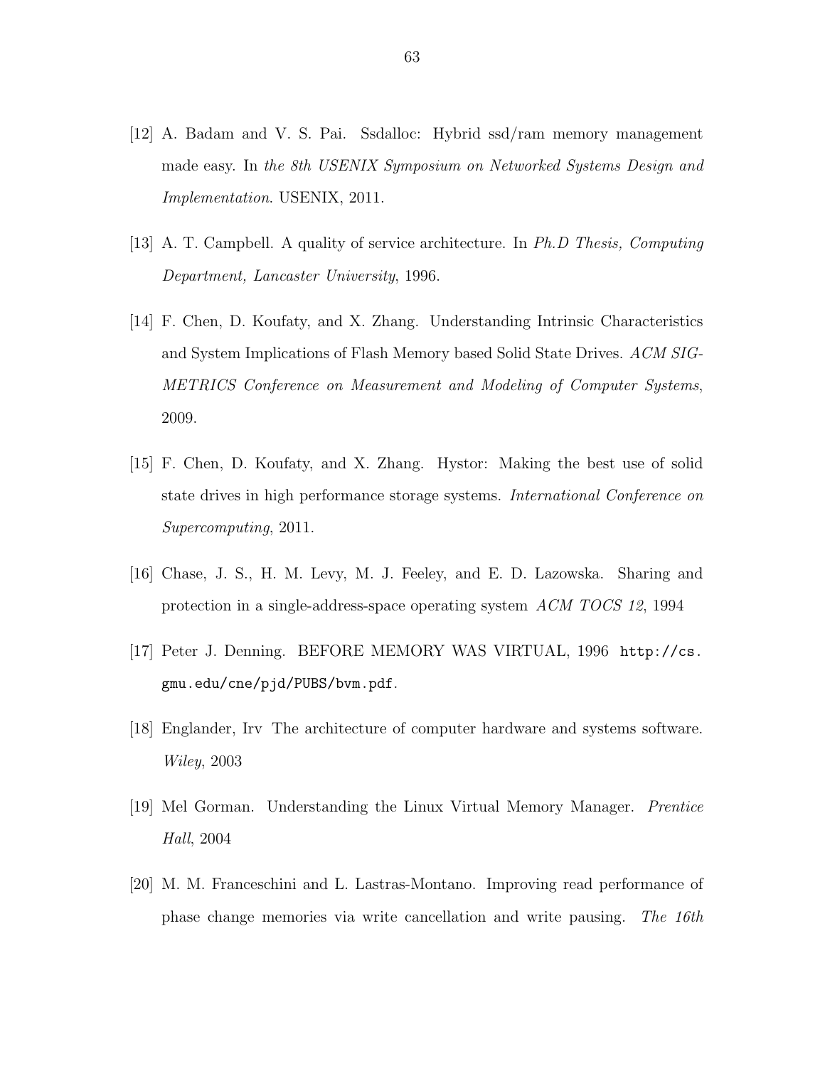[12] A. Badam and V. S. Pai. Ssdalloc: Hybrid ssd/ram memory management made easy. In *the 8th USENIX Symposium on Networked Systems Design and Implementation*. USENIX, 2011.

[13] A. T. Campbell. A quality of service architecture. In *Ph.D Thesis, Computing Department, Lancaster University*, 1996.

[14] F. Chen, D. Koufaty, and X. Zhang. Understanding Intrinsic Characteristics and System Implications of Flash Memory based Solid State Drives. *ACM SIGMETRICS Conference on Measurement and Modeling of Computer Systems*, 2009.

[15] F. Chen, D. Koufaty, and X. Zhang. Hystor: Making the best use of solid state drives in high performance storage systems. *International Conference on Supercomputing*, 2011.

[16] Chase, J. S., H. M. Levy, M. J. Feeley, and E. D. Lazowska. Sharing and protection in a single-address-space operating system *ACM TOCS 12*, 1994

[17] Peter J. Denning. BEFORE MEMORY WAS VIRTUAL, 1996 `http://cs.gmu.edu/cne/pjd/PUBS/bvm.pdf`.

[18] Englander, Irv The architecture of computer hardware and systems software. *Wiley*, 2003

[19] Mel Gorman. Understanding the Linux Virtual Memory Manager. *Prentice Hall*, 2004

[20] M. M. Franceschini and L. Lastras-Montano. Improving read performance of phase change memories via write cancellation and write pausing. *The 16th*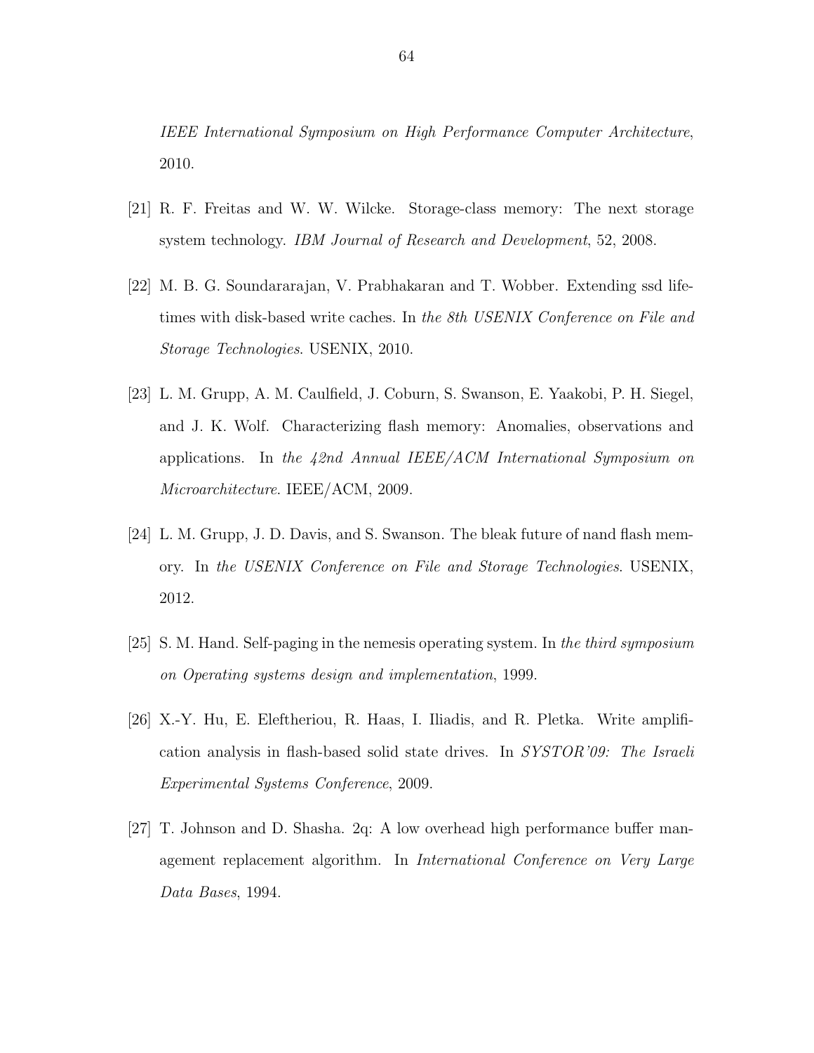*IEEE International Symposium on High Performance Computer Architecture*, 2010.

[21] R. F. Freitas and W. W. Wilcke. Storage-class memory: The next storage system technology. *IBM Journal of Research and Development*, 52, 2008.

[22] M. B. G. Soundararajan, V. Prabhakaran and T. Wobber. Extending ssd lifetimes with disk-based write caches. In *the 8th USENIX Conference on File and Storage Technologies*. USENIX, 2010.

[23] L. M. Grupp, A. M. Caulfield, J. Coburn, S. Swanson, E. Yaakobi, P. H. Siegel, and J. K. Wolf. Characterizing flash memory: Anomalies, observations and applications. In *the 42nd Annual IEEE/ACM International Symposium on Microarchitecture*. IEEE/ACM, 2009.

[24] L. M. Grupp, J. D. Davis, and S. Swanson. The bleak future of nand flash memory. In *the USENIX Conference on File and Storage Technologies*. USENIX, 2012.

[25] S. M. Hand. Self-paging in the nemesis operating system. In *the third symposium on Operating systems design and implementation*, 1999.

[26] X.-Y. Hu, E. Eleftheriou, R. Haas, I. Iliadis, and R. Pletka. Write amplification analysis in flash-based solid state drives. In *SYSTOR'09: The Israeli Experimental Systems Conference*, 2009.

[27] T. Johnson and D. Shasha. 2q: A low overhead high performance buffer management replacement algorithm. In *International Conference on Very Large Data Bases*, 1994.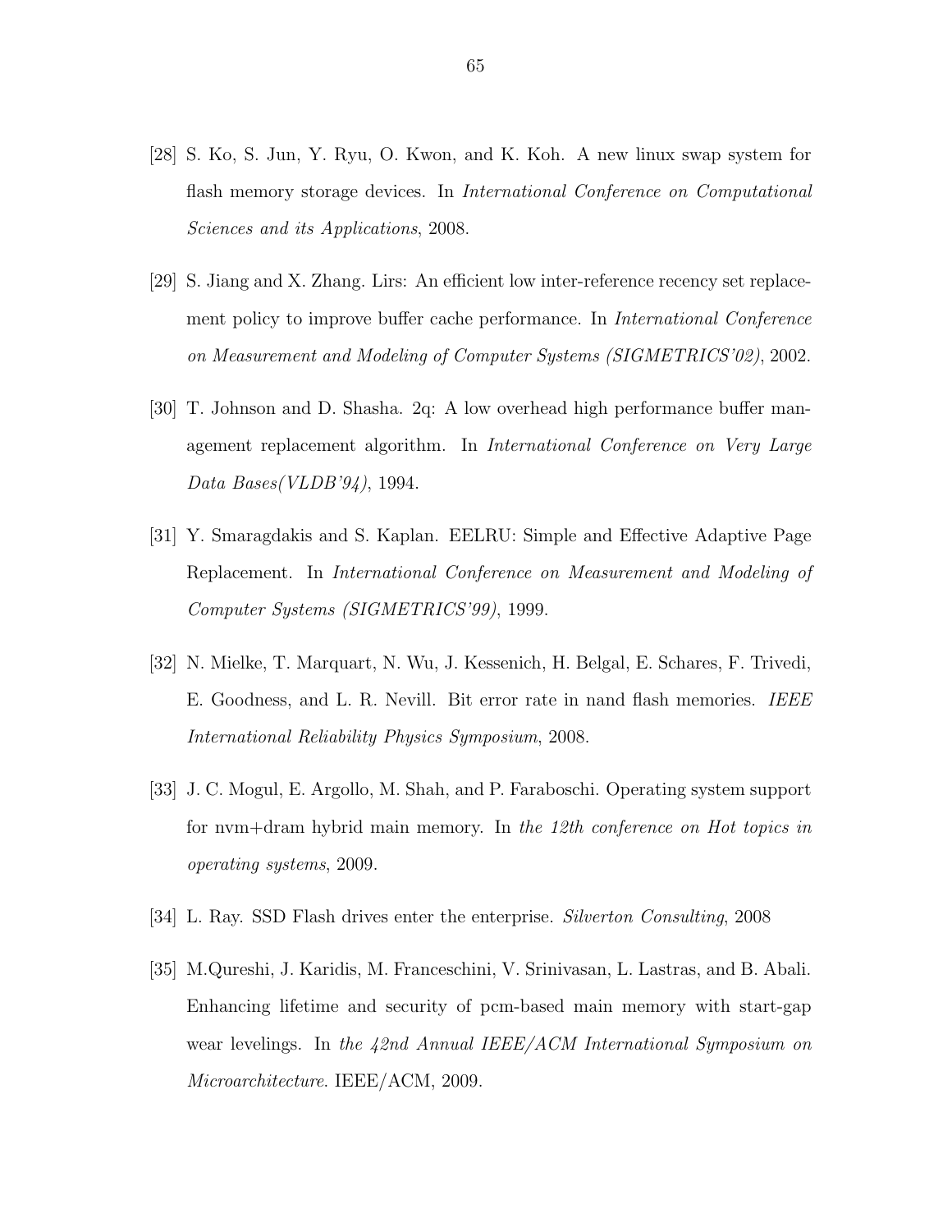[28] S. Ko, S. Jun, Y. Ryu, O. Kwon, and K. Koh. A new linux swap system for flash memory storage devices. In *International Conference on Computational Sciences and its Applications*, 2008.

[29] S. Jiang and X. Zhang. Lirs: An efficient low inter-reference recency set replacement policy to improve buffer cache performance. In *International Conference on Measurement and Modeling of Computer Systems (SIGMETRICS'02)*, 2002.

[30] T. Johnson and D. Shasha. 2q: A low overhead high performance buffer management replacement algorithm. In *International Conference on Very Large Data Bases(VLDB'94)*, 1994.

[31] Y. Smaragdakis and S. Kaplan. EELRU: Simple and Effective Adaptive Page Replacement. In *International Conference on Measurement and Modeling of Computer Systems (SIGMETRICS'99)*, 1999.

[32] N. Mielke, T. Marquart, N. Wu, J. Kessenich, H. Belgal, E. Schares, F. Trivedi, E. Goodness, and L. R. Nevill. Bit error rate in nand flash memories. *IEEE International Reliability Physics Symposium*, 2008.

[33] J. C. Mogul, E. Argollo, M. Shah, and P. Faraboschi. Operating system support for nvm+dram hybrid main memory. In *the 12th conference on Hot topics in operating systems*, 2009.

[34] L. Ray. SSD Flash drives enter the enterprise. *Silverton Consulting*, 2008

[35] M.Qureshi, J. Karidis, M. Franceschini, V. Srinivasan, L. Lastras, and B. Abali. Enhancing lifetime and security of pcm-based main memory with start-gap wear levelings. In *the 42nd Annual IEEE/ACM International Symposium on Microarchitecture*. IEEE/ACM, 2009.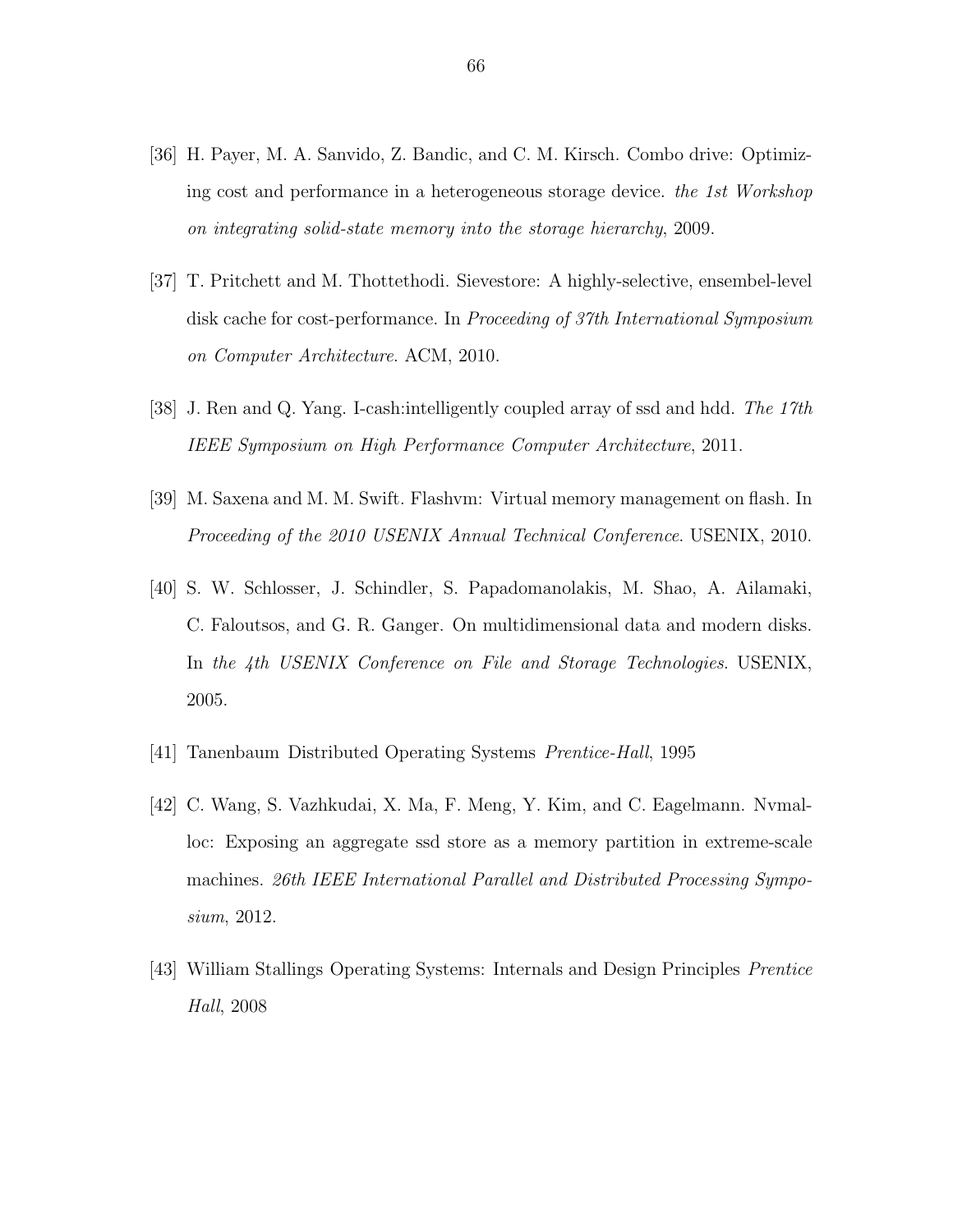[36] H. Payer, M. A. Sanvido, Z. Bandic, and C. M. Kirsch. Combo drive: Optimizing cost and performance in a heterogeneous storage device. *the 1st Workshop on integrating solid-state memory into the storage hierarchy*, 2009.

[37] T. Pritchett and M. Thottethodi. Sievestore: A highly-selective, ensembel-level disk cache for cost-performance. In *Proceeding of 37th International Symposium on Computer Architecture*. ACM, 2010.

[38] J. Ren and Q. Yang. I-cash:intelligently coupled array of ssd and hdd. *The 17th IEEE Symposium on High Performance Computer Architecture*, 2011.

[39] M. Saxena and M. M. Swift. Flashvm: Virtual memory management on flash. In *Proceeding of the 2010 USENIX Annual Technical Conference*. USENIX, 2010.

[40] S. W. Schlosser, J. Schindler, S. Papadomanolakis, M. Shao, A. Ailamaki, C. Faloutsos, and G. R. Ganger. On multidimensional data and modern disks. In *the 4th USENIX Conference on File and Storage Technologies*. USENIX, 2005.

[41] Tanenbaum Distributed Operating Systems *Prentice-Hall*, 1995

[42] C. Wang, S. Vazhkudai, X. Ma, F. Meng, Y. Kim, and C. Eagelmann. Nvmalloc: Exposing an aggregate ssd store as a memory partition in extreme-scale machines. *26th IEEE International Parallel and Distributed Processing Symposium*, 2012.

[43] William Stallings Operating Systems: Internals and Design Principles *Prentice Hall*, 2008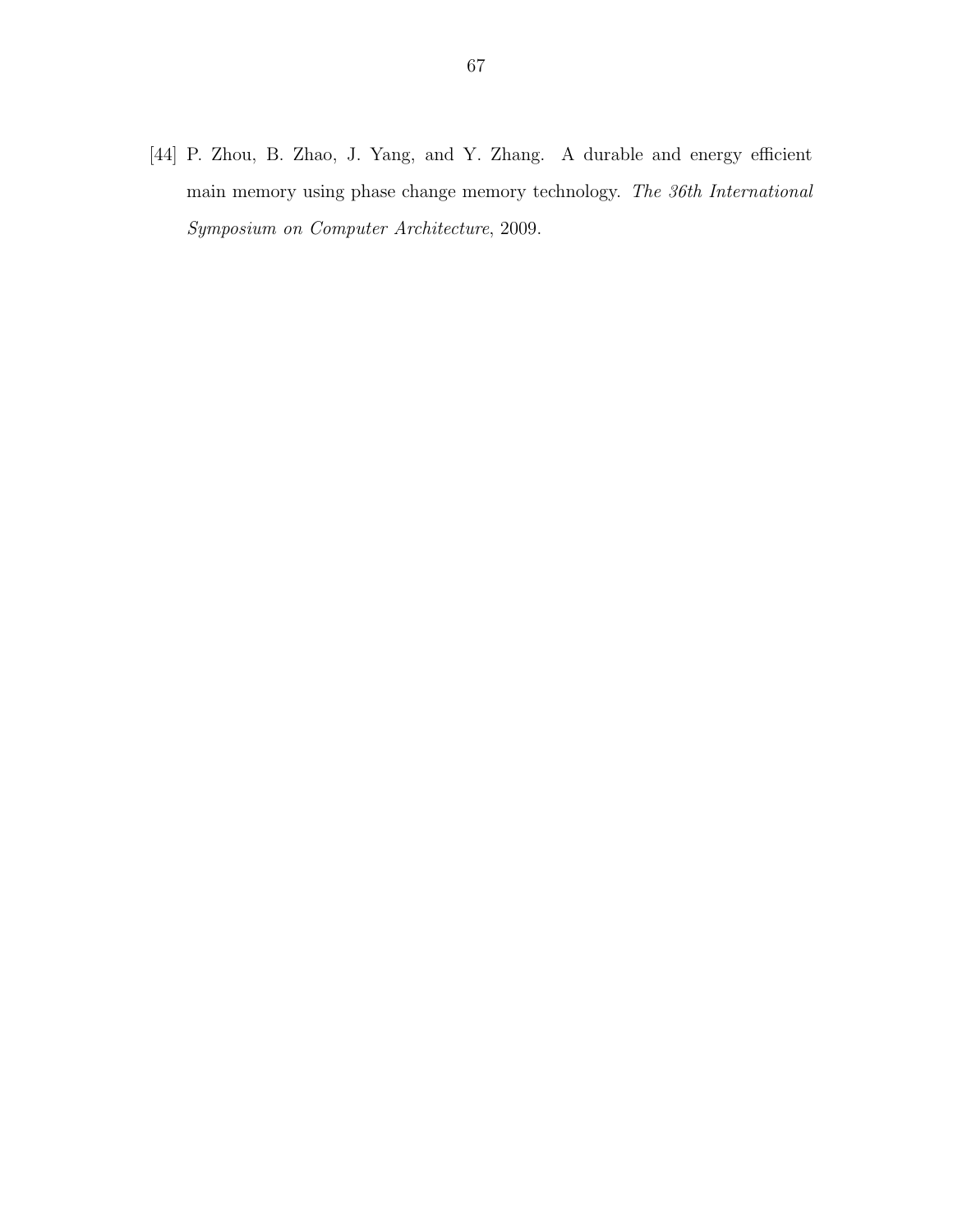[44] P. Zhou, B. Zhao, J. Yang, and Y. Zhang. A durable and energy efficient main memory using phase change memory technology. *The 36th International Symposium on Computer Architecture*, 2009.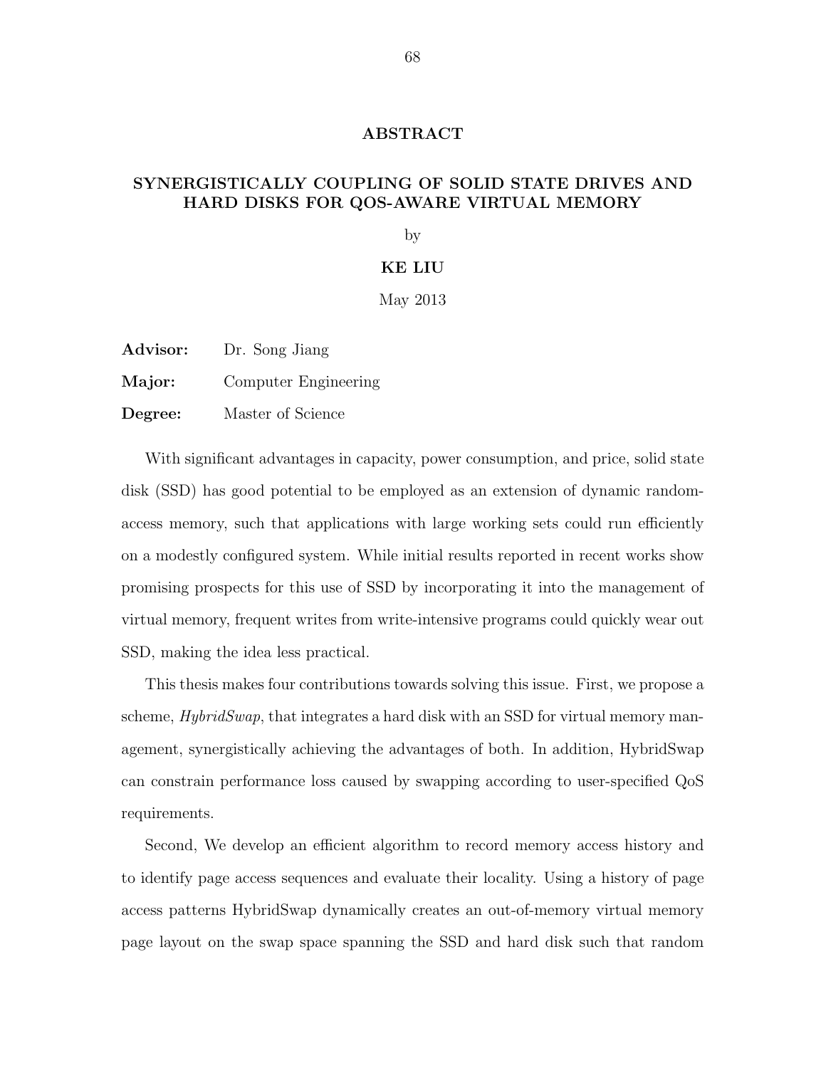# ABSTRACT

## SYNERGISTICALLY COUPLING OF SOLID STATE DRIVES AND HARD DISKS FOR QOS-AWARE VIRTUAL MEMORY

by

**KE LIU**

May 2013

**Advisor:** Dr. Song Jiang

**Major:** Computer Engineering

**Degree:** Master of Science

With significant advantages in capacity, power consumption, and price, solid state disk (SSD) has good potential to be employed as an extension of dynamic random-access memory, such that applications with large working sets could run efficiently on a modestly configured system. While initial results reported in recent works show promising prospects for this use of SSD by incorporating it into the management of virtual memory, frequent writes from write-intensive programs could quickly wear out SSD, making the idea less practical.

This thesis makes four contributions towards solving this issue. First, we propose a scheme, *HybridSwap*, that integrates a hard disk with an SSD for virtual memory management, synergistically achieving the advantages of both. In addition, HybridSwap can constrain performance loss caused by swapping according to user-specified QoS requirements.

Second, We develop an efficient algorithm to record memory access history and to identify page access sequences and evaluate their locality. Using a history of page access patterns HybridSwap dynamically creates an out-of-memory virtual memory page layout on the swap space spanning the SSD and hard disk such that random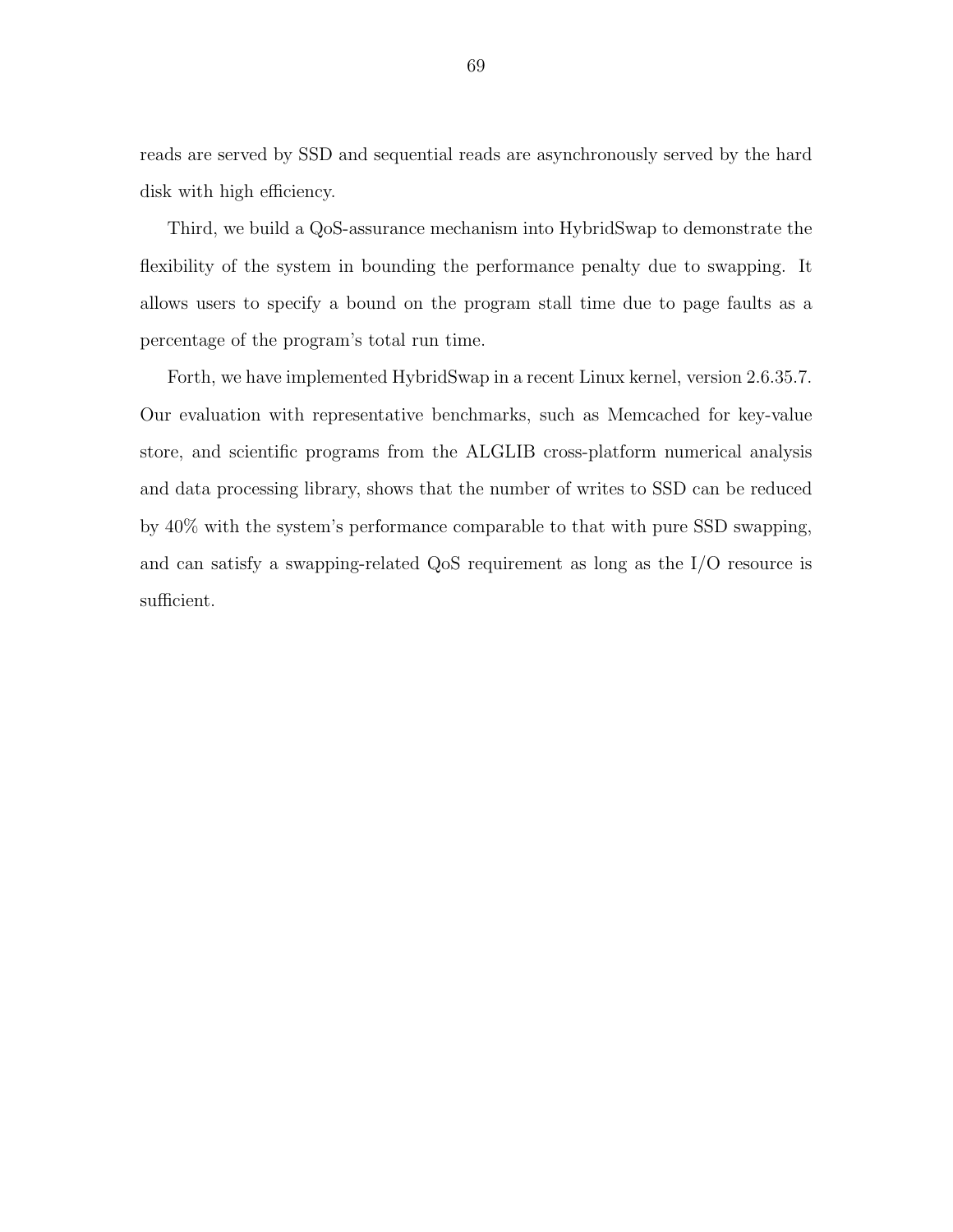reads are served by SSD and sequential reads are asynchronously served by the hard disk with high efficiency.

Third, we build a QoS-assurance mechanism into HybridSwap to demonstrate the flexibility of the system in bounding the performance penalty due to swapping. It allows users to specify a bound on the program stall time due to page faults as a percentage of the program's total run time.

Forth, we have implemented HybridSwap in a recent Linux kernel, version 2.6.35.7. Our evaluation with representative benchmarks, such as Memcached for key-value store, and scientific programs from the ALGLIB cross-platform numerical analysis and data processing library, shows that the number of writes to SSD can be reduced by 40% with the system's performance comparable to that with pure SSD swapping, and can satisfy a swapping-related QoS requirement as long as the I/O resource is sufficient.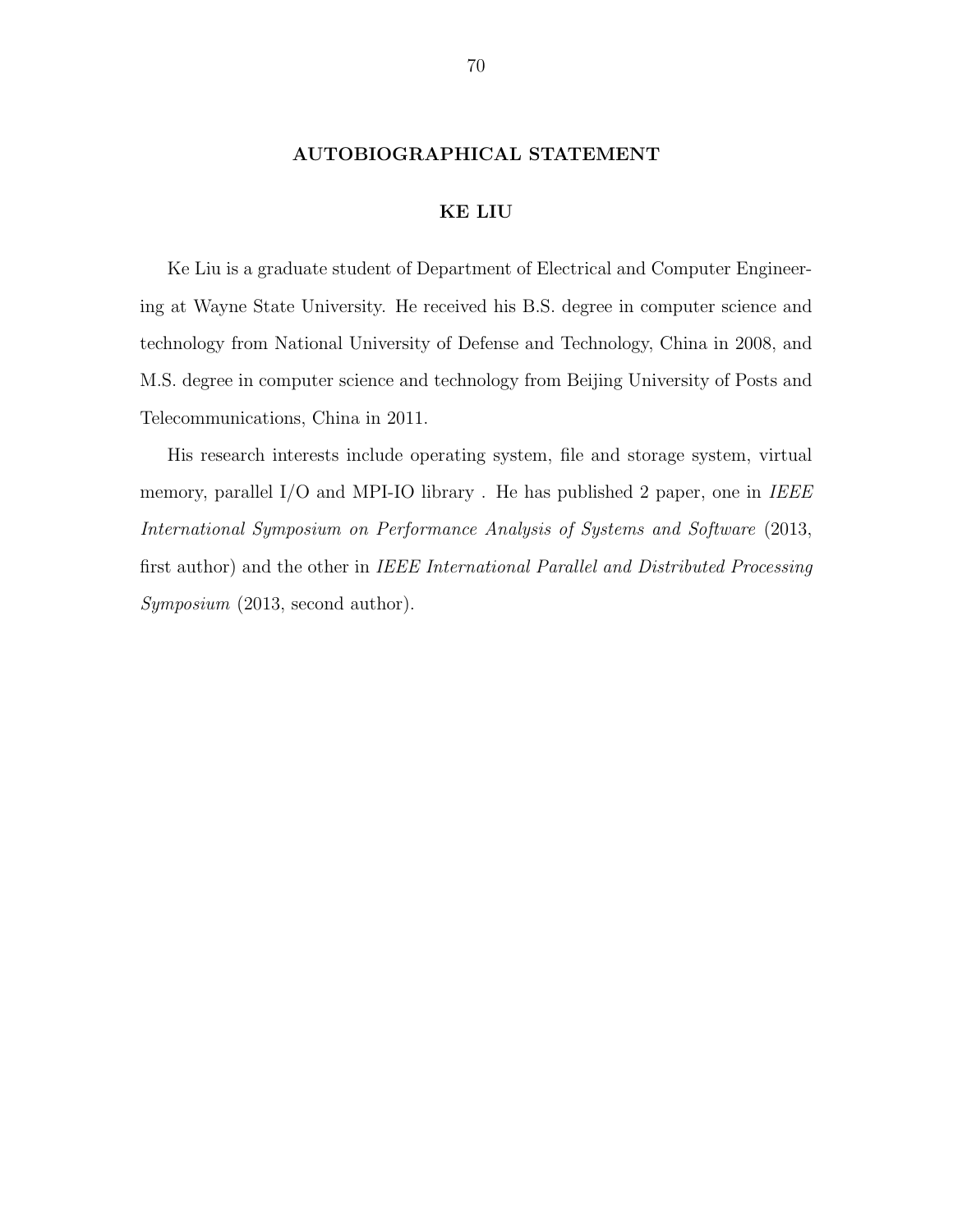# AUTOBIOGRAPHICAL STATEMENT

## KE LIU

Ke Liu is a graduate student of Department of Electrical and Computer Engineering at Wayne State University. He received his B.S. degree in computer science and technology from National University of Defense and Technology, China in 2008, and M.S. degree in computer science and technology from Beijing University of Posts and Telecommunications, China in 2011.

His research interests include operating system, file and storage system, virtual memory, parallel I/O and MPI-IO library . He has published 2 paper, one in *IEEE International Symposium on Performance Analysis of Systems and Software* (2013, first author) and the other in *IEEE International Parallel and Distributed Processing Symposium* (2013, second author).